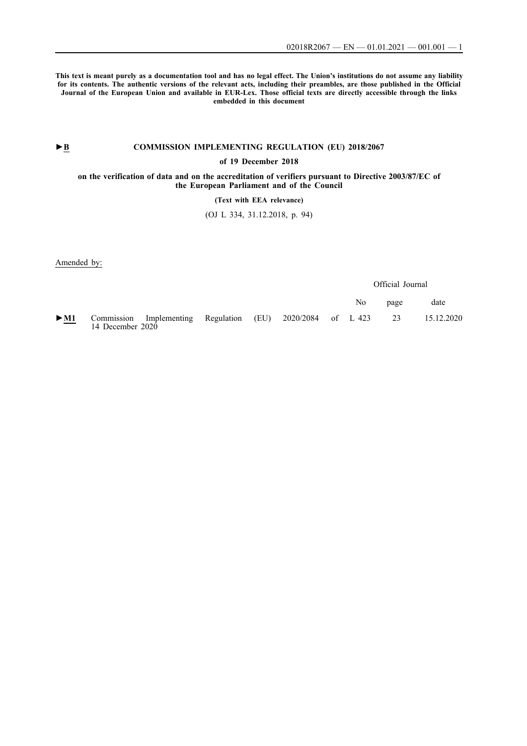**This text is meant purely as a documentation tool and has no legal effect. The Union's institutions do not assume any liability for its contents. The authentic versions of the relevant acts, including their preambles, are those published in the Official Journal of the European Union and available in EUR-Lex. Those official texts are directly accessible through the links embedded in this document**

►B **COMMISSION IMPLEMENTING REGULATION (EU) 2018/2067**

**of 19 December 2018**

**on the verification of data and on the accreditation of verifiers pursuant to Directive 2003/87/EC of the European Parliament and of the Council**

**(Text with EEA relevance)**

(OJ L 334, 31.12.2018, p. 94)

Amended by:

| | | Official Journal | | |
|---|---|---|---|---|
| | | No | page | date |
| ►M1 | Commission Implementing Regulation (EU) 2020/2084 of 14 December 2020 | L 423 | 23 | 15.12.2020 |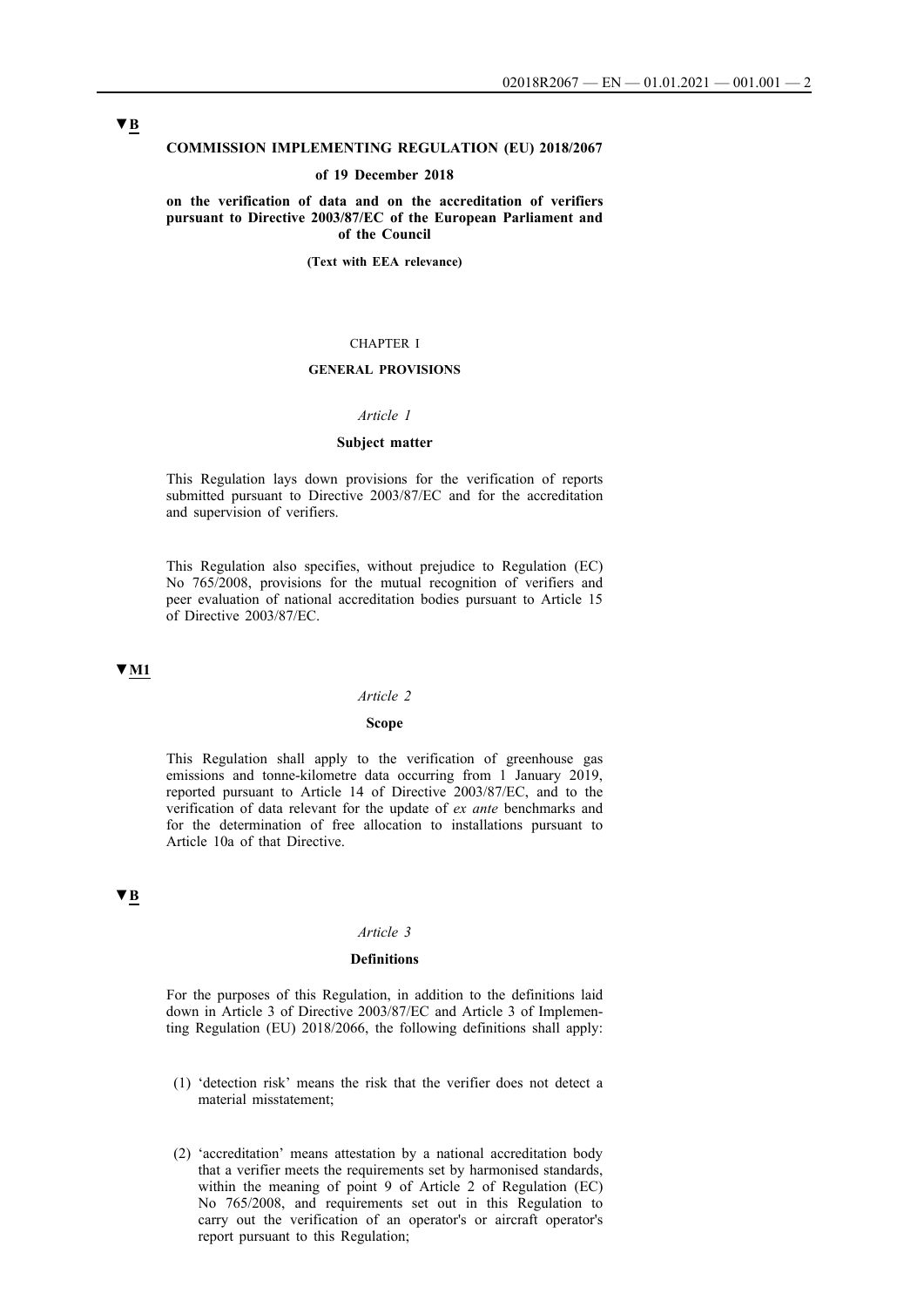▼B

**COMMISSION IMPLEMENTING REGULATION (EU) 2018/2067**

**of 19 December 2018**

**on the verification of data and on the accreditation of verifiers pursuant to Directive 2003/87/EC of the European Parliament and of the Council**

**(Text with EEA relevance)**

CHAPTER I

**GENERAL PROVISIONS**

*Article 1*

**Subject matter**

This Regulation lays down provisions for the verification of reports submitted pursuant to Directive 2003/87/EC and for the accreditation and supervision of verifiers.

This Regulation also specifies, without prejudice to Regulation (EC) No 765/2008, provisions for the mutual recognition of verifiers and peer evaluation of national accreditation bodies pursuant to Article 15 of Directive 2003/87/EC.

▼M1

*Article 2*

**Scope**

This Regulation shall apply to the verification of greenhouse gas emissions and tonne-kilometre data occurring from 1 January 2019, reported pursuant to Article 14 of Directive 2003/87/EC, and to the verification of data relevant for the update of *ex ante* benchmarks and for the determination of free allocation to installations pursuant to Article 10a of that Directive.

▼B

*Article 3*

**Definitions**

For the purposes of this Regulation, in addition to the definitions laid down in Article 3 of Directive 2003/87/EC and Article 3 of Implementing Regulation (EU) 2018/2066, the following definitions shall apply:

(1) 'detection risk' means the risk that the verifier does not detect a material misstatement;

(2) 'accreditation' means attestation by a national accreditation body that a verifier meets the requirements set by harmonised standards, within the meaning of point 9 of Article 2 of Regulation (EC) No 765/2008, and requirements set out in this Regulation to carry out the verification of an operator's or aircraft operator's report pursuant to this Regulation;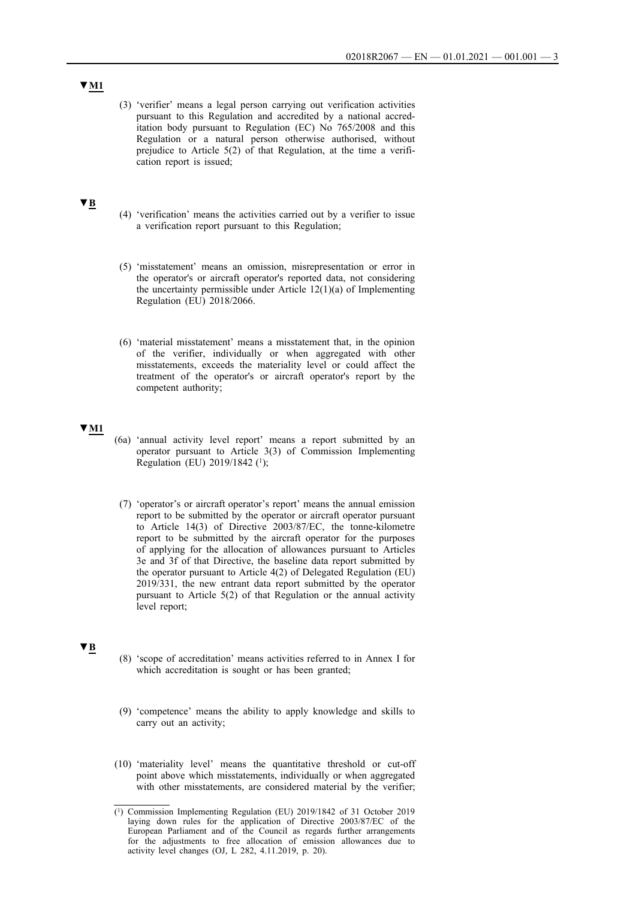▼M1

(3) 'verifier' means a legal person carrying out verification activities pursuant to this Regulation and accredited by a national accreditation body pursuant to Regulation (EC) No 765/2008 and this Regulation or a natural person otherwise authorised, without prejudice to Article 5(2) of that Regulation, at the time a verification report is issued;

▼B

(4) 'verification' means the activities carried out by a verifier to issue a verification report pursuant to this Regulation;

(5) 'misstatement' means an omission, misrepresentation or error in the operator's or aircraft operator's reported data, not considering the uncertainty permissible under Article 12(1)(a) of Implementing Regulation (EU) 2018/2066.

(6) 'material misstatement' means a misstatement that, in the opinion of the verifier, individually or when aggregated with other misstatements, exceeds the materiality level or could affect the treatment of the operator's or aircraft operator's report by the competent authority;

▼M1

(6a) 'annual activity level report' means a report submitted by an operator pursuant to Article 3(3) of Commission Implementing Regulation (EU) 2019/1842 [1];

(7) 'operator's or aircraft operator's report' means the annual emission report to be submitted by the operator or aircraft operator pursuant to Article 14(3) of Directive 2003/87/EC, the tonne-kilometre report to be submitted by the aircraft operator for the purposes of applying for the allocation of allowances pursuant to Articles 3e and 3f of that Directive, the baseline data report submitted by the operator pursuant to Article 4(2) of Delegated Regulation (EU) 2019/331, the new entrant data report submitted by the operator pursuant to Article 5(2) of that Regulation or the annual activity level report;

▼B

(8) 'scope of accreditation' means activities referred to in Annex I for which accreditation is sought or has been granted;

(9) 'competence' means the ability to apply knowledge and skills to carry out an activity;

(10) 'materiality level' means the quantitative threshold or cut-off point above which misstatements, individually or when aggregated with other misstatements, are considered material by the verifier;

---

[1] Commission Implementing Regulation (EU) 2019/1842 of 31 October 2019 laying down rules for the application of Directive 2003/87/EC of the European Parliament and of the Council as regards further arrangements for the adjustments to free allocation of emission allowances due to activity level changes (OJ, L 282, 4.11.2019, p. 20).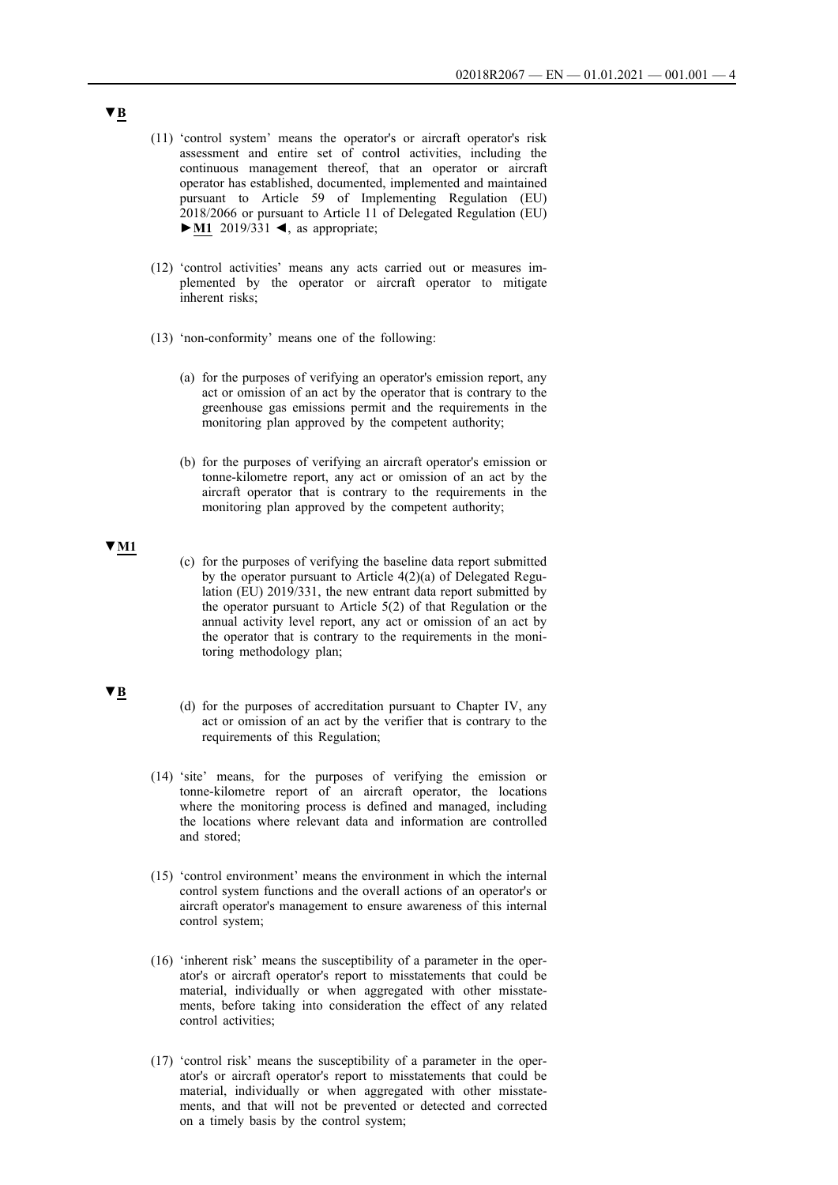▼B

(11) 'control system' means the operator's or aircraft operator's risk assessment and entire set of control activities, including the continuous management thereof, that an operator or aircraft operator has established, documented, implemented and maintained pursuant to Article 59 of Implementing Regulation (EU) 2018/2066 or pursuant to Article 11 of Delegated Regulation (EU) ►M1 2019/331 ◄, as appropriate;

(12) 'control activities' means any acts carried out or measures implemented by the operator or aircraft operator to mitigate inherent risks;

(13) 'non-conformity' means one of the following:

(a) for the purposes of verifying an operator's emission report, any act or omission of an act by the operator that is contrary to the greenhouse gas emissions permit and the requirements in the monitoring plan approved by the competent authority;

(b) for the purposes of verifying an aircraft operator's emission or tonne-kilometre report, any act or omission of an act by the aircraft operator that is contrary to the requirements in the monitoring plan approved by the competent authority;

▼M1

(c) for the purposes of verifying the baseline data report submitted by the operator pursuant to Article 4(2)(a) of Delegated Regulation (EU) 2019/331, the new entrant data report submitted by the operator pursuant to Article 5(2) of that Regulation or the annual activity level report, any act or omission of an act by the operator that is contrary to the requirements in the monitoring methodology plan;

▼B

(d) for the purposes of accreditation pursuant to Chapter IV, any act or omission of an act by the verifier that is contrary to the requirements of this Regulation;

(14) 'site' means, for the purposes of verifying the emission or tonne-kilometre report of an aircraft operator, the locations where the monitoring process is defined and managed, including the locations where relevant data and information are controlled and stored;

(15) 'control environment' means the environment in which the internal control system functions and the overall actions of an operator's or aircraft operator's management to ensure awareness of this internal control system;

(16) 'inherent risk' means the susceptibility of a parameter in the operator's or aircraft operator's report to misstatements that could be material, individually or when aggregated with other misstatements, before taking into consideration the effect of any related control activities;

(17) 'control risk' means the susceptibility of a parameter in the operator's or aircraft operator's report to misstatements that could be material, individually or when aggregated with other misstatements, and that will not be prevented or detected and corrected on a timely basis by the control system;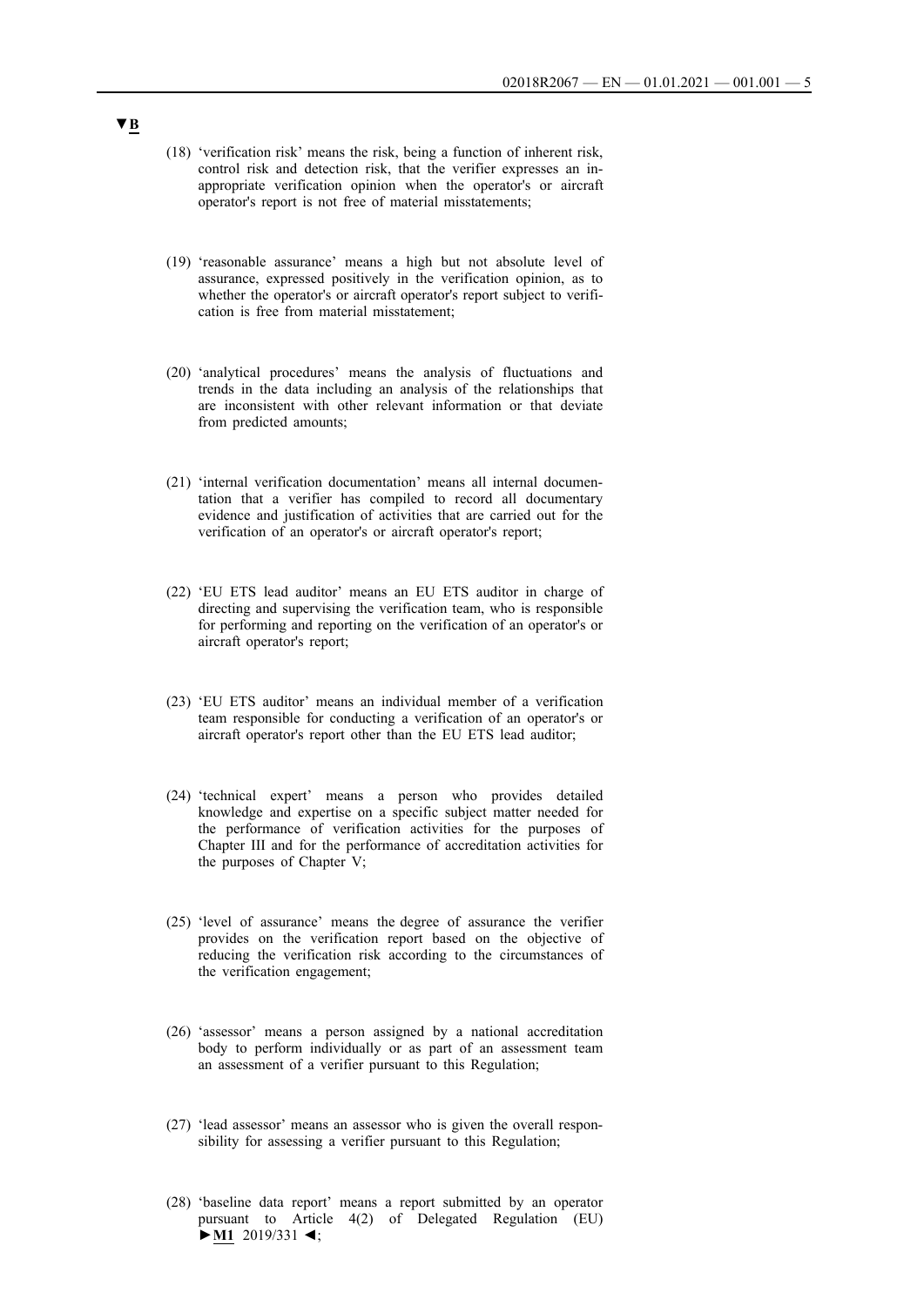▼B

(18) 'verification risk' means the risk, being a function of inherent risk, control risk and detection risk, that the verifier expresses an inappropriate verification opinion when the operator's or aircraft operator's report is not free of material misstatements;

(19) 'reasonable assurance' means a high but not absolute level of assurance, expressed positively in the verification opinion, as to whether the operator's or aircraft operator's report subject to verification is free from material misstatement;

(20) 'analytical procedures' means the analysis of fluctuations and trends in the data including an analysis of the relationships that are inconsistent with other relevant information or that deviate from predicted amounts;

(21) 'internal verification documentation' means all internal documentation that a verifier has compiled to record all documentary evidence and justification of activities that are carried out for the verification of an operator's or aircraft operator's report;

(22) 'EU ETS lead auditor' means an EU ETS auditor in charge of directing and supervising the verification team, who is responsible for performing and reporting on the verification of an operator's or aircraft operator's report;

(23) 'EU ETS auditor' means an individual member of a verification team responsible for conducting a verification of an operator's or aircraft operator's report other than the EU ETS lead auditor;

(24) 'technical expert' means a person who provides detailed knowledge and expertise on a specific subject matter needed for the performance of verification activities for the purposes of Chapter III and for the performance of accreditation activities for the purposes of Chapter V;

(25) 'level of assurance' means the degree of assurance the verifier provides on the verification report based on the objective of reducing the verification risk according to the circumstances of the verification engagement;

(26) 'assessor' means a person assigned by a national accreditation body to perform individually or as part of an assessment team an assessment of a verifier pursuant to this Regulation;

(27) 'lead assessor' means an assessor who is given the overall responsibility for assessing a verifier pursuant to this Regulation;

(28) 'baseline data report' means a report submitted by an operator pursuant to Article 4(2) of Delegated Regulation (EU) ►M1 2019/331 ◄;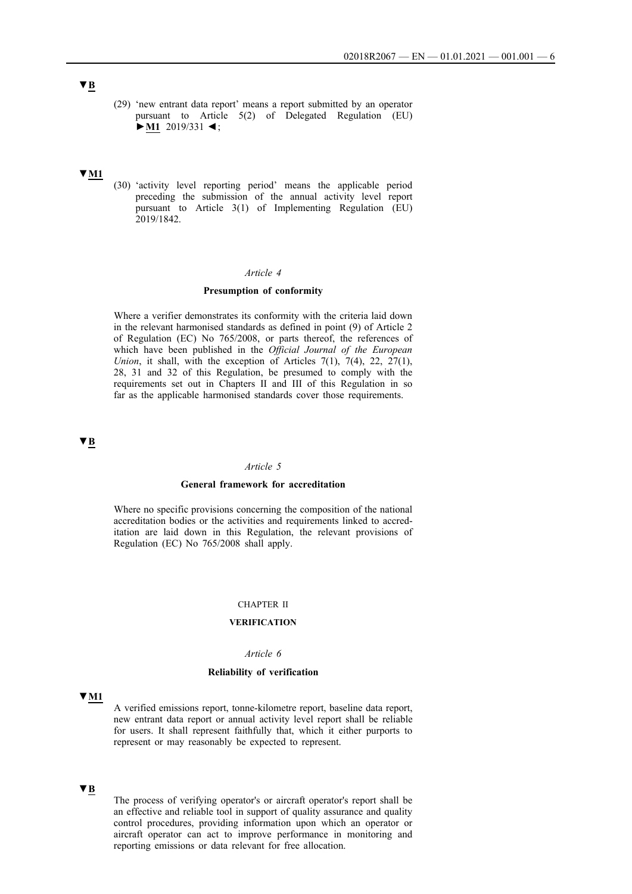▼B

(29) 'new entrant data report' means a report submitted by an operator pursuant to Article 5(2) of Delegated Regulation (EU) ►M1 2019/331 ◄;

▼M1

(30) 'activity level reporting period' means the applicable period preceding the submission of the annual activity level report pursuant to Article 3(1) of Implementing Regulation (EU) 2019/1842.

*Article 4*

**Presumption of conformity**

Where a verifier demonstrates its conformity with the criteria laid down in the relevant harmonised standards as defined in point (9) of Article 2 of Regulation (EC) No 765/2008, or parts thereof, the references of which have been published in the *Official Journal of the European Union*, it shall, with the exception of Articles 7(1), 7(4), 22, 27(1), 28, 31 and 32 of this Regulation, be presumed to comply with the requirements set out in Chapters II and III of this Regulation in so far as the applicable harmonised standards cover those requirements.

▼B

*Article 5*

**General framework for accreditation**

Where no specific provisions concerning the composition of the national accreditation bodies or the activities and requirements linked to accreditation are laid down in this Regulation, the relevant provisions of Regulation (EC) No 765/2008 shall apply.

CHAPTER II

**VERIFICATION**

*Article 6*

**Reliability of verification**

▼M1

A verified emissions report, tonne-kilometre report, baseline data report, new entrant data report or annual activity level report shall be reliable for users. It shall represent faithfully that, which it either purports to represent or may reasonably be expected to represent.

▼B

The process of verifying operator's or aircraft operator's report shall be an effective and reliable tool in support of quality assurance and quality control procedures, providing information upon which an operator or aircraft operator can act to improve performance in monitoring and reporting emissions or data relevant for free allocation.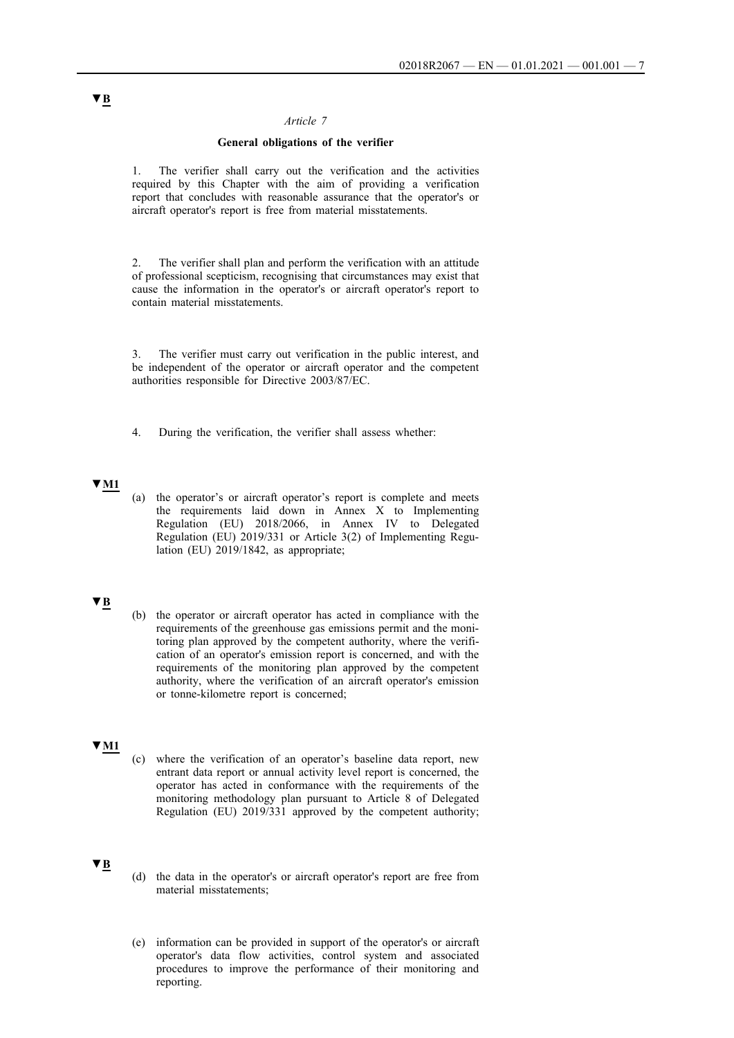▼B

*Article 7*

**General obligations of the verifier**

1. The verifier shall carry out the verification and the activities required by this Chapter with the aim of providing a verification report that concludes with reasonable assurance that the operator's or aircraft operator's report is free from material misstatements.

2. The verifier shall plan and perform the verification with an attitude of professional scepticism, recognising that circumstances may exist that cause the information in the operator's or aircraft operator's report to contain material misstatements.

3. The verifier must carry out verification in the public interest, and be independent of the operator or aircraft operator and the competent authorities responsible for Directive 2003/87/EC.

4. During the verification, the verifier shall assess whether:

▼M1

(a) the operator's or aircraft operator's report is complete and meets the requirements laid down in Annex X to Implementing Regulation (EU) 2018/2066, in Annex IV to Delegated Regulation (EU) 2019/331 or Article 3(2) of Implementing Regulation (EU) 2019/1842, as appropriate;

▼B

(b) the operator or aircraft operator has acted in compliance with the requirements of the greenhouse gas emissions permit and the monitoring plan approved by the competent authority, where the verification of an operator's emission report is concerned, and with the requirements of the monitoring plan approved by the competent authority, where the verification of an aircraft operator's emission or tonne-kilometre report is concerned;

▼M1

(c) where the verification of an operator's baseline data report, new entrant data report or annual activity level report is concerned, the operator has acted in conformance with the requirements of the monitoring methodology plan pursuant to Article 8 of Delegated Regulation (EU) 2019/331 approved by the competent authority;

▼B

(d) the data in the operator's or aircraft operator's report are free from material misstatements;

(e) information can be provided in support of the operator's or aircraft operator's data flow activities, control system and associated procedures to improve the performance of their monitoring and reporting.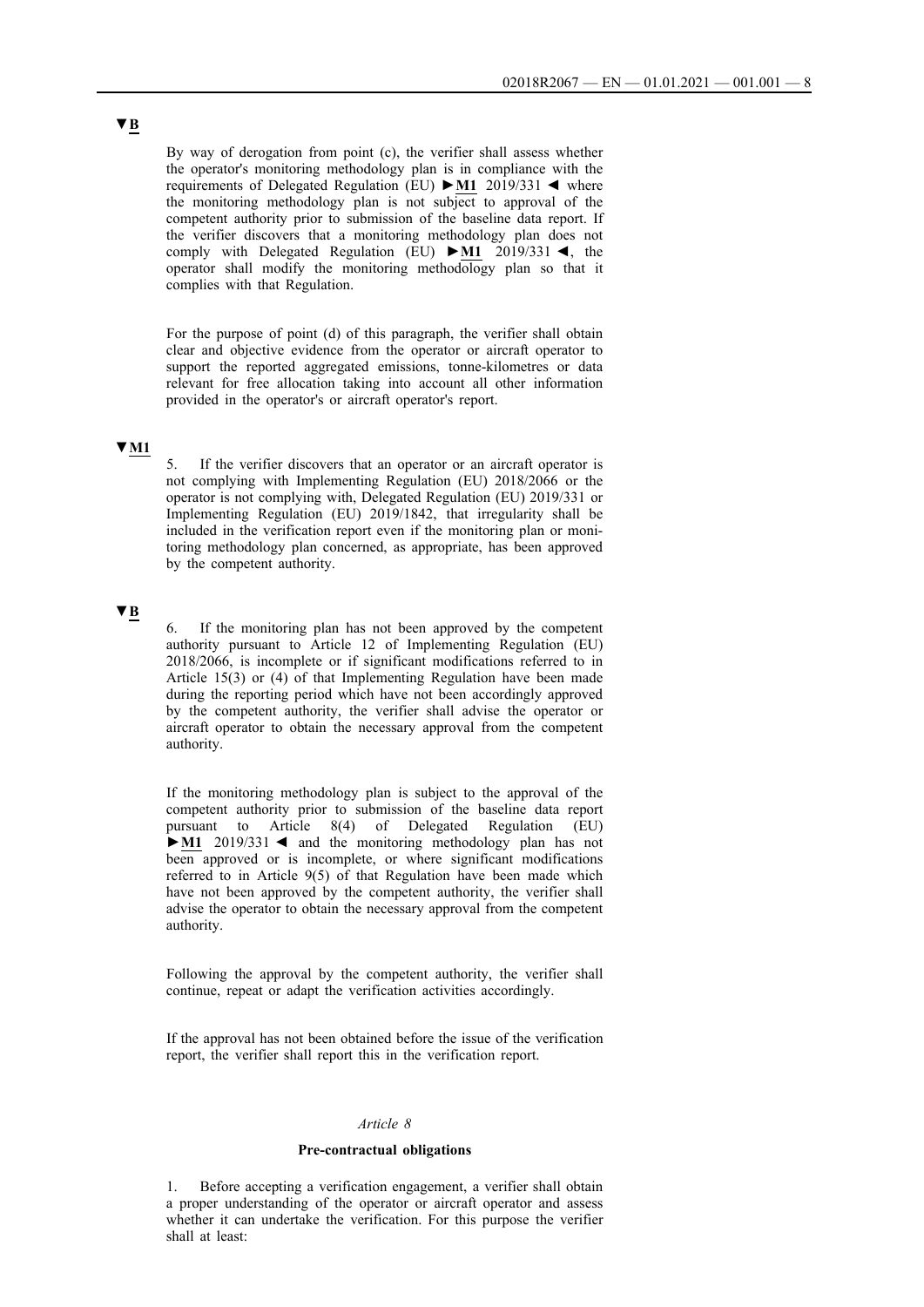▼B

By way of derogation from point (c), the verifier shall assess whether the operator's monitoring methodology plan is in compliance with the requirements of Delegated Regulation (EU) ►M1 2019/331 ◄ where the monitoring methodology plan is not subject to approval of the competent authority prior to submission of the baseline data report. If the verifier discovers that a monitoring methodology plan does not comply with Delegated Regulation (EU) ►M1 2019/331 ◄, the operator shall modify the monitoring methodology plan so that it complies with that Regulation.

For the purpose of point (d) of this paragraph, the verifier shall obtain clear and objective evidence from the operator or aircraft operator to support the reported aggregated emissions, tonne-kilometres or data relevant for free allocation taking into account all other information provided in the operator's or aircraft operator's report.

▼M1

5. If the verifier discovers that an operator or an aircraft operator is not complying with Implementing Regulation (EU) 2018/2066 or the operator is not complying with, Delegated Regulation (EU) 2019/331 or Implementing Regulation (EU) 2019/1842, that irregularity shall be included in the verification report even if the monitoring plan or monitoring methodology plan concerned, as appropriate, has been approved by the competent authority.

▼B

6. If the monitoring plan has not been approved by the competent authority pursuant to Article 12 of Implementing Regulation (EU) 2018/2066, is incomplete or if significant modifications referred to in Article 15(3) or (4) of that Implementing Regulation have been made during the reporting period which have not been accordingly approved by the competent authority, the verifier shall advise the operator or aircraft operator to obtain the necessary approval from the competent authority.

If the monitoring methodology plan is subject to the approval of the competent authority prior to submission of the baseline data report pursuant to Article 8(4) of Delegated Regulation (EU) ►M1 2019/331 ◄ and the monitoring methodology plan has not been approved or is incomplete, or where significant modifications referred to in Article 9(5) of that Regulation have been made which have not been approved by the competent authority, the verifier shall advise the operator to obtain the necessary approval from the competent authority.

Following the approval by the competent authority, the verifier shall continue, repeat or adapt the verification activities accordingly.

If the approval has not been obtained before the issue of the verification report, the verifier shall report this in the verification report.

*Article 8*

**Pre-contractual obligations**

1. Before accepting a verification engagement, a verifier shall obtain a proper understanding of the operator or aircraft operator and assess whether it can undertake the verification. For this purpose the verifier shall at least: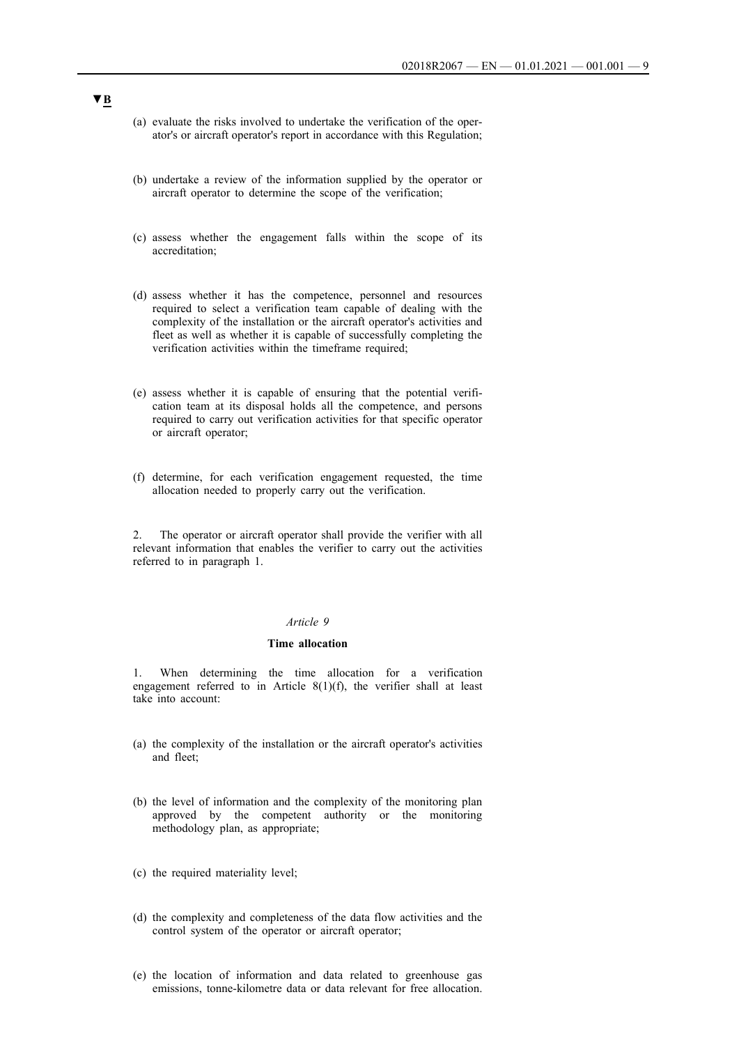▼B

(a) evaluate the risks involved to undertake the verification of the operator's or aircraft operator's report in accordance with this Regulation;

(b) undertake a review of the information supplied by the operator or aircraft operator to determine the scope of the verification;

(c) assess whether the engagement falls within the scope of its accreditation;

(d) assess whether it has the competence, personnel and resources required to select a verification team capable of dealing with the complexity of the installation or the aircraft operator's activities and fleet as well as whether it is capable of successfully completing the verification activities within the timeframe required;

(e) assess whether it is capable of ensuring that the potential verification team at its disposal holds all the competence, and persons required to carry out verification activities for that specific operator or aircraft operator;

(f) determine, for each verification engagement requested, the time allocation needed to properly carry out the verification.

2. The operator or aircraft operator shall provide the verifier with all relevant information that enables the verifier to carry out the activities referred to in paragraph 1.

*Article 9*

**Time allocation**

1. When determining the time allocation for a verification engagement referred to in Article 8(1)(f), the verifier shall at least take into account:

(a) the complexity of the installation or the aircraft operator's activities and fleet;

(b) the level of information and the complexity of the monitoring plan approved by the competent authority or the monitoring methodology plan, as appropriate;

(c) the required materiality level;

(d) the complexity and completeness of the data flow activities and the control system of the operator or aircraft operator;

(e) the location of information and data related to greenhouse gas emissions, tonne-kilometre data or data relevant for free allocation.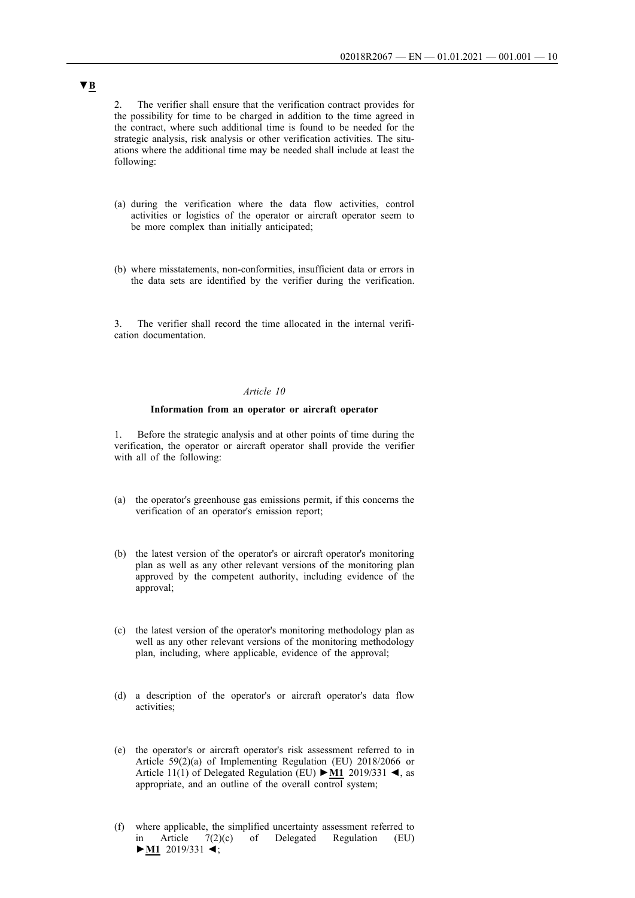▼B

2. The verifier shall ensure that the verification contract provides for the possibility for time to be charged in addition to the time agreed in the contract, where such additional time is found to be needed for the strategic analysis, risk analysis or other verification activities. The situations where the additional time may be needed shall include at least the following:

(a) during the verification where the data flow activities, control activities or logistics of the operator or aircraft operator seem to be more complex than initially anticipated;

(b) where misstatements, non-conformities, insufficient data or errors in the data sets are identified by the verifier during the verification.

3. The verifier shall record the time allocated in the internal verification documentation.

*Article 10*

**Information from an operator or aircraft operator**

1. Before the strategic analysis and at other points of time during the verification, the operator or aircraft operator shall provide the verifier with all of the following:

(a) the operator's greenhouse gas emissions permit, if this concerns the verification of an operator's emission report;

(b) the latest version of the operator's or aircraft operator's monitoring plan as well as any other relevant versions of the monitoring plan approved by the competent authority, including evidence of the approval;

(c) the latest version of the operator's monitoring methodology plan as well as any other relevant versions of the monitoring methodology plan, including, where applicable, evidence of the approval;

(d) a description of the operator's or aircraft operator's data flow activities;

(e) the operator's or aircraft operator's risk assessment referred to in Article 59(2)(a) of Implementing Regulation (EU) 2018/2066 or Article 11(1) of Delegated Regulation (EU) ►M1 2019/331 ◄, as appropriate, and an outline of the overall control system;

(f) where applicable, the simplified uncertainty assessment referred to in Article 7(2)(c) of Delegated Regulation (EU) ►M1 2019/331 ◄;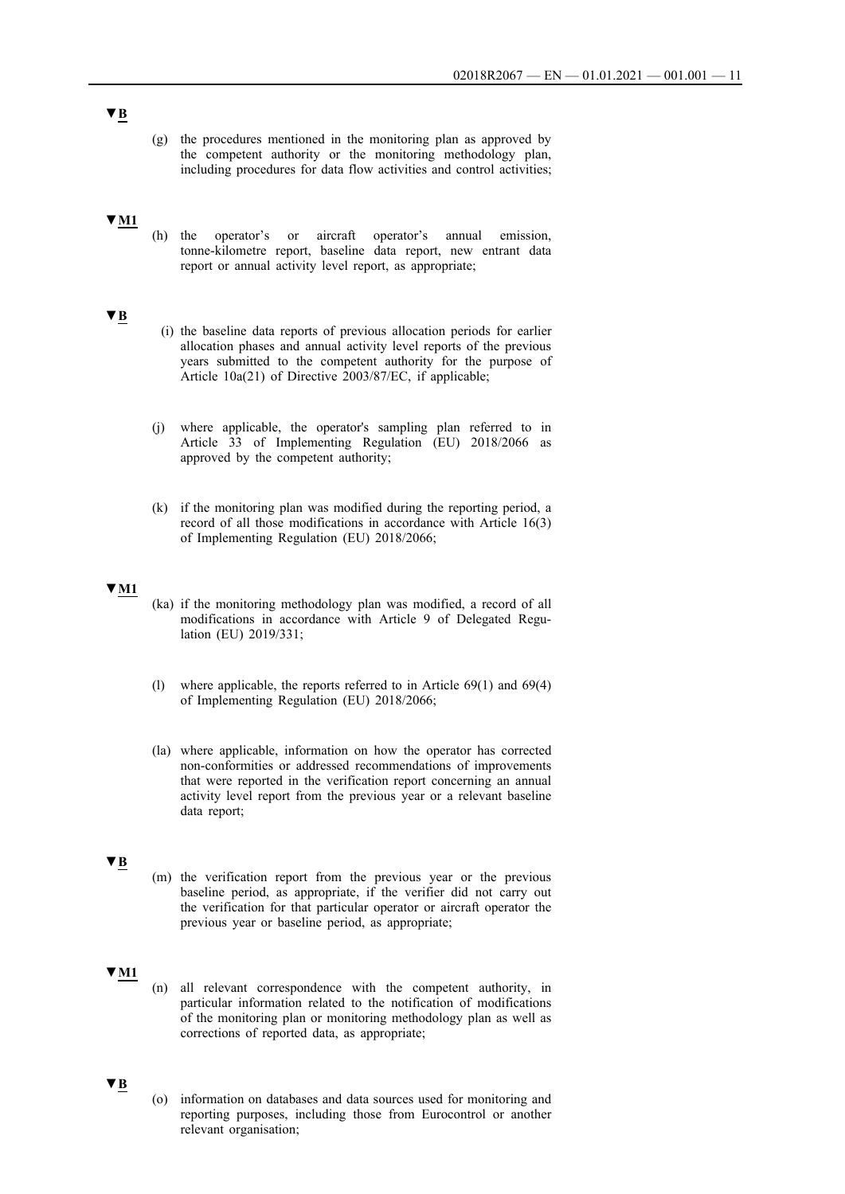▼B

(g) the procedures mentioned in the monitoring plan as approved by the competent authority or the monitoring methodology plan, including procedures for data flow activities and control activities;

▼M1

(h) the operator's or aircraft operator's annual emission, tonne-kilometre report, baseline data report, new entrant data report or annual activity level report, as appropriate;

▼B

(i) the baseline data reports of previous allocation periods for earlier allocation phases and annual activity level reports of the previous years submitted to the competent authority for the purpose of Article 10a(21) of Directive 2003/87/EC, if applicable;

(j) where applicable, the operator's sampling plan referred to in Article 33 of Implementing Regulation (EU) 2018/2066 as approved by the competent authority;

(k) if the monitoring plan was modified during the reporting period, a record of all those modifications in accordance with Article 16(3) of Implementing Regulation (EU) 2018/2066;

▼M1

(ka) if the monitoring methodology plan was modified, a record of all modifications in accordance with Article 9 of Delegated Regulation (EU) 2019/331;

(l) where applicable, the reports referred to in Article 69(1) and 69(4) of Implementing Regulation (EU) 2018/2066;

(la) where applicable, information on how the operator has corrected non-conformities or addressed recommendations of improvements that were reported in the verification report concerning an annual activity level report from the previous year or a relevant baseline data report;

▼B

(m) the verification report from the previous year or the previous baseline period, as appropriate, if the verifier did not carry out the verification for that particular operator or aircraft operator the previous year or baseline period, as appropriate;

▼M1

(n) all relevant correspondence with the competent authority, in particular information related to the notification of modifications of the monitoring plan or monitoring methodology plan as well as corrections of reported data, as appropriate;

▼B

(o) information on databases and data sources used for monitoring and reporting purposes, including those from Eurocontrol or another relevant organisation;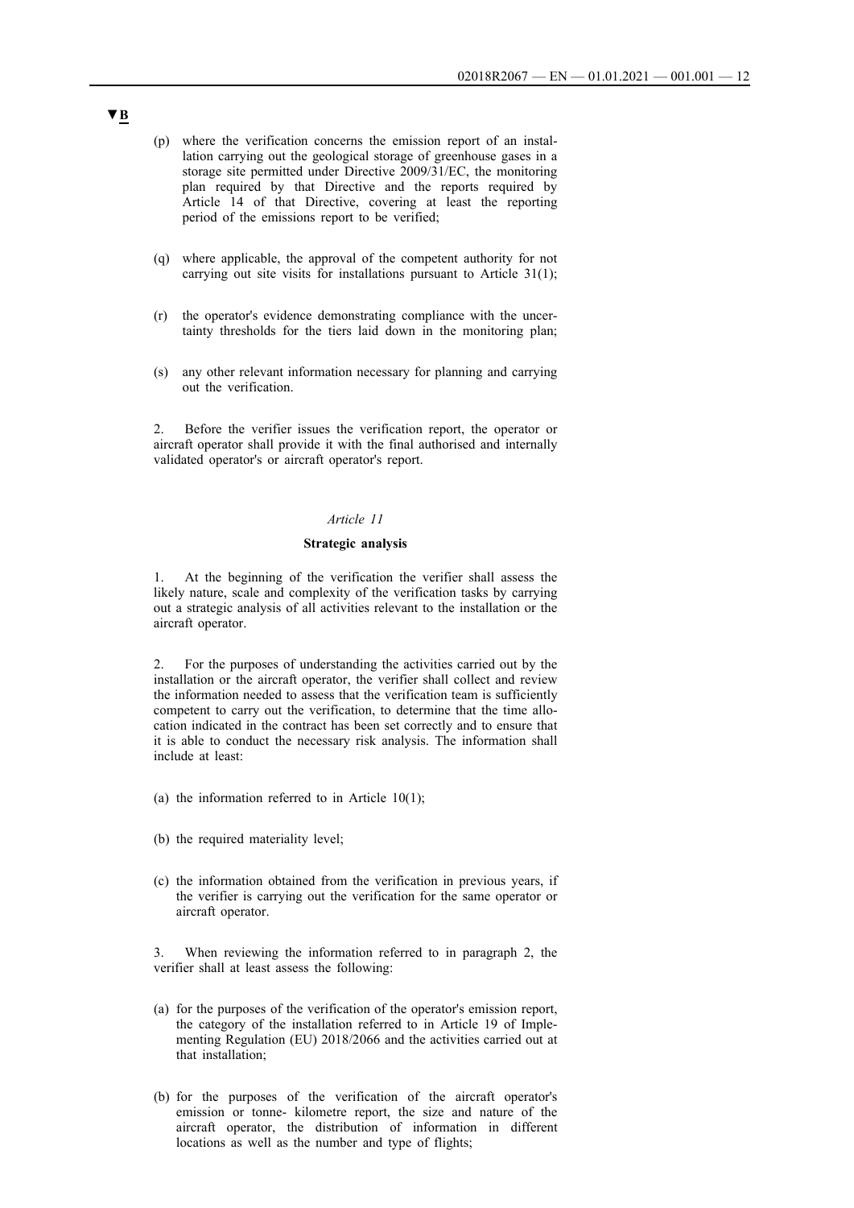▼B

(p) where the verification concerns the emission report of an installation carrying out the geological storage of greenhouse gases in a storage site permitted under Directive 2009/31/EC, the monitoring plan required by that Directive and the reports required by Article 14 of that Directive, covering at least the reporting period of the emissions report to be verified;

(q) where applicable, the approval of the competent authority for not carrying out site visits for installations pursuant to Article 31(1);

(r) the operator's evidence demonstrating compliance with the uncertainty thresholds for the tiers laid down in the monitoring plan;

(s) any other relevant information necessary for planning and carrying out the verification.

2. Before the verifier issues the verification report, the operator or aircraft operator shall provide it with the final authorised and internally validated operator's or aircraft operator's report.

*Article 11*

**Strategic analysis**

1. At the beginning of the verification the verifier shall assess the likely nature, scale and complexity of the verification tasks by carrying out a strategic analysis of all activities relevant to the installation or the aircraft operator.

2. For the purposes of understanding the activities carried out by the installation or the aircraft operator, the verifier shall collect and review the information needed to assess that the verification team is sufficiently competent to carry out the verification, to determine that the time allocation indicated in the contract has been set correctly and to ensure that it is able to conduct the necessary risk analysis. The information shall include at least:

(a) the information referred to in Article 10(1);

(b) the required materiality level;

(c) the information obtained from the verification in previous years, if the verifier is carrying out the verification for the same operator or aircraft operator.

3. When reviewing the information referred to in paragraph 2, the verifier shall at least assess the following:

(a) for the purposes of the verification of the operator's emission report, the category of the installation referred to in Article 19 of Implementing Regulation (EU) 2018/2066 and the activities carried out at that installation;

(b) for the purposes of the verification of the aircraft operator's emission or tonne- kilometre report, the size and nature of the aircraft operator, the distribution of information in different locations as well as the number and type of flights;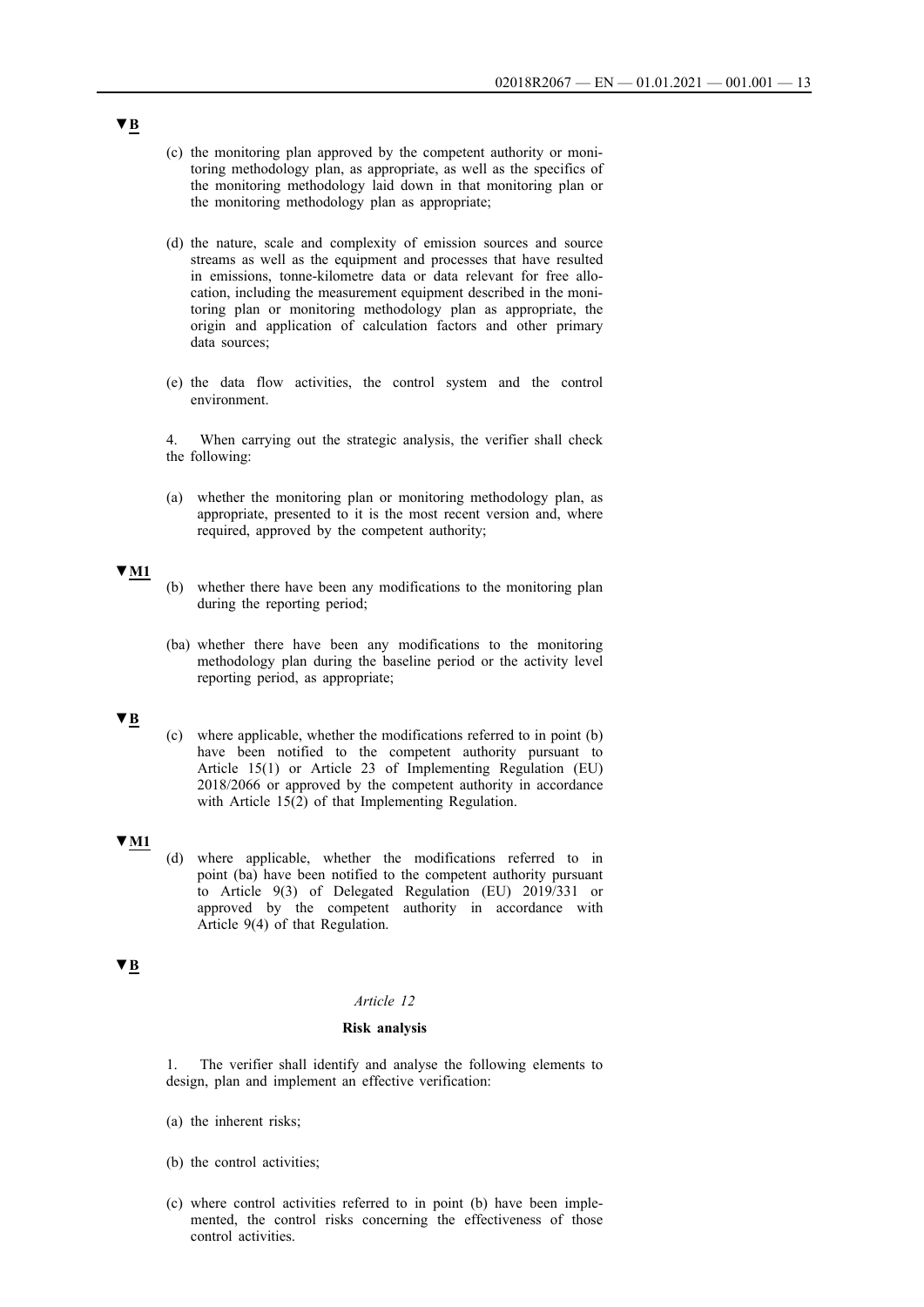▼B

(c) the monitoring plan approved by the competent authority or monitoring methodology plan, as appropriate, as well as the specifics of the monitoring methodology laid down in that monitoring plan or the monitoring methodology plan as appropriate;

(d) the nature, scale and complexity of emission sources and source streams as well as the equipment and processes that have resulted in emissions, tonne-kilometre data or data relevant for free allocation, including the measurement equipment described in the monitoring plan or monitoring methodology plan as appropriate, the origin and application of calculation factors and other primary data sources;

(e) the data flow activities, the control system and the control environment.

4. When carrying out the strategic analysis, the verifier shall check the following:

(a) whether the monitoring plan or monitoring methodology plan, as appropriate, presented to it is the most recent version and, where required, approved by the competent authority;

▼M1

(b) whether there have been any modifications to the monitoring plan during the reporting period;

(ba) whether there have been any modifications to the monitoring methodology plan during the baseline period or the activity level reporting period, as appropriate;

▼B

(c) where applicable, whether the modifications referred to in point (b) have been notified to the competent authority pursuant to Article 15(1) or Article 23 of Implementing Regulation (EU) 2018/2066 or approved by the competent authority in accordance with Article 15(2) of that Implementing Regulation.

▼M1

(d) where applicable, whether the modifications referred to in point (ba) have been notified to the competent authority pursuant to Article 9(3) of Delegated Regulation (EU) 2019/331 or approved by the competent authority in accordance with Article 9(4) of that Regulation.

▼B

*Article 12*

**Risk analysis**

1. The verifier shall identify and analyse the following elements to design, plan and implement an effective verification:

(a) the inherent risks;

(b) the control activities;

(c) where control activities referred to in point (b) have been implemented, the control risks concerning the effectiveness of those control activities.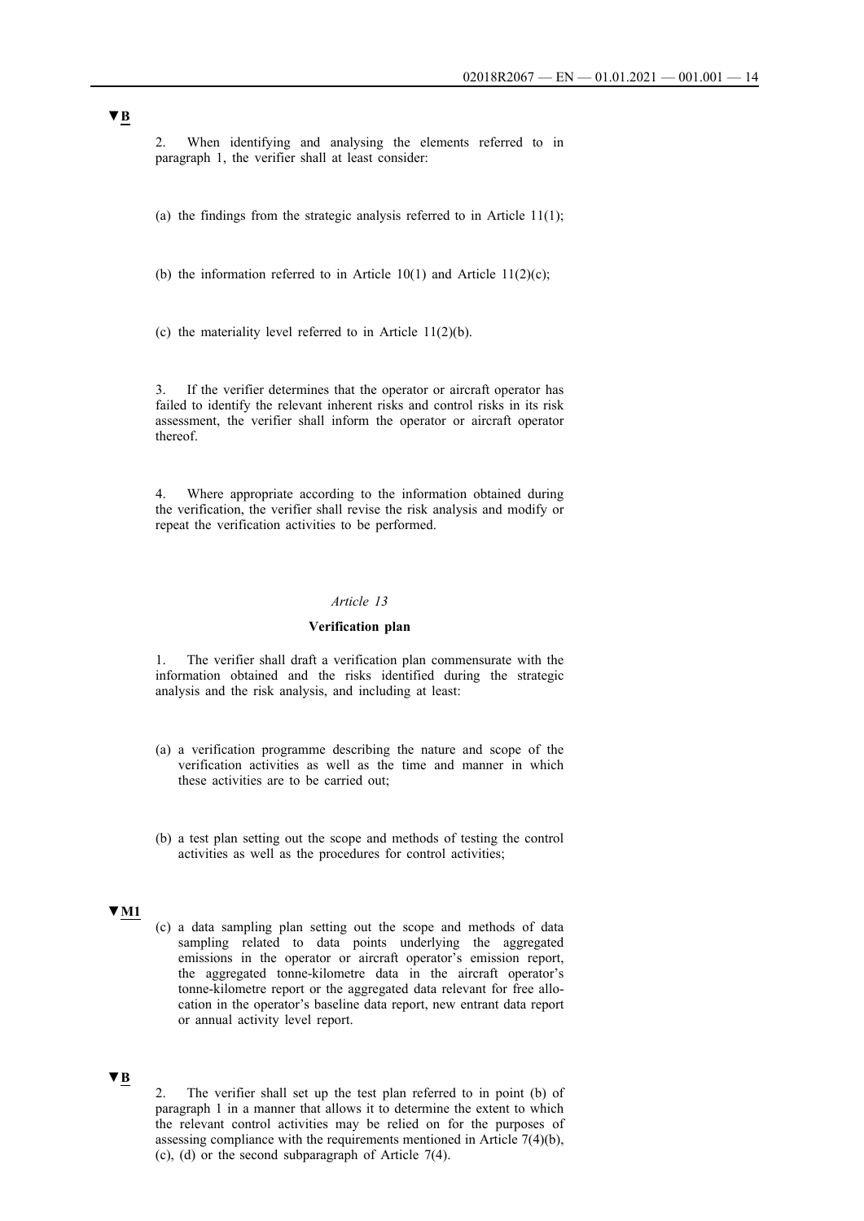▼B

2. When identifying and analysing the elements referred to in paragraph 1, the verifier shall at least consider:

(a) the findings from the strategic analysis referred to in Article 11(1);

(b) the information referred to in Article 10(1) and Article 11(2)(c);

(c) the materiality level referred to in Article 11(2)(b).

3. If the verifier determines that the operator or aircraft operator has failed to identify the relevant inherent risks and control risks in its risk assessment, the verifier shall inform the operator or aircraft operator thereof.

4. Where appropriate according to the information obtained during the verification, the verifier shall revise the risk analysis and modify or repeat the verification activities to be performed.

*Article 13*

**Verification plan**

1. The verifier shall draft a verification plan commensurate with the information obtained and the risks identified during the strategic analysis and the risk analysis, and including at least:

(a) a verification programme describing the nature and scope of the verification activities as well as the time and manner in which these activities are to be carried out;

(b) a test plan setting out the scope and methods of testing the control activities as well as the procedures for control activities;

▼M1

(c) a data sampling plan setting out the scope and methods of data sampling related to data points underlying the aggregated emissions in the operator or aircraft operator's emission report, the aggregated tonne-kilometre data in the aircraft operator's tonne-kilometre report or the aggregated data relevant for free allocation in the operator's baseline data report, new entrant data report or annual activity level report.

▼B

2. The verifier shall set up the test plan referred to in point (b) of paragraph 1 in a manner that allows it to determine the extent to which the relevant control activities may be relied on for the purposes of assessing compliance with the requirements mentioned in Article 7(4)(b), (c), (d) or the second subparagraph of Article 7(4).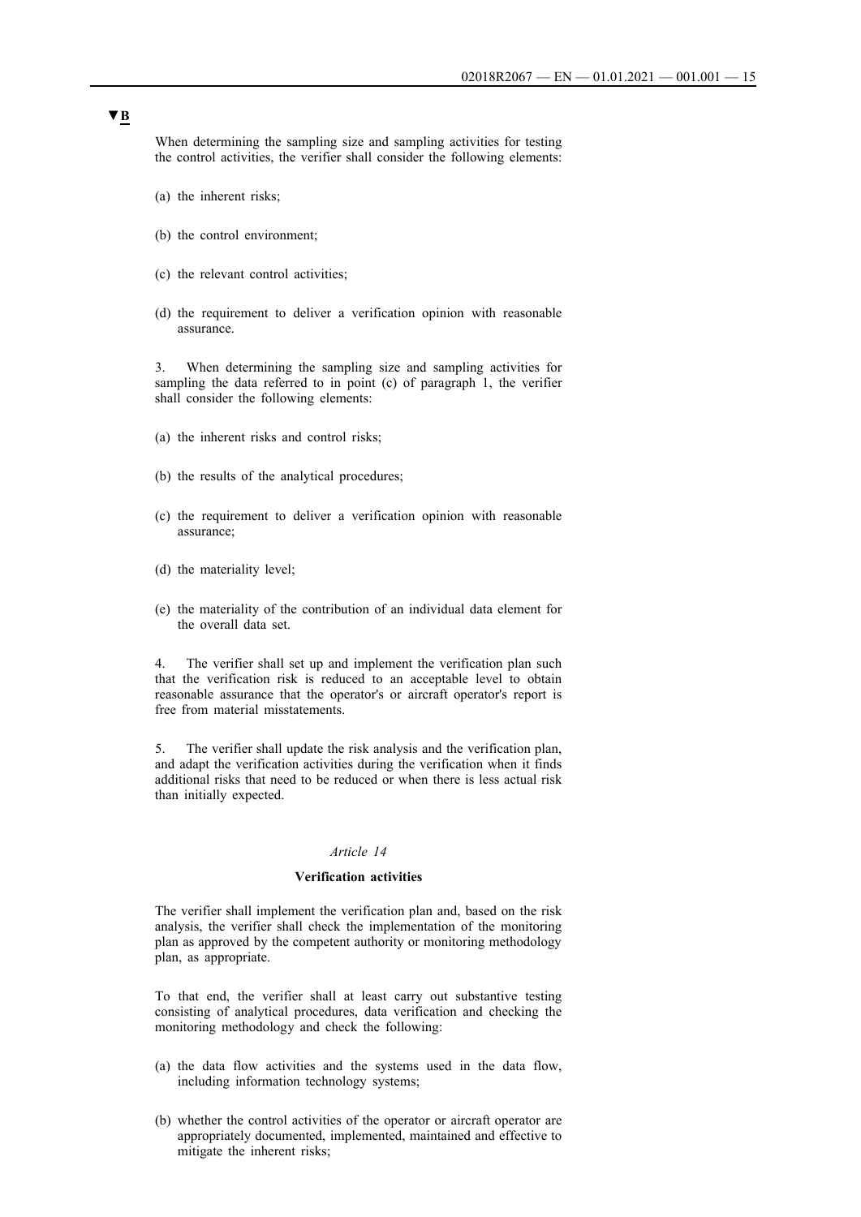▼B

When determining the sampling size and sampling activities for testing the control activities, the verifier shall consider the following elements:

(a) the inherent risks;

(b) the control environment;

(c) the relevant control activities;

(d) the requirement to deliver a verification opinion with reasonable assurance.

3. When determining the sampling size and sampling activities for sampling the data referred to in point (c) of paragraph 1, the verifier shall consider the following elements:

(a) the inherent risks and control risks;

(b) the results of the analytical procedures;

(c) the requirement to deliver a verification opinion with reasonable assurance;

(d) the materiality level;

(e) the materiality of the contribution of an individual data element for the overall data set.

4. The verifier shall set up and implement the verification plan such that the verification risk is reduced to an acceptable level to obtain reasonable assurance that the operator's or aircraft operator's report is free from material misstatements.

5. The verifier shall update the risk analysis and the verification plan, and adapt the verification activities during the verification when it finds additional risks that need to be reduced or when there is less actual risk than initially expected.

*Article 14*

**Verification activities**

The verifier shall implement the verification plan and, based on the risk analysis, the verifier shall check the implementation of the monitoring plan as approved by the competent authority or monitoring methodology plan, as appropriate.

To that end, the verifier shall at least carry out substantive testing consisting of analytical procedures, data verification and checking the monitoring methodology and check the following:

(a) the data flow activities and the systems used in the data flow, including information technology systems;

(b) whether the control activities of the operator or aircraft operator are appropriately documented, implemented, maintained and effective to mitigate the inherent risks;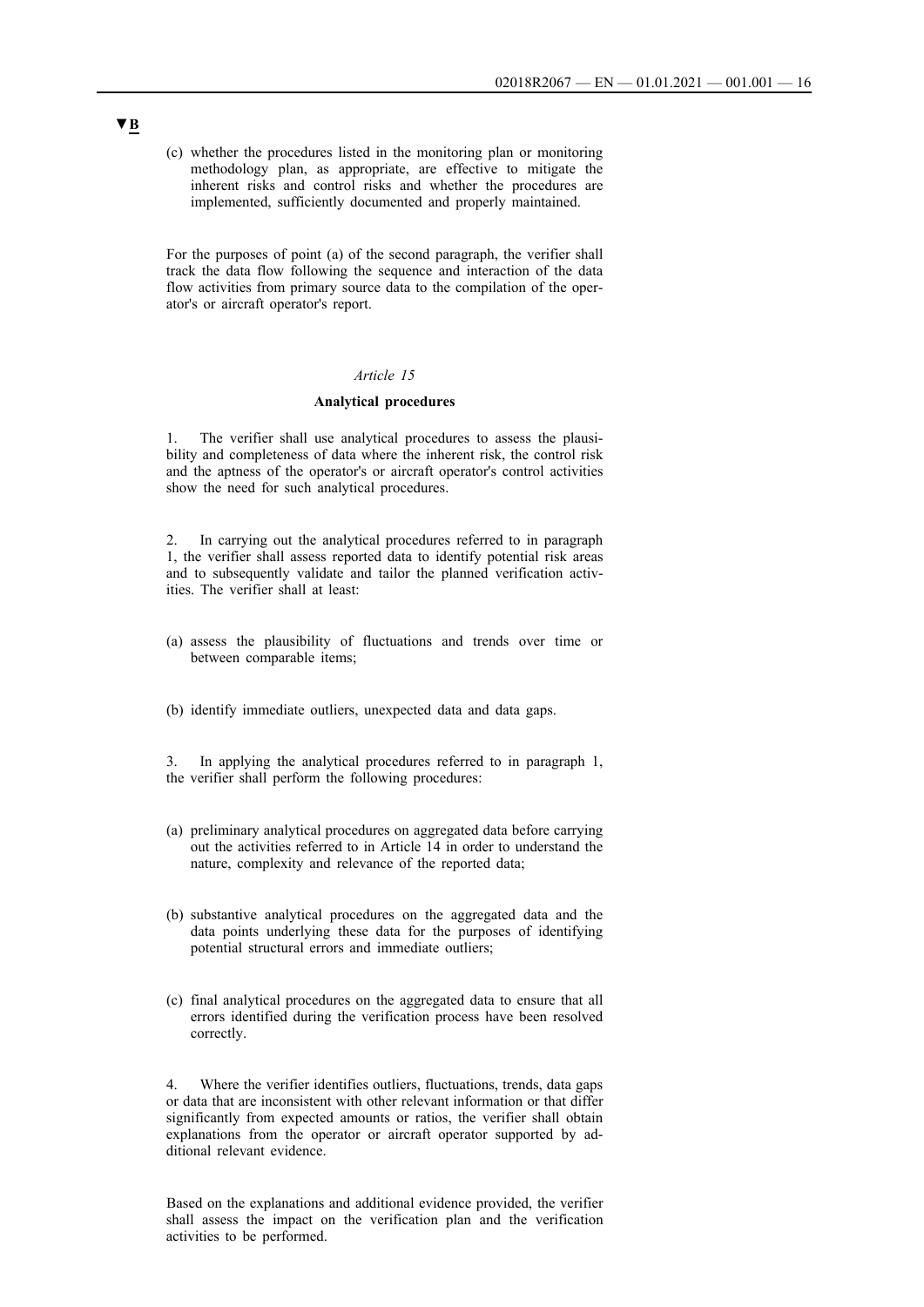▼B

(c) whether the procedures listed in the monitoring plan or monitoring methodology plan, as appropriate, are effective to mitigate the inherent risks and control risks and whether the procedures are implemented, sufficiently documented and properly maintained.

For the purposes of point (a) of the second paragraph, the verifier shall track the data flow following the sequence and interaction of the data flow activities from primary source data to the compilation of the operator's or aircraft operator's report.

*Article 15*

**Analytical procedures**

1. The verifier shall use analytical procedures to assess the plausibility and completeness of data where the inherent risk, the control risk and the aptness of the operator's or aircraft operator's control activities show the need for such analytical procedures.

2. In carrying out the analytical procedures referred to in paragraph 1, the verifier shall assess reported data to identify potential risk areas and to subsequently validate and tailor the planned verification activities. The verifier shall at least:

(a) assess the plausibility of fluctuations and trends over time or between comparable items;

(b) identify immediate outliers, unexpected data and data gaps.

3. In applying the analytical procedures referred to in paragraph 1, the verifier shall perform the following procedures:

(a) preliminary analytical procedures on aggregated data before carrying out the activities referred to in Article 14 in order to understand the nature, complexity and relevance of the reported data;

(b) substantive analytical procedures on the aggregated data and the data points underlying these data for the purposes of identifying potential structural errors and immediate outliers;

(c) final analytical procedures on the aggregated data to ensure that all errors identified during the verification process have been resolved correctly.

4. Where the verifier identifies outliers, fluctuations, trends, data gaps or data that are inconsistent with other relevant information or that differ significantly from expected amounts or ratios, the verifier shall obtain explanations from the operator or aircraft operator supported by additional relevant evidence.

Based on the explanations and additional evidence provided, the verifier shall assess the impact on the verification plan and the verification activities to be performed.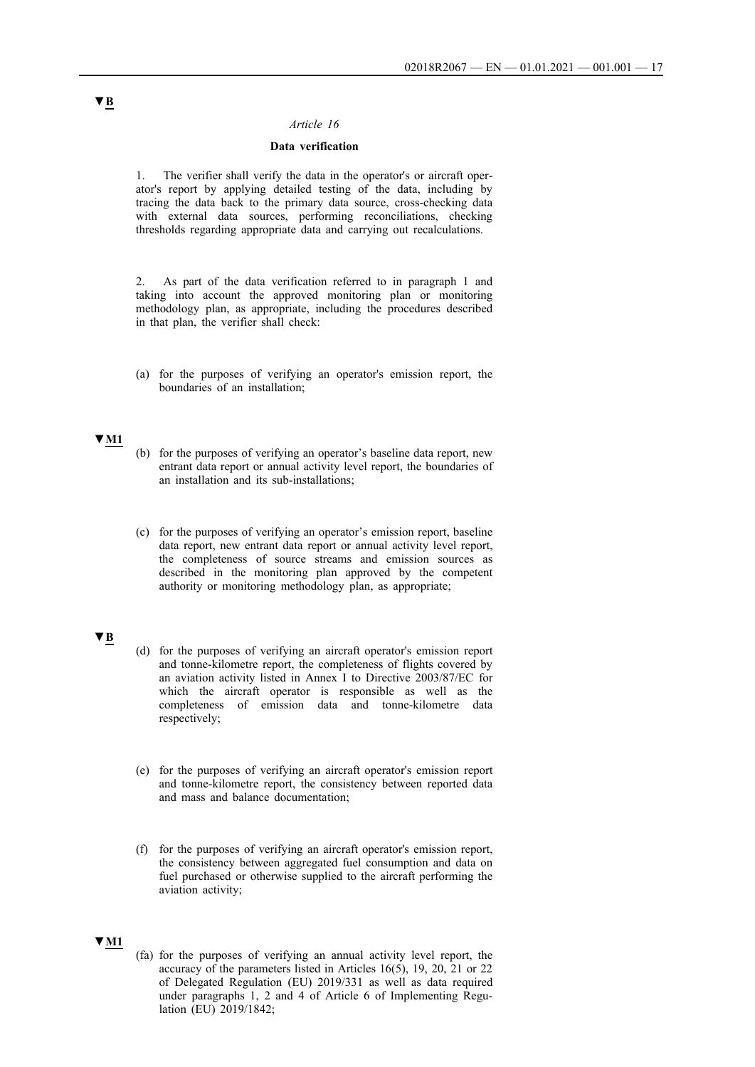▼B

*Article 16*

**Data verification**

1. The verifier shall verify the data in the operator's or aircraft operator's report by applying detailed testing of the data, including by tracing the data back to the primary data source, cross-checking data with external data sources, performing reconciliations, checking thresholds regarding appropriate data and carrying out recalculations.

2. As part of the data verification referred to in paragraph 1 and taking into account the approved monitoring plan or monitoring methodology plan, as appropriate, including the procedures described in that plan, the verifier shall check:

(a) for the purposes of verifying an operator's emission report, the boundaries of an installation;

▼M1

(b) for the purposes of verifying an operator's baseline data report, new entrant data report or annual activity level report, the boundaries of an installation and its sub-installations;

(c) for the purposes of verifying an operator's emission report, baseline data report, new entrant data report or annual activity level report, the completeness of source streams and emission sources as described in the monitoring plan approved by the competent authority or monitoring methodology plan, as appropriate;

▼B

(d) for the purposes of verifying an aircraft operator's emission report and tonne-kilometre report, the completeness of flights covered by an aviation activity listed in Annex I to Directive 2003/87/EC for which the aircraft operator is responsible as well as the completeness of emission data and tonne-kilometre data respectively;

(e) for the purposes of verifying an aircraft operator's emission report and tonne-kilometre report, the consistency between reported data and mass and balance documentation;

(f) for the purposes of verifying an aircraft operator's emission report, the consistency between aggregated fuel consumption and data on fuel purchased or otherwise supplied to the aircraft performing the aviation activity;

▼M1

(fa) for the purposes of verifying an annual activity level report, the accuracy of the parameters listed in Articles 16(5), 19, 20, 21 or 22 of Delegated Regulation (EU) 2019/331 as well as data required under paragraphs 1, 2 and 4 of Article 6 of Implementing Regulation (EU) 2019/1842;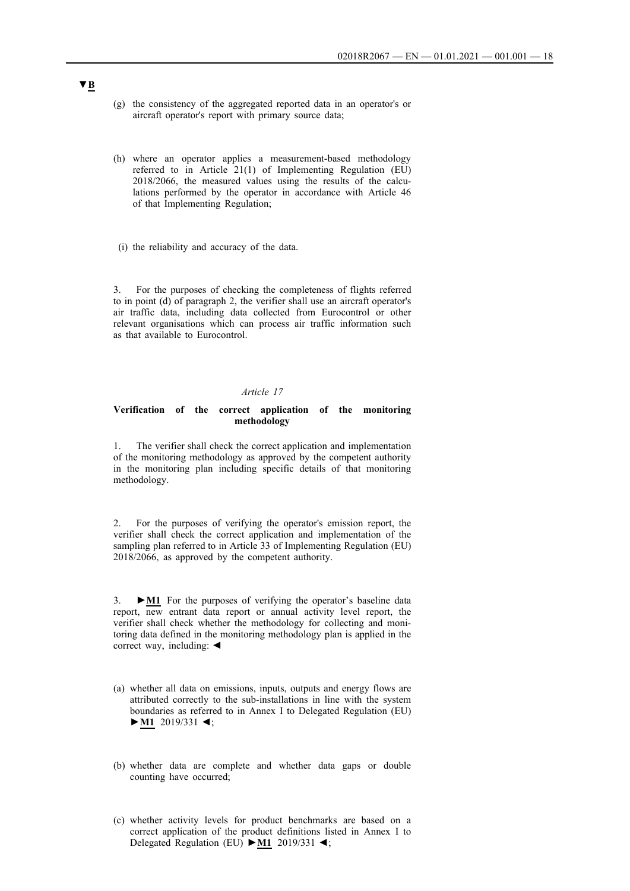▼B

(g) the consistency of the aggregated reported data in an operator's or aircraft operator's report with primary source data;

(h) where an operator applies a measurement-based methodology referred to in Article 21(1) of Implementing Regulation (EU) 2018/2066, the measured values using the results of the calculations performed by the operator in accordance with Article 46 of that Implementing Regulation;

(i) the reliability and accuracy of the data.

3. For the purposes of checking the completeness of flights referred to in point (d) of paragraph 2, the verifier shall use an aircraft operator's air traffic data, including data collected from Eurocontrol or other relevant organisations which can process air traffic information such as that available to Eurocontrol.

*Article 17*

**Verification of the correct application of the monitoring methodology**

1. The verifier shall check the correct application and implementation of the monitoring methodology as approved by the competent authority in the monitoring plan including specific details of that monitoring methodology.

2. For the purposes of verifying the operator's emission report, the verifier shall check the correct application and implementation of the sampling plan referred to in Article 33 of Implementing Regulation (EU) 2018/2066, as approved by the competent authority.

3. ►**M1** For the purposes of verifying the operator's baseline data report, new entrant data report or annual activity level report, the verifier shall check whether the methodology for collecting and monitoring data defined in the monitoring methodology plan is applied in the correct way, including: ◄

(a) whether all data on emissions, inputs, outputs and energy flows are attributed correctly to the sub-installations in line with the system boundaries as referred to in Annex I to Delegated Regulation (EU) ►**M1** 2019/331 ◄;

(b) whether data are complete and whether data gaps or double counting have occurred;

(c) whether activity levels for product benchmarks are based on a correct application of the product definitions listed in Annex I to Delegated Regulation (EU) ►**M1** 2019/331 ◄;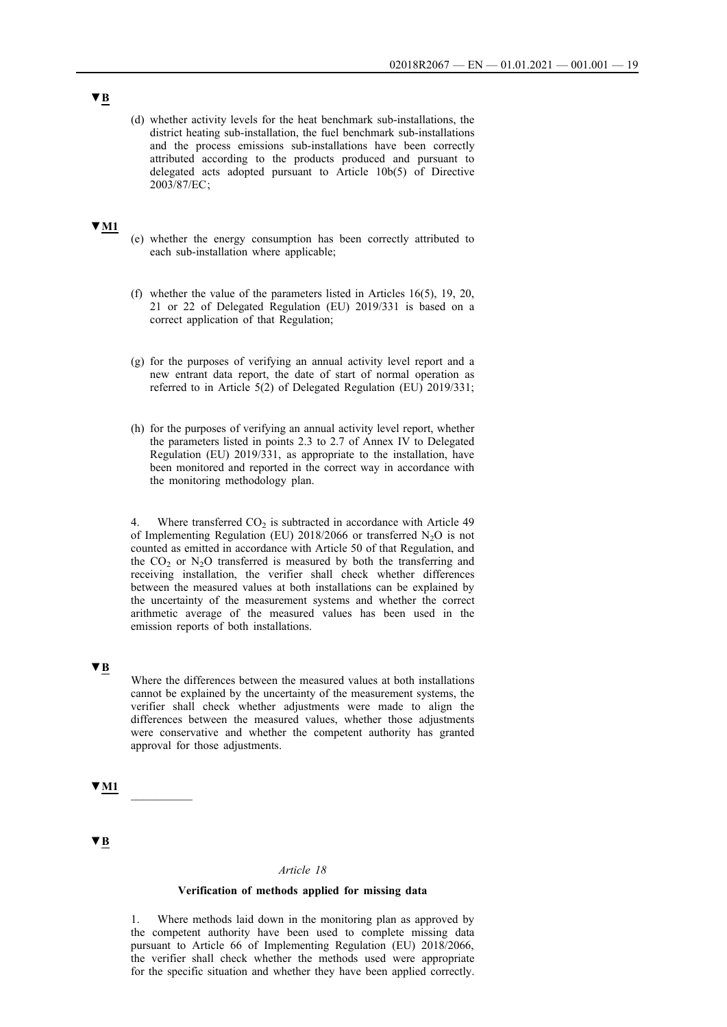▼B

(d) whether activity levels for the heat benchmark sub-installations, the district heating sub-installation, the fuel benchmark sub-installations and the process emissions sub-installations have been correctly attributed according to the products produced and pursuant to delegated acts adopted pursuant to Article 10b(5) of Directive 2003/87/EC;

▼M1

(e) whether the energy consumption has been correctly attributed to each sub-installation where applicable;

(f) whether the value of the parameters listed in Articles 16(5), 19, 20, 21 or 22 of Delegated Regulation (EU) 2019/331 is based on a correct application of that Regulation;

(g) for the purposes of verifying an annual activity level report and a new entrant data report, the date of start of normal operation as referred to in Article 5(2) of Delegated Regulation (EU) 2019/331;

(h) for the purposes of verifying an annual activity level report, whether the parameters listed in points 2.3 to 2.7 of Annex IV to Delegated Regulation (EU) 2019/331, as appropriate to the installation, have been monitored and reported in the correct way in accordance with the monitoring methodology plan.

4. Where transferred $CO_2$ is subtracted in accordance with Article 49 of Implementing Regulation (EU) 2018/2066 or transferred $N_2O$ is not counted as emitted in accordance with Article 50 of that Regulation, and the $CO_2$ or $N_2O$ transferred is measured by both the transferring and receiving installation, the verifier shall check whether differences between the measured values at both installations can be explained by the uncertainty of the measurement systems and whether the correct arithmetic average of the measured values has been used in the emission reports of both installations.

▼B

Where the differences between the measured values at both installations cannot be explained by the uncertainty of the measurement systems, the verifier shall check whether adjustments were made to align the differences between the measured values, whether those adjustments were conservative and whether the competent authority has granted approval for those adjustments.

▼M1

__________

▼B

*Article 18*

**Verification of methods applied for missing data**

1. Where methods laid down in the monitoring plan as approved by the competent authority have been used to complete missing data pursuant to Article 66 of Implementing Regulation (EU) 2018/2066, the verifier shall check whether the methods used were appropriate for the specific situation and whether they have been applied correctly.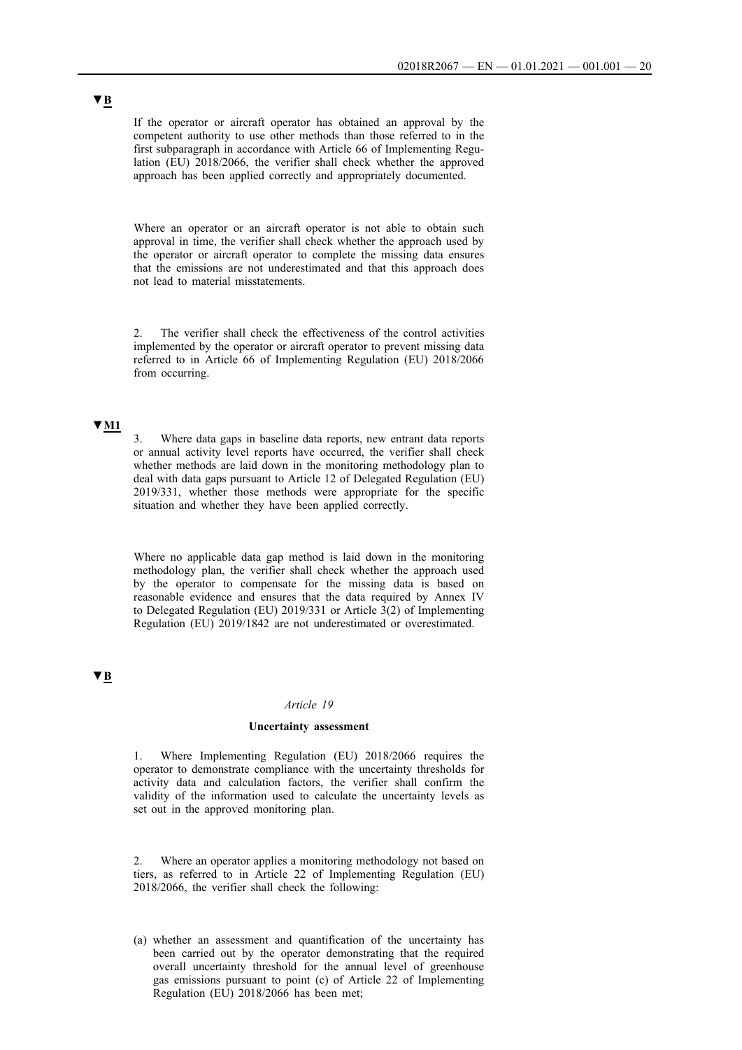▼B

If the operator or aircraft operator has obtained an approval by the competent authority to use other methods than those referred to in the first subparagraph in accordance with Article 66 of Implementing Regulation (EU) 2018/2066, the verifier shall check whether the approved approach has been applied correctly and appropriately documented.

Where an operator or an aircraft operator is not able to obtain such approval in time, the verifier shall check whether the approach used by the operator or aircraft operator to complete the missing data ensures that the emissions are not underestimated and that this approach does not lead to material misstatements.

2. The verifier shall check the effectiveness of the control activities implemented by the operator or aircraft operator to prevent missing data referred to in Article 66 of Implementing Regulation (EU) 2018/2066 from occurring.

▼M1

3. Where data gaps in baseline data reports, new entrant data reports or annual activity level reports have occurred, the verifier shall check whether methods are laid down in the monitoring methodology plan to deal with data gaps pursuant to Article 12 of Delegated Regulation (EU) 2019/331, whether those methods were appropriate for the specific situation and whether they have been applied correctly.

Where no applicable data gap method is laid down in the monitoring methodology plan, the verifier shall check whether the approach used by the operator to compensate for the missing data is based on reasonable evidence and ensures that the data required by Annex IV to Delegated Regulation (EU) 2019/331 or Article 3(2) of Implementing Regulation (EU) 2019/1842 are not underestimated or overestimated.

▼B

*Article 19*

**Uncertainty assessment**

1. Where Implementing Regulation (EU) 2018/2066 requires the operator to demonstrate compliance with the uncertainty thresholds for activity data and calculation factors, the verifier shall confirm the validity of the information used to calculate the uncertainty levels as set out in the approved monitoring plan.

2. Where an operator applies a monitoring methodology not based on tiers, as referred to in Article 22 of Implementing Regulation (EU) 2018/2066, the verifier shall check the following:

(a) whether an assessment and quantification of the uncertainty has been carried out by the operator demonstrating that the required overall uncertainty threshold for the annual level of greenhouse gas emissions pursuant to point (c) of Article 22 of Implementing Regulation (EU) 2018/2066 has been met;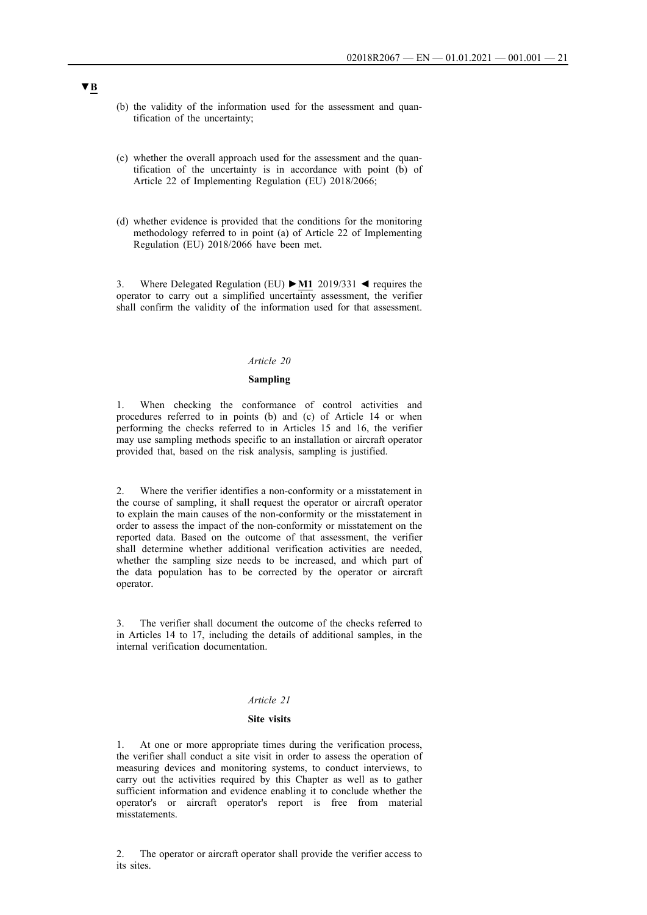▼B

(b) the validity of the information used for the assessment and quantification of the uncertainty;

(c) whether the overall approach used for the assessment and the quantification of the uncertainty is in accordance with point (b) of Article 22 of Implementing Regulation (EU) 2018/2066;

(d) whether evidence is provided that the conditions for the monitoring methodology referred to in point (a) of Article 22 of Implementing Regulation (EU) 2018/2066 have been met.

3. Where Delegated Regulation (EU) ►M1 2019/331 ◄ requires the operator to carry out a simplified uncertainty assessment, the verifier shall confirm the validity of the information used for that assessment.

*Article 20*

**Sampling**

1. When checking the conformance of control activities and procedures referred to in points (b) and (c) of Article 14 or when performing the checks referred to in Articles 15 and 16, the verifier may use sampling methods specific to an installation or aircraft operator provided that, based on the risk analysis, sampling is justified.

2. Where the verifier identifies a non-conformity or a misstatement in the course of sampling, it shall request the operator or aircraft operator to explain the main causes of the non-conformity or the misstatement in order to assess the impact of the non-conformity or misstatement on the reported data. Based on the outcome of that assessment, the verifier shall determine whether additional verification activities are needed, whether the sampling size needs to be increased, and which part of the data population has to be corrected by the operator or aircraft operator.

3. The verifier shall document the outcome of the checks referred to in Articles 14 to 17, including the details of additional samples, in the internal verification documentation.

*Article 21*

**Site visits**

1. At one or more appropriate times during the verification process, the verifier shall conduct a site visit in order to assess the operation of measuring devices and monitoring systems, to conduct interviews, to carry out the activities required by this Chapter as well as to gather sufficient information and evidence enabling it to conclude whether the operator's or aircraft operator's report is free from material misstatements.

2. The operator or aircraft operator shall provide the verifier access to its sites.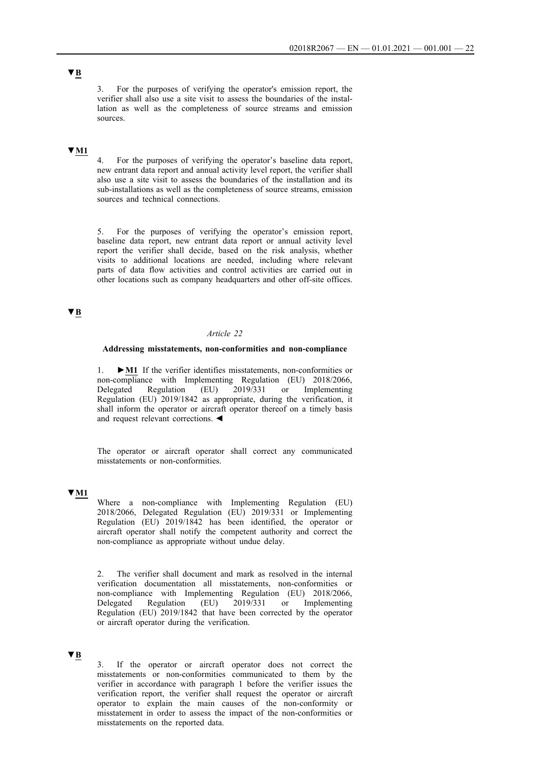▼B

3. For the purposes of verifying the operator's emission report, the verifier shall also use a site visit to assess the boundaries of the installation as well as the completeness of source streams and emission sources.

▼M1

4. For the purposes of verifying the operator’s baseline data report, new entrant data report and annual activity level report, the verifier shall also use a site visit to assess the boundaries of the installation and its sub-installations as well as the completeness of source streams, emission sources and technical connections.

5. For the purposes of verifying the operator’s emission report, baseline data report, new entrant data report or annual activity level report the verifier shall decide, based on the risk analysis, whether visits to additional locations are needed, including where relevant parts of data flow activities and control activities are carried out in other locations such as company headquarters and other off-site offices.

▼B

*Article 22*

**Addressing misstatements, non-conformities and non-compliance**

1. ►**M1** If the verifier identifies misstatements, non-conformities or non-compliance with Implementing Regulation (EU) 2018/2066, Delegated Regulation (EU) 2019/331 or Implementing Regulation (EU) 2019/1842 as appropriate, during the verification, it shall inform the operator or aircraft operator thereof on a timely basis and request relevant corrections. ◄

The operator or aircraft operator shall correct any communicated misstatements or non-conformities.

▼M1

Where a non-compliance with Implementing Regulation (EU) 2018/2066, Delegated Regulation (EU) 2019/331 or Implementing Regulation (EU) 2019/1842 has been identified, the operator or aircraft operator shall notify the competent authority and correct the non-compliance as appropriate without undue delay.

2. The verifier shall document and mark as resolved in the internal verification documentation all misstatements, non-conformities or non-compliance with Implementing Regulation (EU) 2018/2066, Delegated Regulation (EU) 2019/331 or Implementing Regulation (EU) 2019/1842 that have been corrected by the operator or aircraft operator during the verification.

▼B

3. If the operator or aircraft operator does not correct the misstatements or non-conformities communicated to them by the verifier in accordance with paragraph 1 before the verifier issues the verification report, the verifier shall request the operator or aircraft operator to explain the main causes of the non-conformity or misstatement in order to assess the impact of the non-conformities or misstatements on the reported data.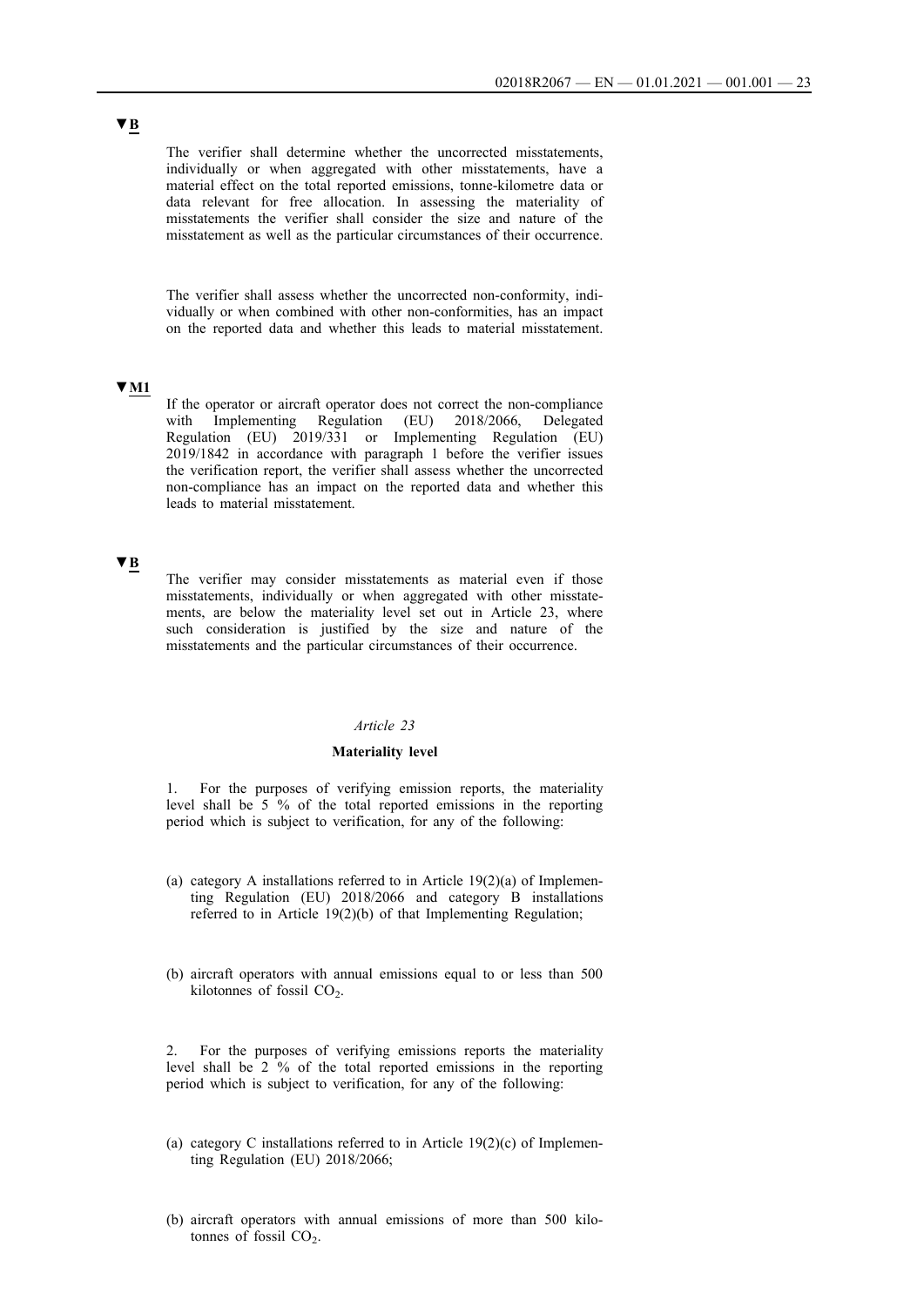▼B

The verifier shall determine whether the uncorrected misstatements, individually or when aggregated with other misstatements, have a material effect on the total reported emissions, tonne-kilometre data or data relevant for free allocation. In assessing the materiality of misstatements the verifier shall consider the size and nature of the misstatement as well as the particular circumstances of their occurrence.

The verifier shall assess whether the uncorrected non-conformity, individually or when combined with other non-conformities, has an impact on the reported data and whether this leads to material misstatement.

▼M1

If the operator or aircraft operator does not correct the non-compliance with Implementing Regulation (EU) 2018/2066, Delegated Regulation (EU) 2019/331 or Implementing Regulation (EU) 2019/1842 in accordance with paragraph 1 before the verifier issues the verification report, the verifier shall assess whether the uncorrected non-compliance has an impact on the reported data and whether this leads to material misstatement.

▼B

The verifier may consider misstatements as material even if those misstatements, individually or when aggregated with other misstatements, are below the materiality level set out in Article 23, where such consideration is justified by the size and nature of the misstatements and the particular circumstances of their occurrence.

*Article 23*

**Materiality level**

1. For the purposes of verifying emission reports, the materiality level shall be 5 % of the total reported emissions in the reporting period which is subject to verification, for any of the following:

(a) category A installations referred to in Article 19(2)(a) of Implementing Regulation (EU) 2018/2066 and category B installations referred to in Article 19(2)(b) of that Implementing Regulation;

(b) aircraft operators with annual emissions equal to or less than 500 kilotonnes of fossil $CO_2$.

2. For the purposes of verifying emissions reports the materiality level shall be 2 % of the total reported emissions in the reporting period which is subject to verification, for any of the following:

(a) category C installations referred to in Article 19(2)(c) of Implementing Regulation (EU) 2018/2066;

(b) aircraft operators with annual emissions of more than 500 kilotonnes of fossil $CO_2$.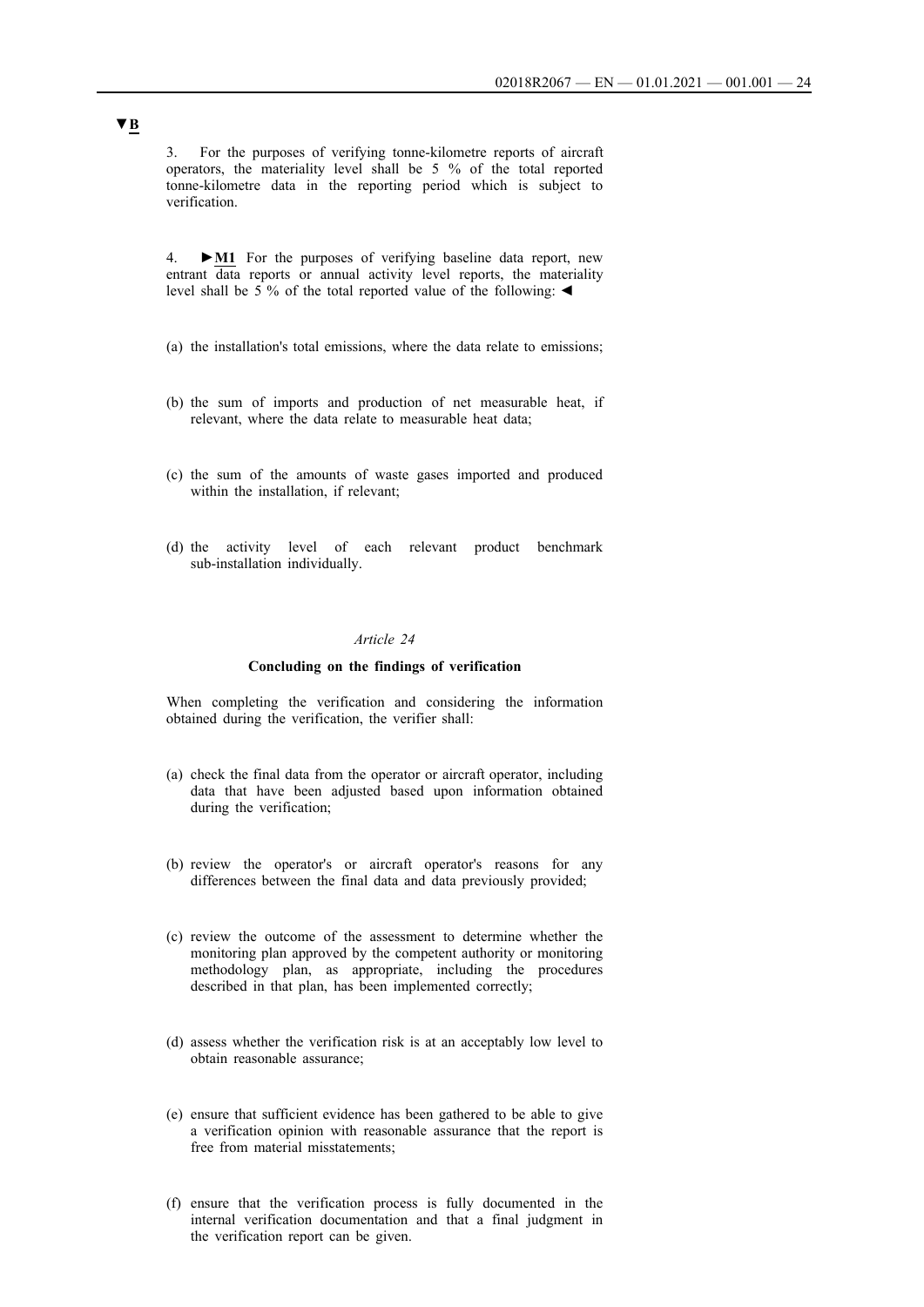▼B

3. For the purposes of verifying tonne-kilometre reports of aircraft operators, the materiality level shall be 5 % of the total reported tonne-kilometre data in the reporting period which is subject to verification.

4. ►M1 For the purposes of verifying baseline data report, new entrant data reports or annual activity level reports, the materiality level shall be 5 % of the total reported value of the following: ◄

(a) the installation's total emissions, where the data relate to emissions;

(b) the sum of imports and production of net measurable heat, if relevant, where the data relate to measurable heat data;

(c) the sum of the amounts of waste gases imported and produced within the installation, if relevant;

(d) the activity level of each relevant product benchmark sub-installation individually.

*Article 24*

**Concluding on the findings of verification**

When completing the verification and considering the information obtained during the verification, the verifier shall:

(a) check the final data from the operator or aircraft operator, including data that have been adjusted based upon information obtained during the verification;

(b) review the operator's or aircraft operator's reasons for any differences between the final data and data previously provided;

(c) review the outcome of the assessment to determine whether the monitoring plan approved by the competent authority or monitoring methodology plan, as appropriate, including the procedures described in that plan, has been implemented correctly;

(d) assess whether the verification risk is at an acceptably low level to obtain reasonable assurance;

(e) ensure that sufficient evidence has been gathered to be able to give a verification opinion with reasonable assurance that the report is free from material misstatements;

(f) ensure that the verification process is fully documented in the internal verification documentation and that a final judgment in the verification report can be given.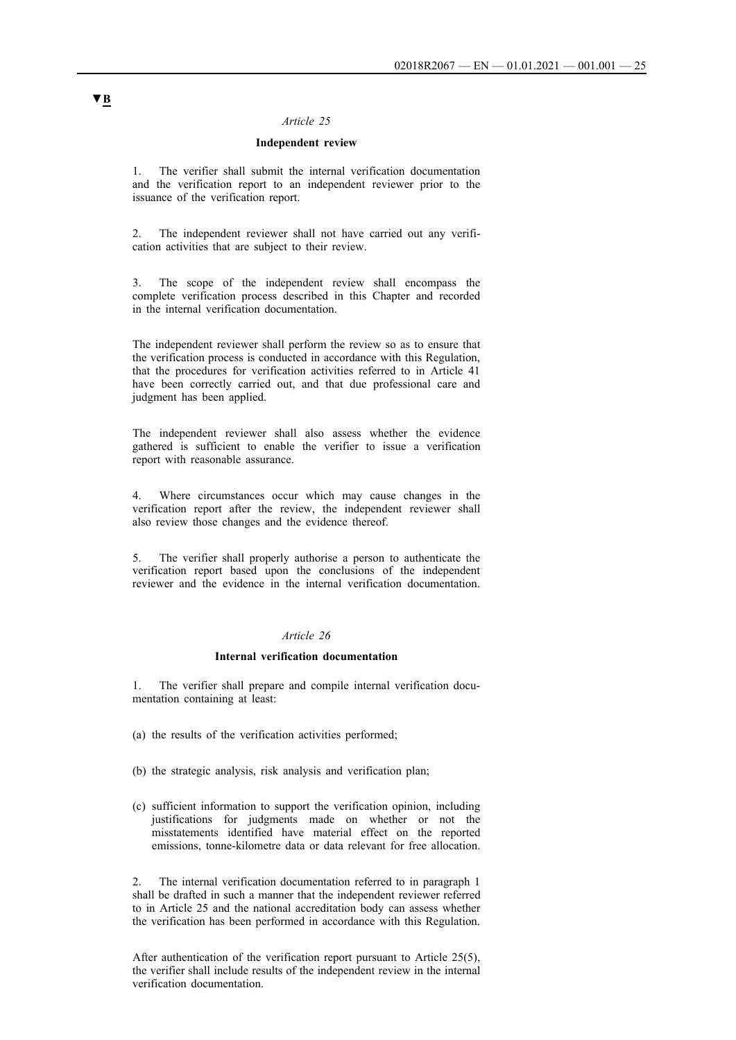▼B

*Article 25*

**Independent review**

1. The verifier shall submit the internal verification documentation and the verification report to an independent reviewer prior to the issuance of the verification report.

2. The independent reviewer shall not have carried out any verification activities that are subject to their review.

3. The scope of the independent review shall encompass the complete verification process described in this Chapter and recorded in the internal verification documentation.

The independent reviewer shall perform the review so as to ensure that the verification process is conducted in accordance with this Regulation, that the procedures for verification activities referred to in Article 41 have been correctly carried out, and that due professional care and judgment has been applied.

The independent reviewer shall also assess whether the evidence gathered is sufficient to enable the verifier to issue a verification report with reasonable assurance.

4. Where circumstances occur which may cause changes in the verification report after the review, the independent reviewer shall also review those changes and the evidence thereof.

5. The verifier shall properly authorise a person to authenticate the verification report based upon the conclusions of the independent reviewer and the evidence in the internal verification documentation.

*Article 26*

**Internal verification documentation**

1. The verifier shall prepare and compile internal verification documentation containing at least:

(a) the results of the verification activities performed;

(b) the strategic analysis, risk analysis and verification plan;

(c) sufficient information to support the verification opinion, including justifications for judgments made on whether or not the misstatements identified have material effect on the reported emissions, tonne-kilometre data or data relevant for free allocation.

2. The internal verification documentation referred to in paragraph 1 shall be drafted in such a manner that the independent reviewer referred to in Article 25 and the national accreditation body can assess whether the verification has been performed in accordance with this Regulation.

After authentication of the verification report pursuant to Article 25(5), the verifier shall include results of the independent review in the internal verification documentation.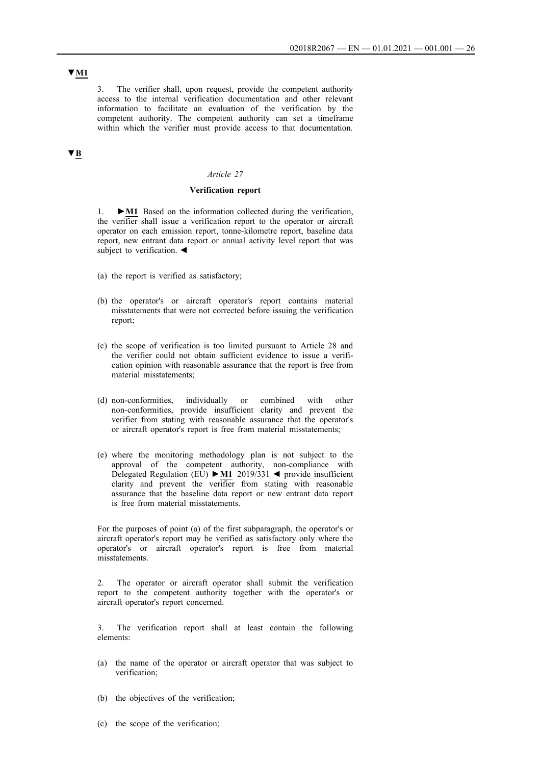**▼M1**

3. The verifier shall, upon request, provide the competent authority access to the internal verification documentation and other relevant information to facilitate an evaluation of the verification by the competent authority. The competent authority can set a timeframe within which the verifier must provide access to that documentation.

**▼B**

### *Article 27*

### Verification report

1. ►M1 Based on the information collected during the verification, the verifier shall issue a verification report to the operator or aircraft operator on each emission report, tonne-kilometre report, baseline data report, new entrant data report or annual activity level report that was subject to verification. ◄

(a) the report is verified as satisfactory;

(b) the operator's or aircraft operator's report contains material misstatements that were not corrected before issuing the verification report;

(c) the scope of verification is too limited pursuant to Article 28 and the verifier could not obtain sufficient evidence to issue a verification opinion with reasonable assurance that the report is free from material misstatements;

(d) non-conformities, individually or combined with other non-conformities, provide insufficient clarity and prevent the verifier from stating with reasonable assurance that the operator's or aircraft operator's report is free from material misstatements;

(e) where the monitoring methodology plan is not subject to the approval of the competent authority, non-compliance with Delegated Regulation (EU) ►M1 2019/331 ◄ provide insufficient clarity and prevent the verifier from stating with reasonable assurance that the baseline data report or new entrant data report is free from material misstatements.

For the purposes of point (a) of the first subparagraph, the operator's or aircraft operator's report may be verified as satisfactory only where the operator's or aircraft operator's report is free from material misstatements.

2. The operator or aircraft operator shall submit the verification report to the competent authority together with the operator's or aircraft operator's report concerned.

3. The verification report shall at least contain the following elements:

(a) the name of the operator or aircraft operator that was subject to verification;

(b) the objectives of the verification;

(c) the scope of the verification;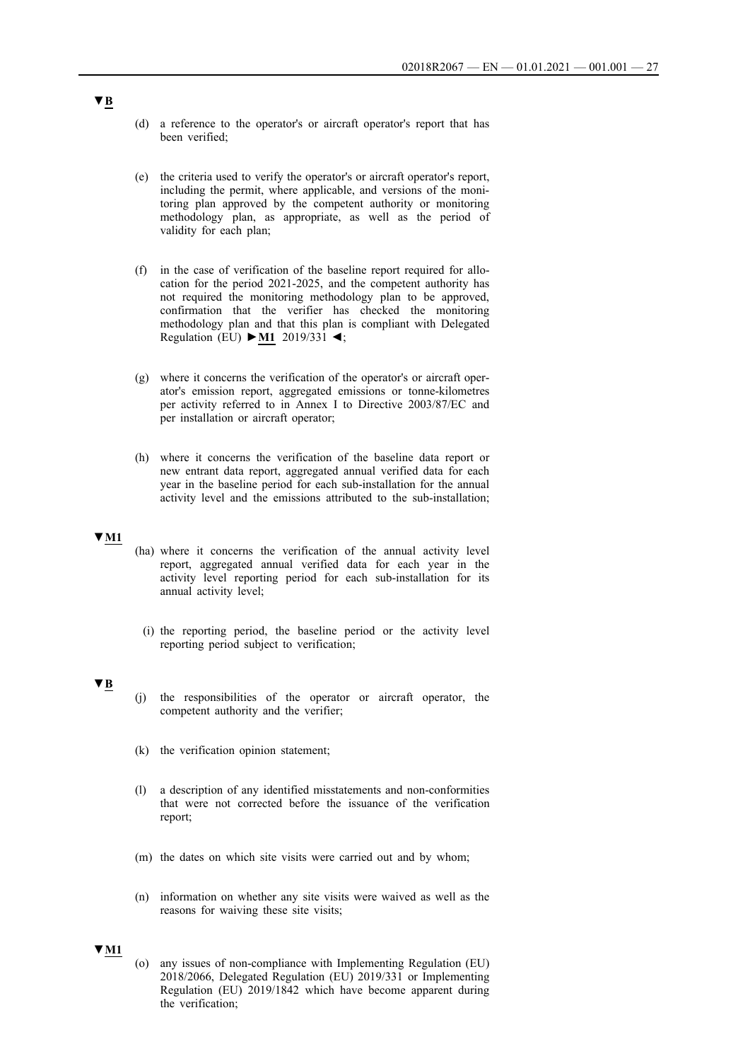▼B

(d) a reference to the operator's or aircraft operator's report that has been verified;

(e) the criteria used to verify the operator's or aircraft operator's report, including the permit, where applicable, and versions of the monitoring plan approved by the competent authority or monitoring methodology plan, as appropriate, as well as the period of validity for each plan;

(f) in the case of verification of the baseline report required for allocation for the period 2021-2025, and the competent authority has not required the monitoring methodology plan to be approved, confirmation that the verifier has checked the monitoring methodology plan and that this plan is compliant with Delegated Regulation (EU) ►M1 2019/331 ◄;

(g) where it concerns the verification of the operator's or aircraft operator's emission report, aggregated emissions or tonne-kilometres per activity referred to in Annex I to Directive 2003/87/EC and per installation or aircraft operator;

(h) where it concerns the verification of the baseline data report or new entrant data report, aggregated annual verified data for each year in the baseline period for each sub-installation for the annual activity level and the emissions attributed to the sub-installation;

▼M1

(ha) where it concerns the verification of the annual activity level report, aggregated annual verified data for each year in the activity level reporting period for each sub-installation for its annual activity level;

(i) the reporting period, the baseline period or the activity level reporting period subject to verification;

▼B

(j) the responsibilities of the operator or aircraft operator, the competent authority and the verifier;

(k) the verification opinion statement;

(l) a description of any identified misstatements and non-conformities that were not corrected before the issuance of the verification report;

(m) the dates on which site visits were carried out and by whom;

(n) information on whether any site visits were waived as well as the reasons for waiving these site visits;

▼M1

(o) any issues of non-compliance with Implementing Regulation (EU) 2018/2066, Delegated Regulation (EU) 2019/331 or Implementing Regulation (EU) 2019/1842 which have become apparent during the verification;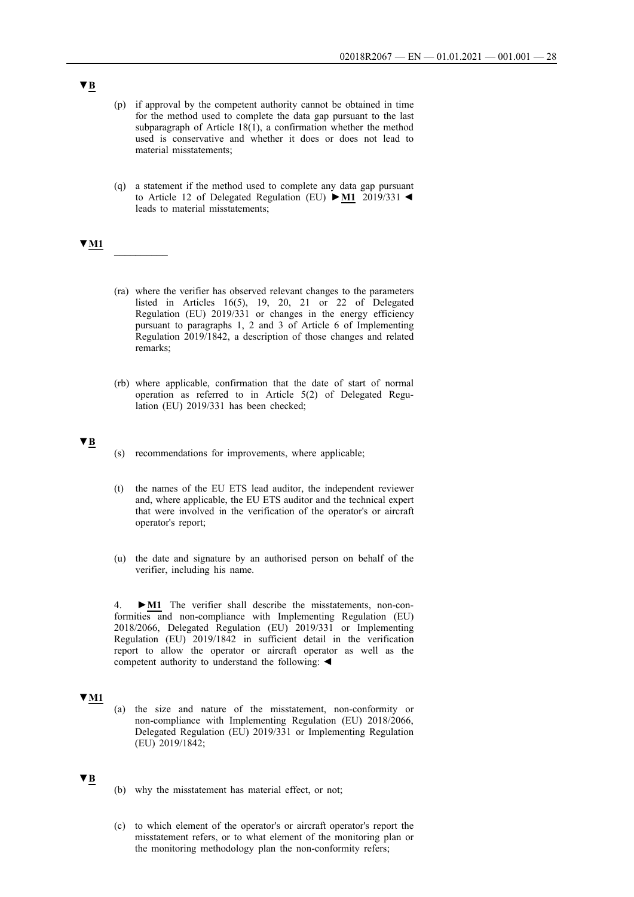▼B

(p) if approval by the competent authority cannot be obtained in time for the method used to complete the data gap pursuant to the last subparagraph of Article 18(1), a confirmation whether the method used is conservative and whether it does or does not lead to material misstatements;

(q) a statement if the method used to complete any data gap pursuant to Article 12 of Delegated Regulation (EU) ►M1 2019/331 ◄ leads to material misstatements;

▼M1

__________

(ra) where the verifier has observed relevant changes to the parameters listed in Articles 16(5), 19, 20, 21 or 22 of Delegated Regulation (EU) 2019/331 or changes in the energy efficiency pursuant to paragraphs 1, 2 and 3 of Article 6 of Implementing Regulation 2019/1842, a description of those changes and related remarks;

(rb) where applicable, confirmation that the date of start of normal operation as referred to in Article 5(2) of Delegated Regulation (EU) 2019/331 has been checked;

▼B

(s) recommendations for improvements, where applicable;

(t) the names of the EU ETS lead auditor, the independent reviewer and, where applicable, the EU ETS auditor and the technical expert that were involved in the verification of the operator's or aircraft operator's report;

(u) the date and signature by an authorised person on behalf of the verifier, including his name.

4. ►M1 The verifier shall describe the misstatements, non-conformities and non-compliance with Implementing Regulation (EU) 2018/2066, Delegated Regulation (EU) 2019/331 or Implementing Regulation (EU) 2019/1842 in sufficient detail in the verification report to allow the operator or aircraft operator as well as the competent authority to understand the following: ◄

▼M1

(a) the size and nature of the misstatement, non-conformity or non-compliance with Implementing Regulation (EU) 2018/2066, Delegated Regulation (EU) 2019/331 or Implementing Regulation (EU) 2019/1842;

▼B

(b) why the misstatement has material effect, or not;

(c) to which element of the operator's or aircraft operator's report the misstatement refers, or to what element of the monitoring plan or the monitoring methodology plan the non-conformity refers;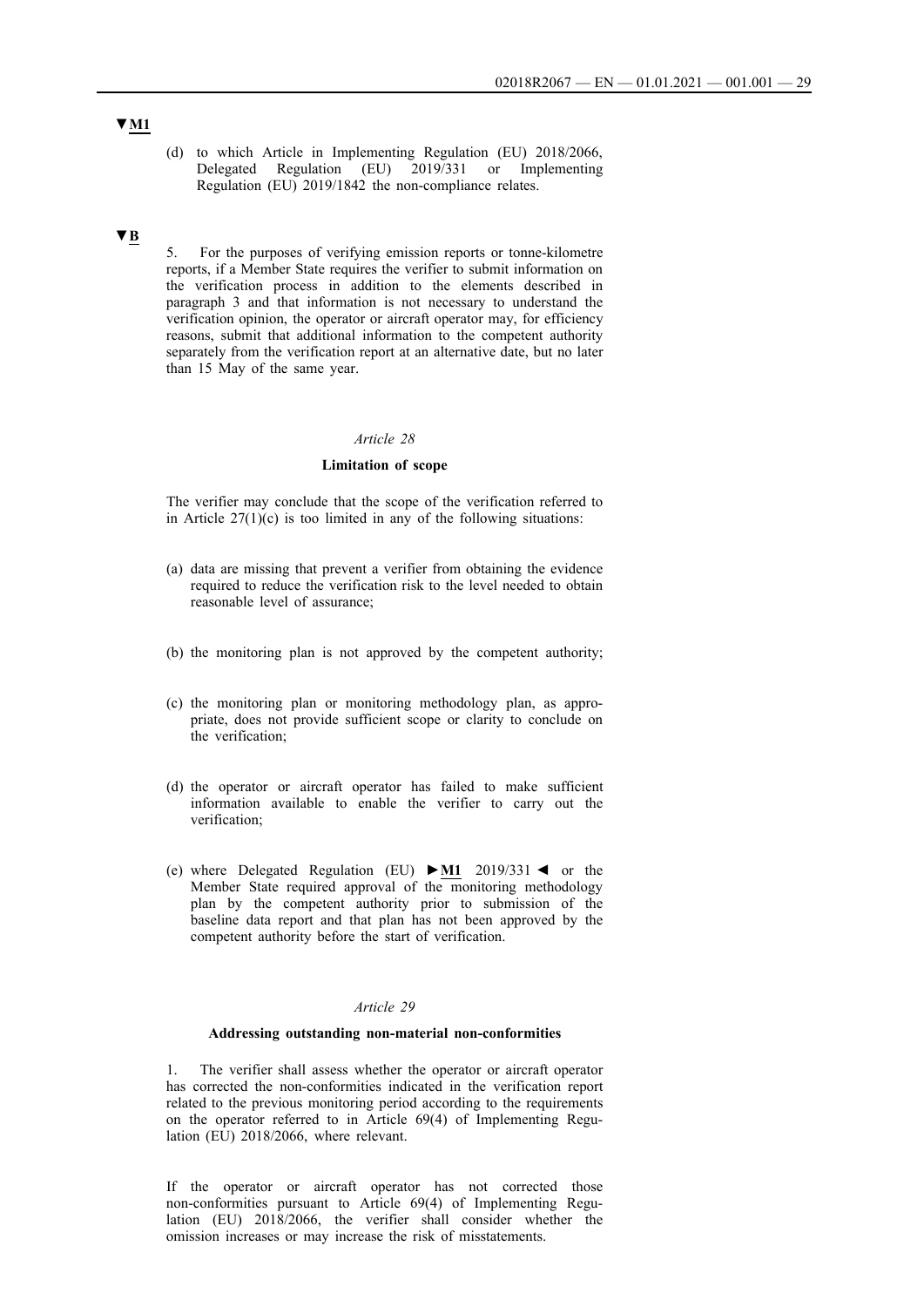▼M1

(d) to which Article in Implementing Regulation (EU) 2018/2066, Delegated Regulation (EU) 2019/331 or Implementing Regulation (EU) 2019/1842 the non-compliance relates.

▼B

5. For the purposes of verifying emission reports or tonne-kilometre reports, if a Member State requires the verifier to submit information on the verification process in addition to the elements described in paragraph 3 and that information is not necessary to understand the verification opinion, the operator or aircraft operator may, for efficiency reasons, submit that additional information to the competent authority separately from the verification report at an alternative date, but no later than 15 May of the same year.

*Article 28*

**Limitation of scope**

The verifier may conclude that the scope of the verification referred to in Article 27(1)(c) is too limited in any of the following situations:

(a) data are missing that prevent a verifier from obtaining the evidence required to reduce the verification risk to the level needed to obtain reasonable level of assurance;

(b) the monitoring plan is not approved by the competent authority;

(c) the monitoring plan or monitoring methodology plan, as appropriate, does not provide sufficient scope or clarity to conclude on the verification;

(d) the operator or aircraft operator has failed to make sufficient information available to enable the verifier to carry out the verification;

(e) where Delegated Regulation (EU) ►M1 2019/331 ◄ or the Member State required approval of the monitoring methodology plan by the competent authority prior to submission of the baseline data report and that plan has not been approved by the competent authority before the start of verification.

*Article 29*

**Addressing outstanding non-material non-conformities**

1. The verifier shall assess whether the operator or aircraft operator has corrected the non-conformities indicated in the verification report related to the previous monitoring period according to the requirements on the operator referred to in Article 69(4) of Implementing Regulation (EU) 2018/2066, where relevant.

If the operator or aircraft operator has not corrected those non-conformities pursuant to Article 69(4) of Implementing Regulation (EU) 2018/2066, the verifier shall consider whether the omission increases or may increase the risk of misstatements.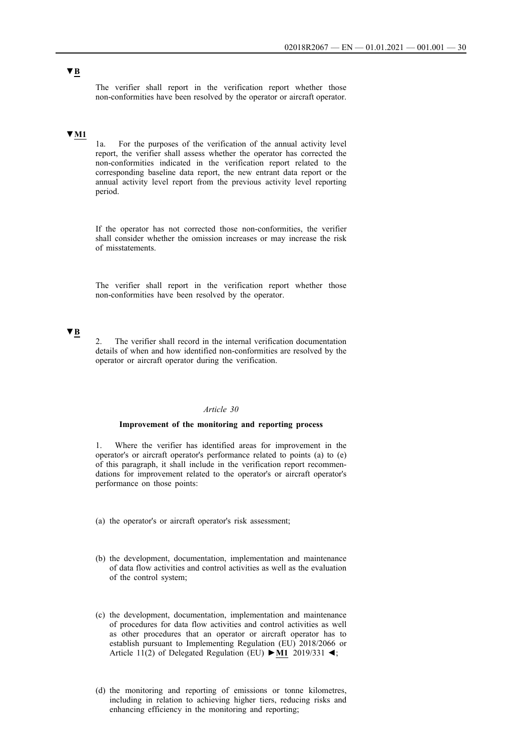▼B

The verifier shall report in the verification report whether those non-conformities have been resolved by the operator or aircraft operator.

▼M1

1a. For the purposes of the verification of the annual activity level report, the verifier shall assess whether the operator has corrected the non-conformities indicated in the verification report related to the corresponding baseline data report, the new entrant data report or the annual activity level report from the previous activity level reporting period.

If the operator has not corrected those non-conformities, the verifier shall consider whether the omission increases or may increase the risk of misstatements.

The verifier shall report in the verification report whether those non-conformities have been resolved by the operator.

▼B

2. The verifier shall record in the internal verification documentation details of when and how identified non-conformities are resolved by the operator or aircraft operator during the verification.

*Article 30*

**Improvement of the monitoring and reporting process**

1. Where the verifier has identified areas for improvement in the operator's or aircraft operator's performance related to points (a) to (e) of this paragraph, it shall include in the verification report recommendations for improvement related to the operator's or aircraft operator's performance on those points:

(a) the operator's or aircraft operator's risk assessment;

(b) the development, documentation, implementation and maintenance of data flow activities and control activities as well as the evaluation of the control system;

(c) the development, documentation, implementation and maintenance of procedures for data flow activities and control activities as well as other procedures that an operator or aircraft operator has to establish pursuant to Implementing Regulation (EU) 2018/2066 or Article 11(2) of Delegated Regulation (EU) ►M1 2019/331 ◄;

(d) the monitoring and reporting of emissions or tonne kilometres, including in relation to achieving higher tiers, reducing risks and enhancing efficiency in the monitoring and reporting;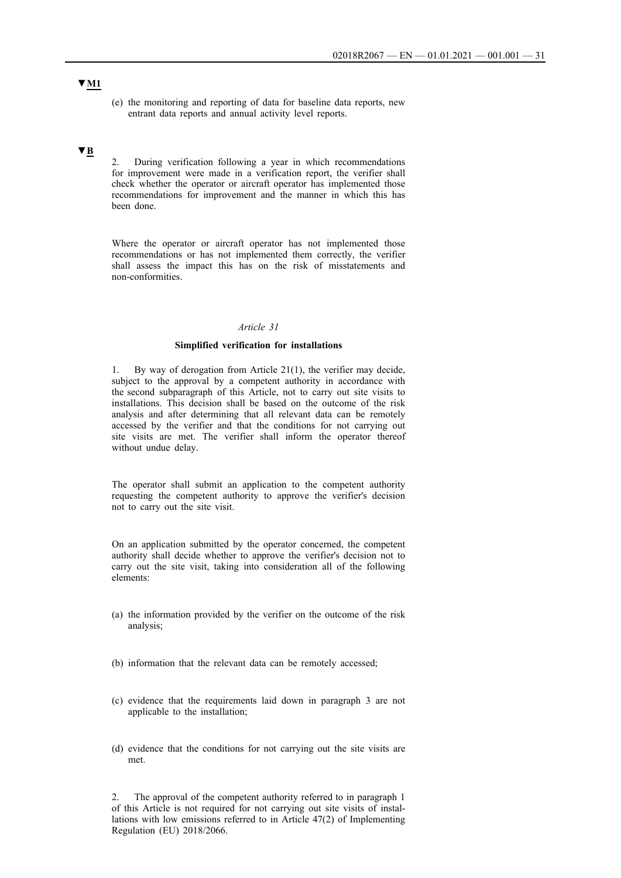▼M1

(e) the monitoring and reporting of data for baseline data reports, new entrant data reports and annual activity level reports.

▼B

2. During verification following a year in which recommendations for improvement were made in a verification report, the verifier shall check whether the operator or aircraft operator has implemented those recommendations for improvement and the manner in which this has been done.

Where the operator or aircraft operator has not implemented those recommendations or has not implemented them correctly, the verifier shall assess the impact this has on the risk of misstatements and non-conformities.

*Article 31*

**Simplified verification for installations**

1. By way of derogation from Article 21(1), the verifier may decide, subject to the approval by a competent authority in accordance with the second subparagraph of this Article, not to carry out site visits to installations. This decision shall be based on the outcome of the risk analysis and after determining that all relevant data can be remotely accessed by the verifier and that the conditions for not carrying out site visits are met. The verifier shall inform the operator thereof without undue delay.

The operator shall submit an application to the competent authority requesting the competent authority to approve the verifier's decision not to carry out the site visit.

On an application submitted by the operator concerned, the competent authority shall decide whether to approve the verifier's decision not to carry out the site visit, taking into consideration all of the following elements:

(a) the information provided by the verifier on the outcome of the risk analysis;

(b) information that the relevant data can be remotely accessed;

(c) evidence that the requirements laid down in paragraph 3 are not applicable to the installation;

(d) evidence that the conditions for not carrying out the site visits are met.

2. The approval of the competent authority referred to in paragraph 1 of this Article is not required for not carrying out site visits of installations with low emissions referred to in Article 47(2) of Implementing Regulation (EU) 2018/2066.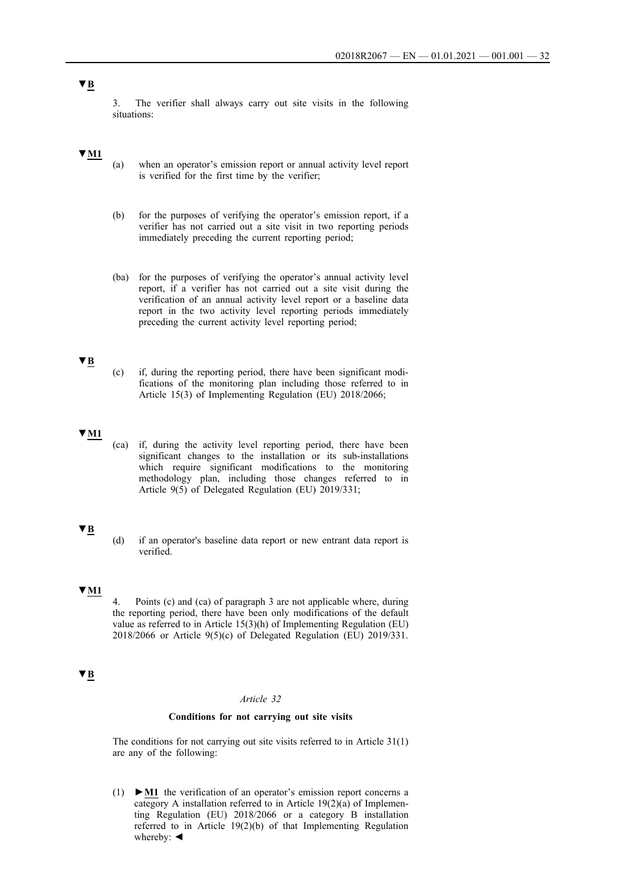▼B

3. The verifier shall always carry out site visits in the following situations:

▼M1

(a) when an operator's emission report or annual activity level report is verified for the first time by the verifier;

(b) for the purposes of verifying the operator's emission report, if a verifier has not carried out a site visit in two reporting periods immediately preceding the current reporting period;

(ba) for the purposes of verifying the operator's annual activity level report, if a verifier has not carried out a site visit during the verification of an annual activity level report or a baseline data report in the two activity level reporting periods immediately preceding the current activity level reporting period;

▼B

(c) if, during the reporting period, there have been significant modifications of the monitoring plan including those referred to in Article 15(3) of Implementing Regulation (EU) 2018/2066;

▼M1

(ca) if, during the activity level reporting period, there have been significant changes to the installation or its sub-installations which require significant modifications to the monitoring methodology plan, including those changes referred to in Article 9(5) of Delegated Regulation (EU) 2019/331;

▼B

(d) if an operator's baseline data report or new entrant data report is verified.

▼M1

4. Points (c) and (ca) of paragraph 3 are not applicable where, during the reporting period, there have been only modifications of the default value as referred to in Article 15(3)(h) of Implementing Regulation (EU) 2018/2066 or Article 9(5)(c) of Delegated Regulation (EU) 2019/331.

▼B

*Article 32*

**Conditions for not carrying out site visits**

The conditions for not carrying out site visits referred to in Article 31(1) are any of the following:

(1) ►M1 the verification of an operator's emission report concerns a category A installation referred to in Article 19(2)(a) of Implementing Regulation (EU) 2018/2066 or a category B installation referred to in Article 19(2)(b) of that Implementing Regulation whereby: ◄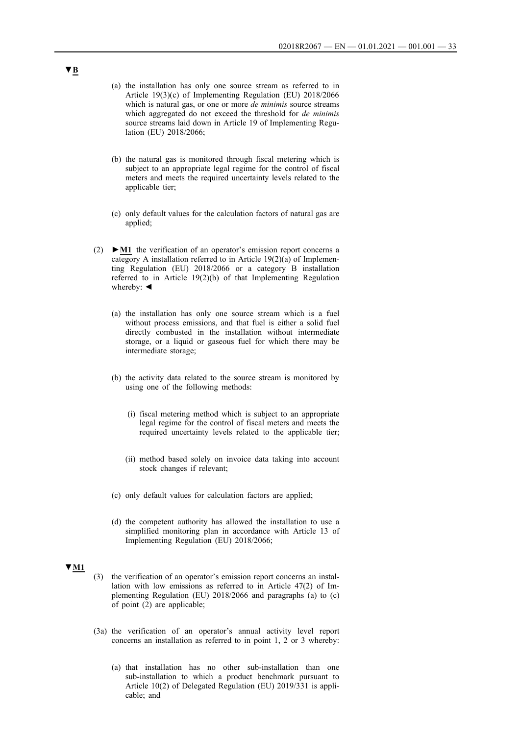▼B

(a) the installation has only one source stream as referred to in Article 19(3)(c) of Implementing Regulation (EU) 2018/2066 which is natural gas, or one or more *de minimis* source streams which aggregated do not exceed the threshold for *de minimis* source streams laid down in Article 19 of Implementing Regulation (EU) 2018/2066;

(b) the natural gas is monitored through fiscal metering which is subject to an appropriate legal regime for the control of fiscal meters and meets the required uncertainty levels related to the applicable tier;

(c) only default values for the calculation factors of natural gas are applied;

(2) ►M1 the verification of an operator's emission report concerns a category A installation referred to in Article 19(2)(a) of Implementing Regulation (EU) 2018/2066 or a category B installation referred to in Article 19(2)(b) of that Implementing Regulation whereby: ◄

(a) the installation has only one source stream which is a fuel without process emissions, and that fuel is either a solid fuel directly combusted in the installation without intermediate storage, or a liquid or gaseous fuel for which there may be intermediate storage;

(b) the activity data related to the source stream is monitored by using one of the following methods:

(i) fiscal metering method which is subject to an appropriate legal regime for the control of fiscal meters and meets the required uncertainty levels related to the applicable tier;

(ii) method based solely on invoice data taking into account stock changes if relevant;

(c) only default values for calculation factors are applied;

(d) the competent authority has allowed the installation to use a simplified monitoring plan in accordance with Article 13 of Implementing Regulation (EU) 2018/2066;

▼M1

(3) the verification of an operator's emission report concerns an installation with low emissions as referred to in Article 47(2) of Implementing Regulation (EU) 2018/2066 and paragraphs (a) to (c) of point (2) are applicable;

(3a) the verification of an operator's annual activity level report concerns an installation as referred to in point 1, 2 or 3 whereby:

(a) that installation has no other sub-installation than one sub-installation to which a product benchmark pursuant to Article 10(2) of Delegated Regulation (EU) 2019/331 is applicable; and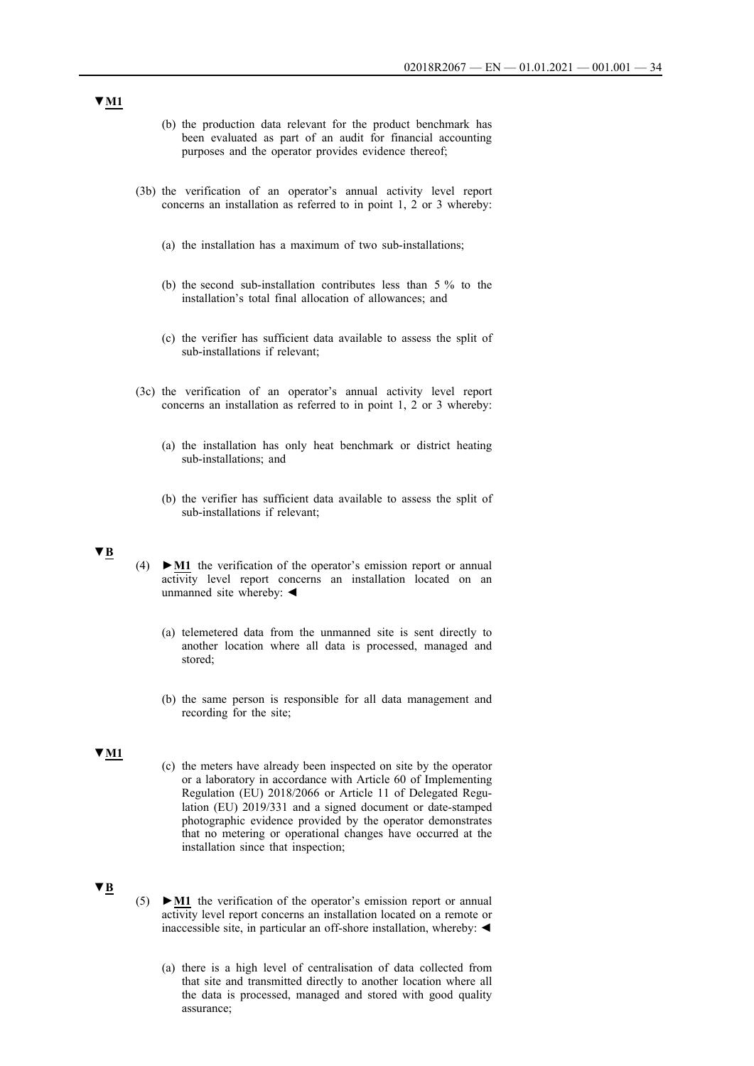▼M1

(b) the production data relevant for the product benchmark has been evaluated as part of an audit for financial accounting purposes and the operator provides evidence thereof;

(3b) the verification of an operator's annual activity level report concerns an installation as referred to in point 1, 2 or 3 whereby:

(a) the installation has a maximum of two sub-installations;

(b) the second sub-installation contributes less than 5 % to the installation's total final allocation of allowances; and

(c) the verifier has sufficient data available to assess the split of sub-installations if relevant;

(3c) the verification of an operator's annual activity level report concerns an installation as referred to in point 1, 2 or 3 whereby:

(a) the installation has only heat benchmark or district heating sub-installations; and

(b) the verifier has sufficient data available to assess the split of sub-installations if relevant;

▼B

(4) ►M1 the verification of the operator's emission report or annual activity level report concerns an installation located on an unmanned site whereby: ◄

(a) telemetered data from the unmanned site is sent directly to another location where all data is processed, managed and stored;

(b) the same person is responsible for all data management and recording for the site;

▼M1

(c) the meters have already been inspected on site by the operator or a laboratory in accordance with Article 60 of Implementing Regulation (EU) 2018/2066 or Article 11 of Delegated Regulation (EU) 2019/331 and a signed document or date-stamped photographic evidence provided by the operator demonstrates that no metering or operational changes have occurred at the installation since that inspection;

▼B

(5) ►M1 the verification of the operator's emission report or annual activity level report concerns an installation located on a remote or inaccessible site, in particular an off-shore installation, whereby: ◄

(a) there is a high level of centralisation of data collected from that site and transmitted directly to another location where all the data is processed, managed and stored with good quality assurance;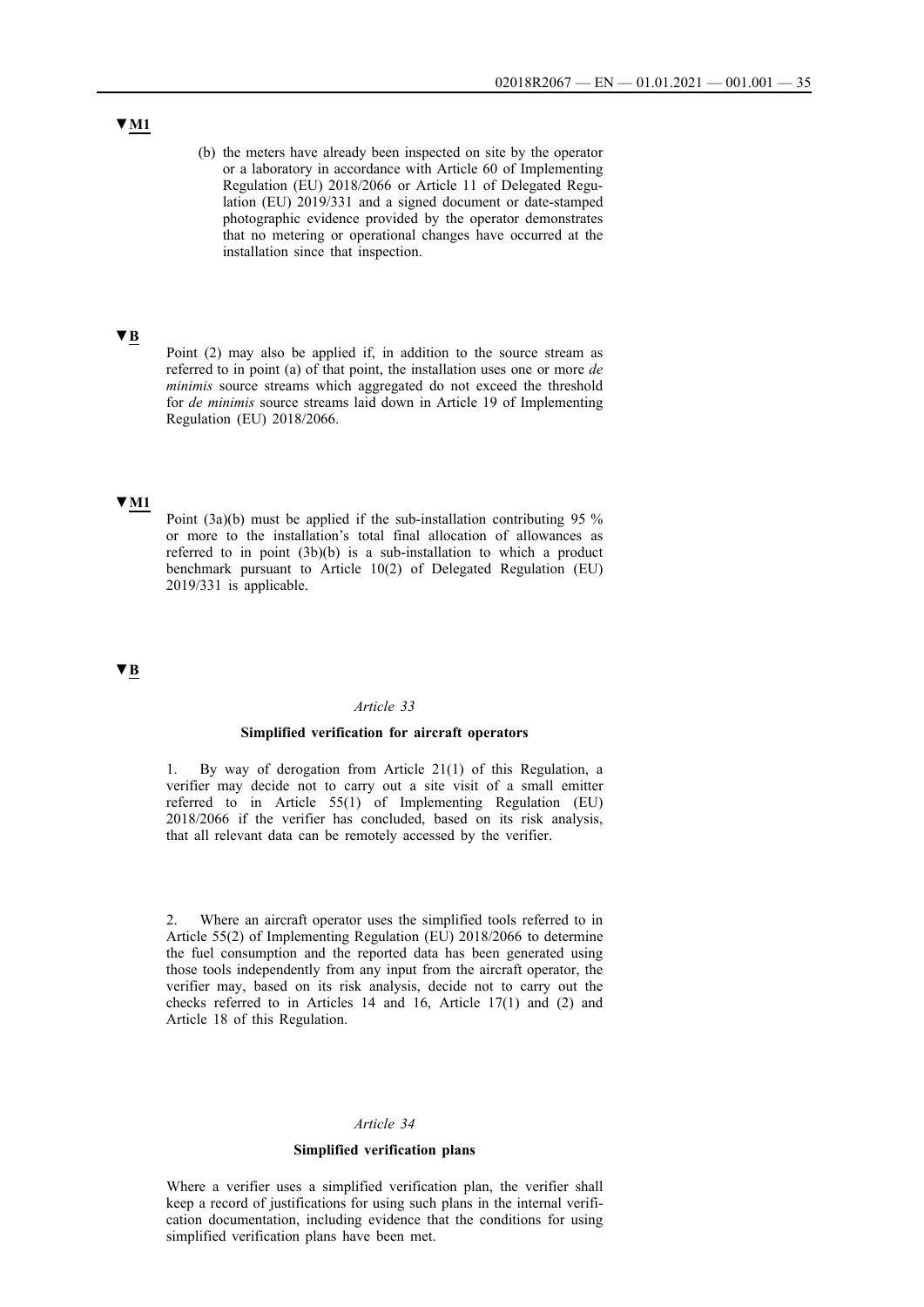▼**M1**

(b) the meters have already been inspected on site by the operator or a laboratory in accordance with Article 60 of Implementing Regulation (EU) 2018/2066 or Article 11 of Delegated Regulation (EU) 2019/331 and a signed document or date-stamped photographic evidence provided by the operator demonstrates that no metering or operational changes have occurred at the installation since that inspection.

▼**B**

Point (2) may also be applied if, in addition to the source stream as referred to in point (a) of that point, the installation uses one or more *de minimis* source streams which aggregated do not exceed the threshold for *de minimis* source streams laid down in Article 19 of Implementing Regulation (EU) 2018/2066.

▼**M1**

Point (3a)(b) must be applied if the sub-installation contributing 95 % or more to the installation's total final allocation of allowances as referred to in point (3b)(b) is a sub-installation to which a product benchmark pursuant to Article 10(2) of Delegated Regulation (EU) 2019/331 is applicable.

▼**B**

*Article 33*

**Simplified verification for aircraft operators**

1. By way of derogation from Article 21(1) of this Regulation, a verifier may decide not to carry out a site visit of a small emitter referred to in Article 55(1) of Implementing Regulation (EU) 2018/2066 if the verifier has concluded, based on its risk analysis, that all relevant data can be remotely accessed by the verifier.

2. Where an aircraft operator uses the simplified tools referred to in Article 55(2) of Implementing Regulation (EU) 2018/2066 to determine the fuel consumption and the reported data has been generated using those tools independently from any input from the aircraft operator, the verifier may, based on its risk analysis, decide not to carry out the checks referred to in Articles 14 and 16, Article 17(1) and (2) and Article 18 of this Regulation.

*Article 34*

**Simplified verification plans**

Where a verifier uses a simplified verification plan, the verifier shall keep a record of justifications for using such plans in the internal verification documentation, including evidence that the conditions for using simplified verification plans have been met.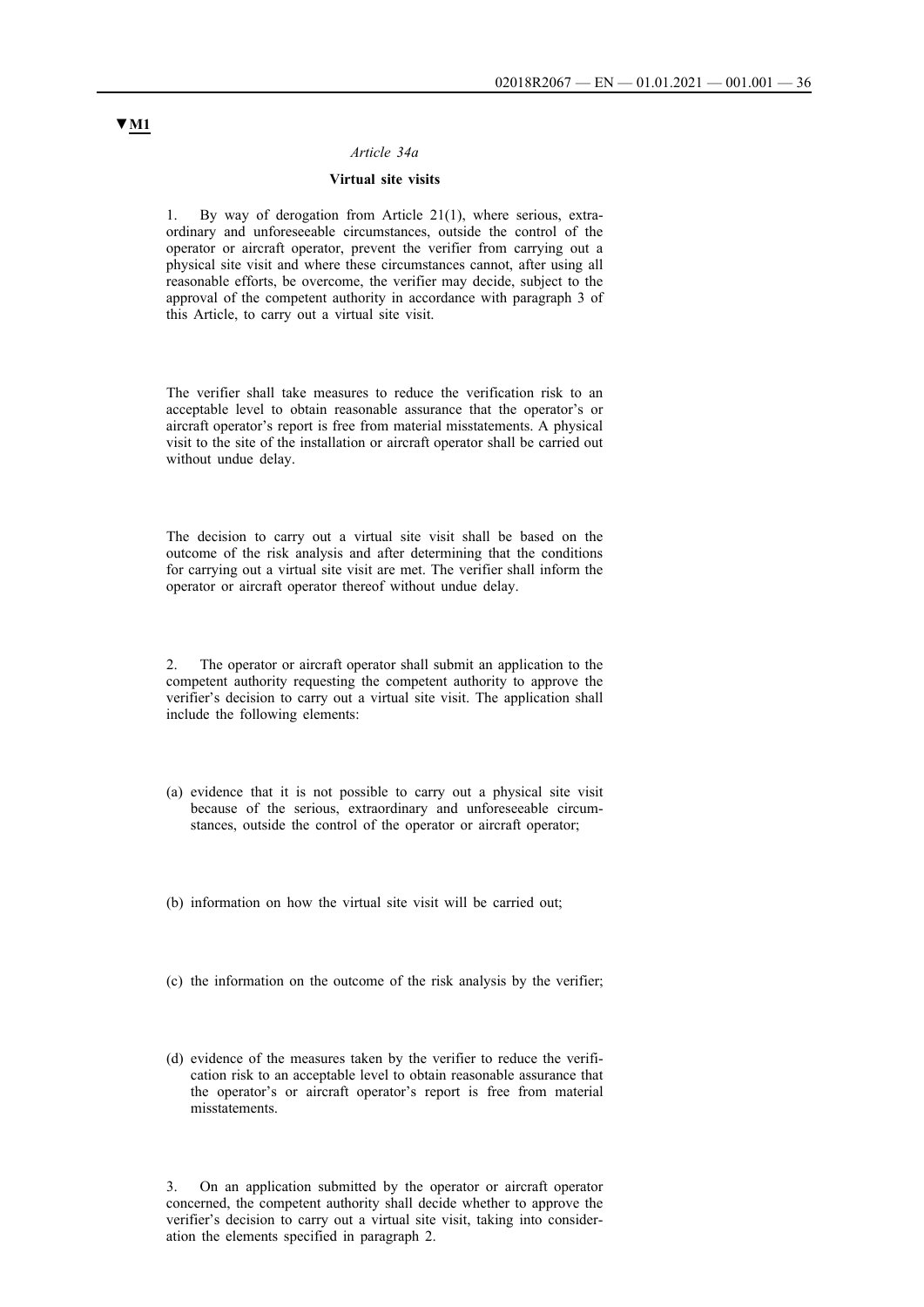▼M1

*Article 34a*

**Virtual site visits**

1. By way of derogation from Article 21(1), where serious, extraordinary and unforeseeable circumstances, outside the control of the operator or aircraft operator, prevent the verifier from carrying out a physical site visit and where these circumstances cannot, after using all reasonable efforts, be overcome, the verifier may decide, subject to the approval of the competent authority in accordance with paragraph 3 of this Article, to carry out a virtual site visit.

The verifier shall take measures to reduce the verification risk to an acceptable level to obtain reasonable assurance that the operator's or aircraft operator's report is free from material misstatements. A physical visit to the site of the installation or aircraft operator shall be carried out without undue delay.

The decision to carry out a virtual site visit shall be based on the outcome of the risk analysis and after determining that the conditions for carrying out a virtual site visit are met. The verifier shall inform the operator or aircraft operator thereof without undue delay.

2. The operator or aircraft operator shall submit an application to the competent authority requesting the competent authority to approve the verifier's decision to carry out a virtual site visit. The application shall include the following elements:

(a) evidence that it is not possible to carry out a physical site visit because of the serious, extraordinary and unforeseeable circumstances, outside the control of the operator or aircraft operator;

(b) information on how the virtual site visit will be carried out;

(c) the information on the outcome of the risk analysis by the verifier;

(d) evidence of the measures taken by the verifier to reduce the verification risk to an acceptable level to obtain reasonable assurance that the operator's or aircraft operator's report is free from material misstatements.

3. On an application submitted by the operator or aircraft operator concerned, the competent authority shall decide whether to approve the verifier's decision to carry out a virtual site visit, taking into consideration the elements specified in paragraph 2.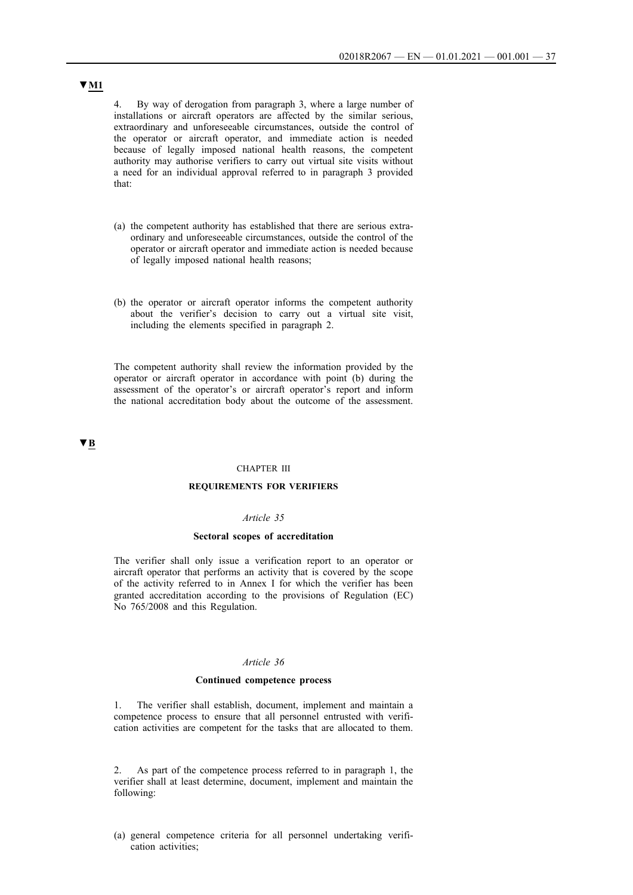**▼M1**

4. By way of derogation from paragraph 3, where a large number of installations or aircraft operators are affected by the similar serious, extraordinary and unforeseeable circumstances, outside the control of the operator or aircraft operator, and immediate action is needed because of legally imposed national health reasons, the competent authority may authorise verifiers to carry out virtual site visits without a need for an individual approval referred to in paragraph 3 provided that:

(a) the competent authority has established that there are serious extraordinary and unforeseeable circumstances, outside the control of the operator or aircraft operator and immediate action is needed because of legally imposed national health reasons;

(b) the operator or aircraft operator informs the competent authority about the verifier's decision to carry out a virtual site visit, including the elements specified in paragraph 2.

The competent authority shall review the information provided by the operator or aircraft operator in accordance with point (b) during the assessment of the operator's or aircraft operator's report and inform the national accreditation body about the outcome of the assessment.

**▼B**

## CHAPTER III

## REQUIREMENTS FOR VERIFIERS

### *Article 35*

### Sectoral scopes of accreditation

The verifier shall only issue a verification report to an operator or aircraft operator that performs an activity that is covered by the scope of the activity referred to in Annex I for which the verifier has been granted accreditation according to the provisions of Regulation (EC) No 765/2008 and this Regulation.

### *Article 36*

### Continued competence process

1. The verifier shall establish, document, implement and maintain a competence process to ensure that all personnel entrusted with verification activities are competent for the tasks that are allocated to them.

2. As part of the competence process referred to in paragraph 1, the verifier shall at least determine, document, implement and maintain the following:

(a) general competence criteria for all personnel undertaking verification activities;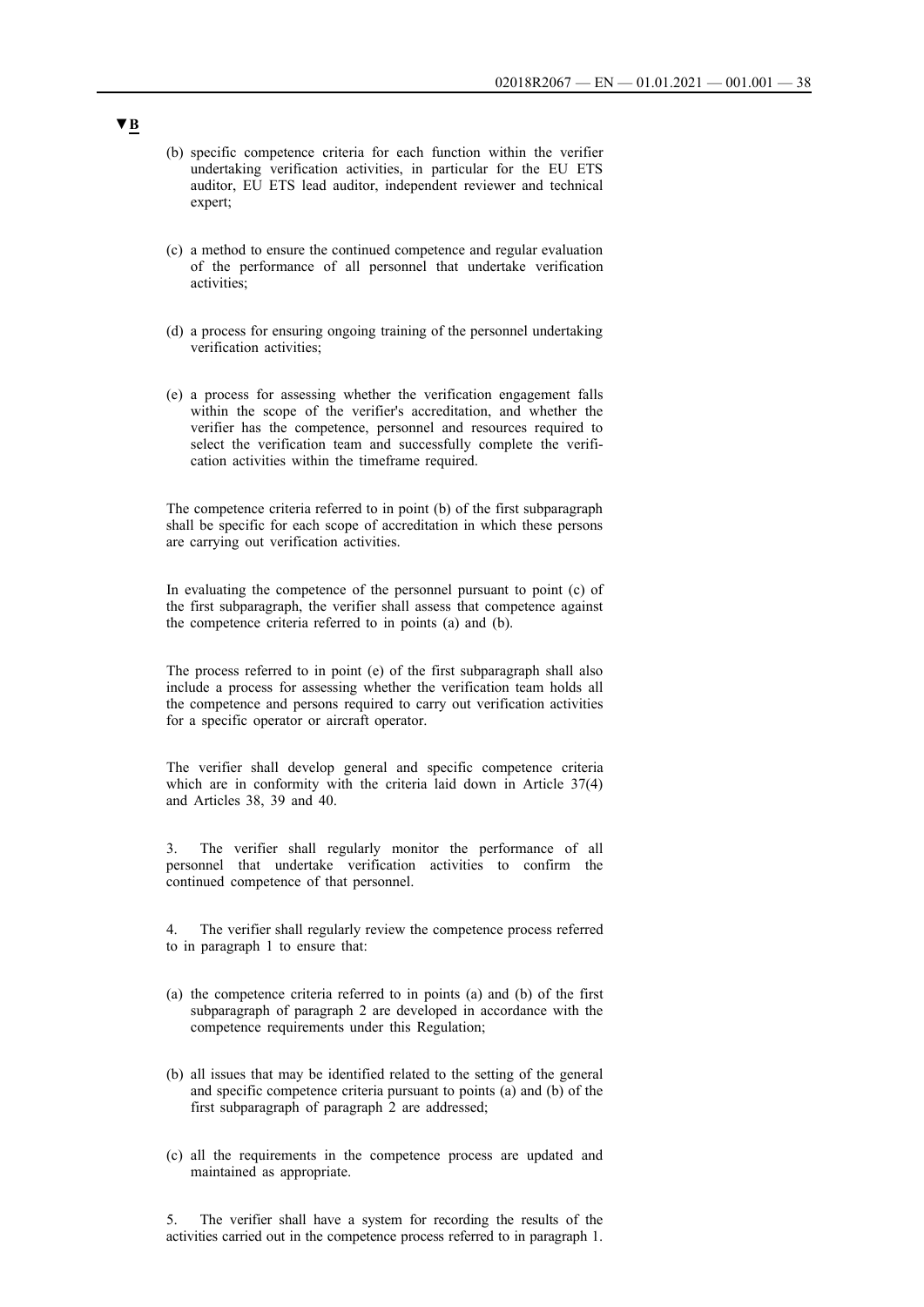▼B

(b) specific competence criteria for each function within the verifier undertaking verification activities, in particular for the EU ETS auditor, EU ETS lead auditor, independent reviewer and technical expert;

(c) a method to ensure the continued competence and regular evaluation of the performance of all personnel that undertake verification activities;

(d) a process for ensuring ongoing training of the personnel undertaking verification activities;

(e) a process for assessing whether the verification engagement falls within the scope of the verifier's accreditation, and whether the verifier has the competence, personnel and resources required to select the verification team and successfully complete the verification activities within the timeframe required.

The competence criteria referred to in point (b) of the first subparagraph shall be specific for each scope of accreditation in which these persons are carrying out verification activities.

In evaluating the competence of the personnel pursuant to point (c) of the first subparagraph, the verifier shall assess that competence against the competence criteria referred to in points (a) and (b).

The process referred to in point (e) of the first subparagraph shall also include a process for assessing whether the verification team holds all the competence and persons required to carry out verification activities for a specific operator or aircraft operator.

The verifier shall develop general and specific competence criteria which are in conformity with the criteria laid down in Article 37(4) and Articles 38, 39 and 40.

3. The verifier shall regularly monitor the performance of all personnel that undertake verification activities to confirm the continued competence of that personnel.

4. The verifier shall regularly review the competence process referred to in paragraph 1 to ensure that:

(a) the competence criteria referred to in points (a) and (b) of the first subparagraph of paragraph 2 are developed in accordance with the competence requirements under this Regulation;

(b) all issues that may be identified related to the setting of the general and specific competence criteria pursuant to points (a) and (b) of the first subparagraph of paragraph 2 are addressed;

(c) all the requirements in the competence process are updated and maintained as appropriate.

5. The verifier shall have a system for recording the results of the activities carried out in the competence process referred to in paragraph 1.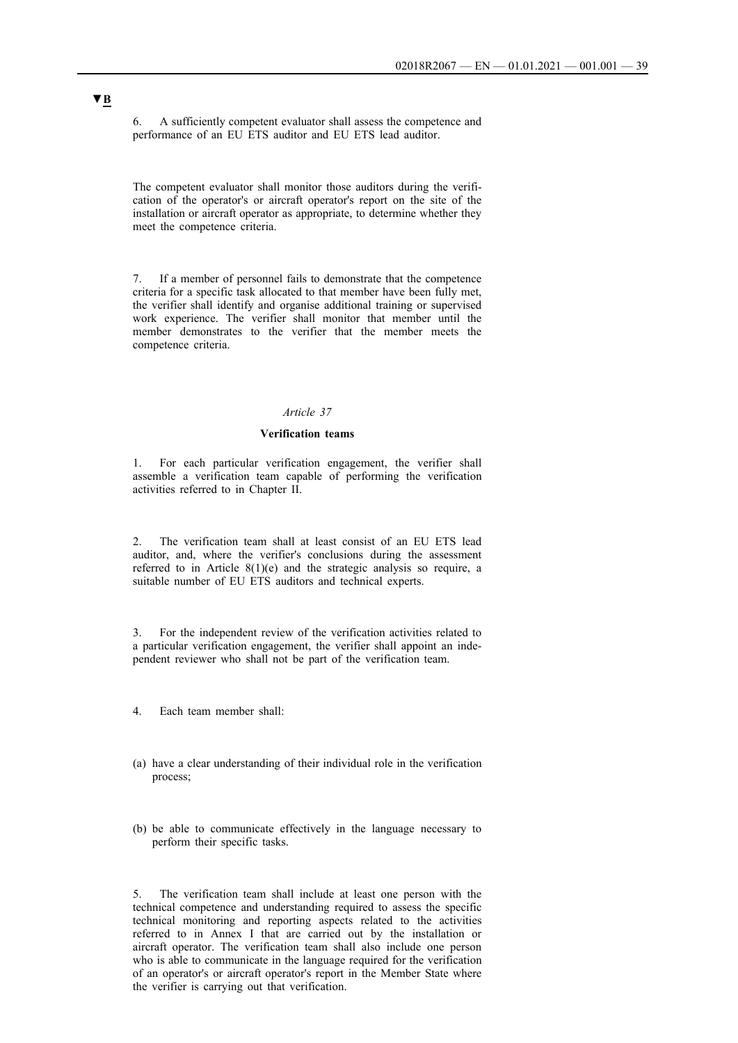▼B

6. A sufficiently competent evaluator shall assess the competence and performance of an EU ETS auditor and EU ETS lead auditor.

The competent evaluator shall monitor those auditors during the verification of the operator's or aircraft operator's report on the site of the installation or aircraft operator as appropriate, to determine whether they meet the competence criteria.

7. If a member of personnel fails to demonstrate that the competence criteria for a specific task allocated to that member have been fully met, the verifier shall identify and organise additional training or supervised work experience. The verifier shall monitor that member until the member demonstrates to the verifier that the member meets the competence criteria.

*Article 37*

**Verification teams**

1. For each particular verification engagement, the verifier shall assemble a verification team capable of performing the verification activities referred to in Chapter II.

2. The verification team shall at least consist of an EU ETS lead auditor, and, where the verifier's conclusions during the assessment referred to in Article 8(1)(e) and the strategic analysis so require, a suitable number of EU ETS auditors and technical experts.

3. For the independent review of the verification activities related to a particular verification engagement, the verifier shall appoint an independent reviewer who shall not be part of the verification team.

4. Each team member shall:

(a) have a clear understanding of their individual role in the verification process;

(b) be able to communicate effectively in the language necessary to perform their specific tasks.

5. The verification team shall include at least one person with the technical competence and understanding required to assess the specific technical monitoring and reporting aspects related to the activities referred to in Annex I that are carried out by the installation or aircraft operator. The verification team shall also include one person who is able to communicate in the language required for the verification of an operator's or aircraft operator's report in the Member State where the verifier is carrying out that verification.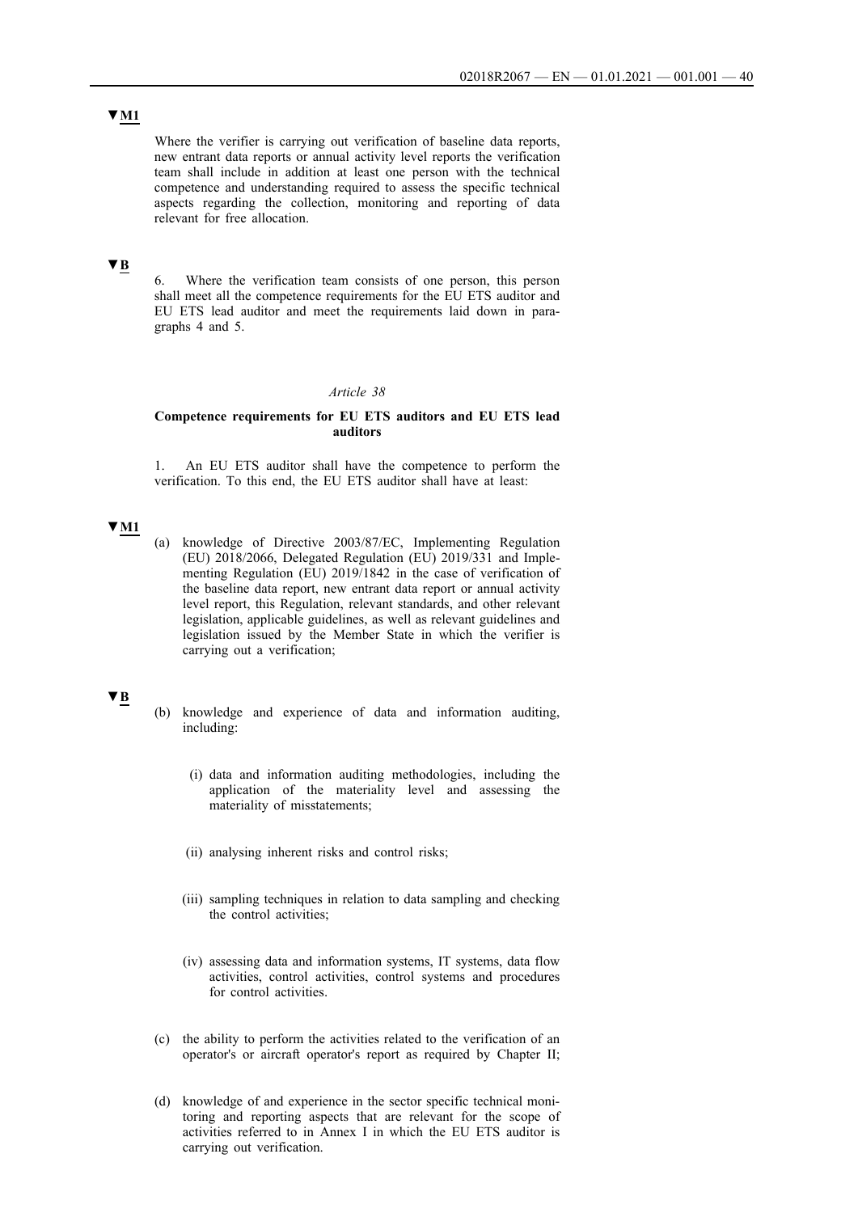▼M1

Where the verifier is carrying out verification of baseline data reports, new entrant data reports or annual activity level reports the verification team shall include in addition at least one person with the technical competence and understanding required to assess the specific technical aspects regarding the collection, monitoring and reporting of data relevant for free allocation.

▼B

6. Where the verification team consists of one person, this person shall meet all the competence requirements for the EU ETS auditor and EU ETS lead auditor and meet the requirements laid down in paragraphs 4 and 5.

*Article 38*

**Competence requirements for EU ETS auditors and EU ETS lead auditors**

1. An EU ETS auditor shall have the competence to perform the verification. To this end, the EU ETS auditor shall have at least:

▼M1

(a) knowledge of Directive 2003/87/EC, Implementing Regulation (EU) 2018/2066, Delegated Regulation (EU) 2019/331 and Implementing Regulation (EU) 2019/1842 in the case of verification of the baseline data report, new entrant data report or annual activity level report, this Regulation, relevant standards, and other relevant legislation, applicable guidelines, as well as relevant guidelines and legislation issued by the Member State in which the verifier is carrying out a verification;

▼B

(b) knowledge and experience of data and information auditing, including:

(i) data and information auditing methodologies, including the application of the materiality level and assessing the materiality of misstatements;

(ii) analysing inherent risks and control risks;

(iii) sampling techniques in relation to data sampling and checking the control activities;

(iv) assessing data and information systems, IT systems, data flow activities, control activities, control systems and procedures for control activities.

(c) the ability to perform the activities related to the verification of an operator's or aircraft operator's report as required by Chapter II;

(d) knowledge of and experience in the sector specific technical monitoring and reporting aspects that are relevant for the scope of activities referred to in Annex I in which the EU ETS auditor is carrying out verification.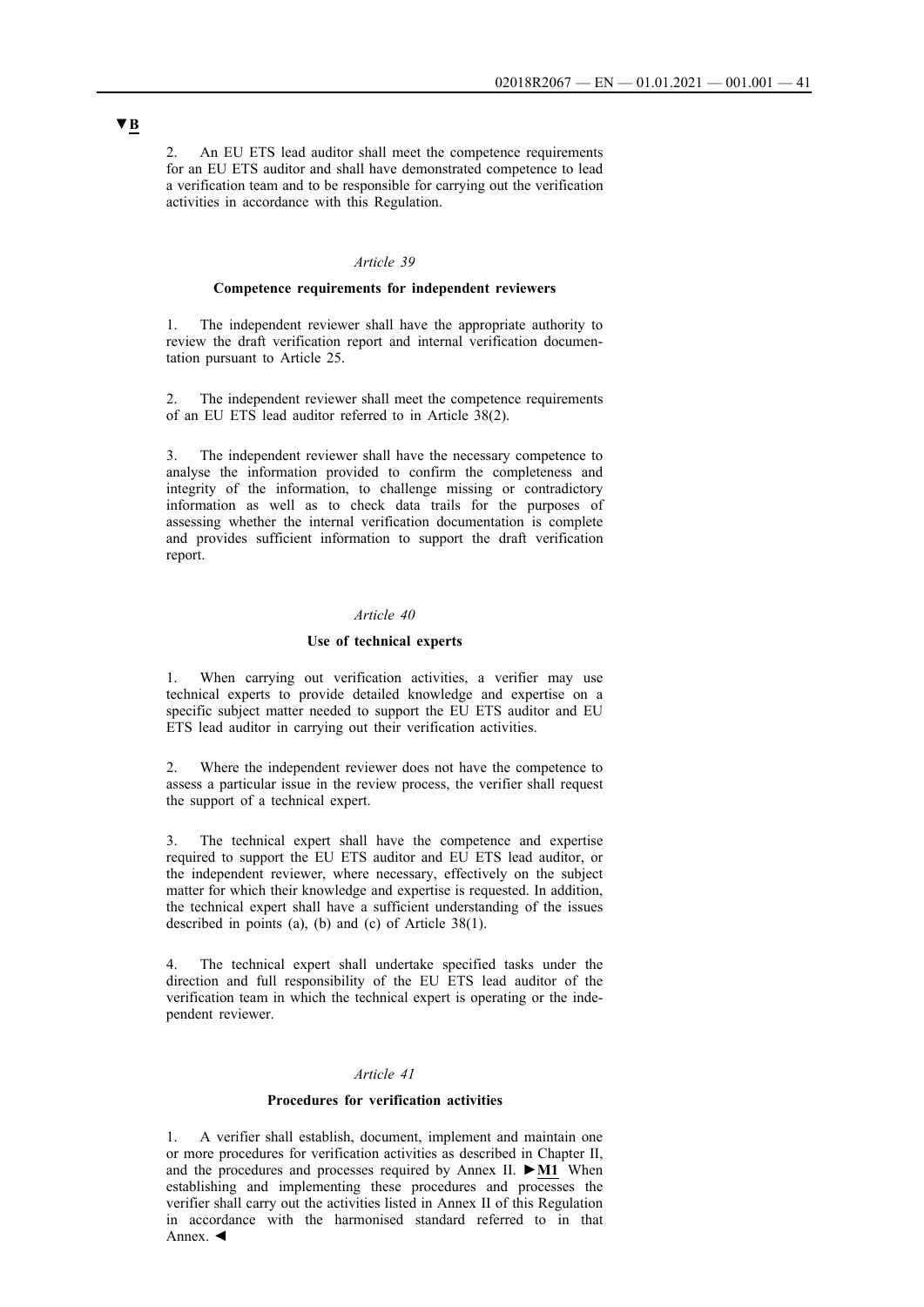▼B

2. An EU ETS lead auditor shall meet the competence requirements for an EU ETS auditor and shall have demonstrated competence to lead a verification team and to be responsible for carrying out the verification activities in accordance with this Regulation.

*Article 39*

**Competence requirements for independent reviewers**

1. The independent reviewer shall have the appropriate authority to review the draft verification report and internal verification documentation pursuant to Article 25.

2. The independent reviewer shall meet the competence requirements of an EU ETS lead auditor referred to in Article 38(2).

3. The independent reviewer shall have the necessary competence to analyse the information provided to confirm the completeness and integrity of the information, to challenge missing or contradictory information as well as to check data trails for the purposes of assessing whether the internal verification documentation is complete and provides sufficient information to support the draft verification report.

*Article 40*

**Use of technical experts**

1. When carrying out verification activities, a verifier may use technical experts to provide detailed knowledge and expertise on a specific subject matter needed to support the EU ETS auditor and EU ETS lead auditor in carrying out their verification activities.

2. Where the independent reviewer does not have the competence to assess a particular issue in the review process, the verifier shall request the support of a technical expert.

3. The technical expert shall have the competence and expertise required to support the EU ETS auditor and EU ETS lead auditor, or the independent reviewer, where necessary, effectively on the subject matter for which their knowledge and expertise is requested. In addition, the technical expert shall have a sufficient understanding of the issues described in points (a), (b) and (c) of Article 38(1).

4. The technical expert shall undertake specified tasks under the direction and full responsibility of the EU ETS lead auditor of the verification team in which the technical expert is operating or the independent reviewer.

*Article 41*

**Procedures for verification activities**

1. A verifier shall establish, document, implement and maintain one or more procedures for verification activities as described in Chapter II, and the procedures and processes required by Annex II. ►M1 When establishing and implementing these procedures and processes the verifier shall carry out the activities listed in Annex II of this Regulation in accordance with the harmonised standard referred to in that Annex. ◄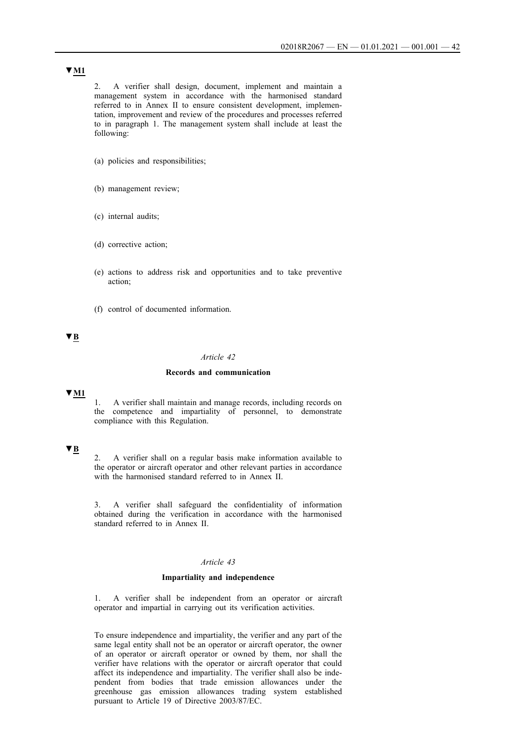▼M1

2. A verifier shall design, document, implement and maintain a management system in accordance with the harmonised standard referred to in Annex II to ensure consistent development, implementation, improvement and review of the procedures and processes referred to in paragraph 1. The management system shall include at least the following:

(a) policies and responsibilities;

(b) management review;

(c) internal audits;

(d) corrective action;

(e) actions to address risk and opportunities and to take preventive action;

(f) control of documented information.

▼B

*Article 42*

**Records and communication**

▼M1

1. A verifier shall maintain and manage records, including records on the competence and impartiality of personnel, to demonstrate compliance with this Regulation.

▼B

2. A verifier shall on a regular basis make information available to the operator or aircraft operator and other relevant parties in accordance with the harmonised standard referred to in Annex II.

3. A verifier shall safeguard the confidentiality of information obtained during the verification in accordance with the harmonised standard referred to in Annex II.

*Article 43*

**Impartiality and independence**

1. A verifier shall be independent from an operator or aircraft operator and impartial in carrying out its verification activities.

To ensure independence and impartiality, the verifier and any part of the same legal entity shall not be an operator or aircraft operator, the owner of an operator or aircraft operator or owned by them, nor shall the verifier have relations with the operator or aircraft operator that could affect its independence and impartiality. The verifier shall also be independent from bodies that trade emission allowances under the greenhouse gas emission allowances trading system established pursuant to Article 19 of Directive 2003/87/EC.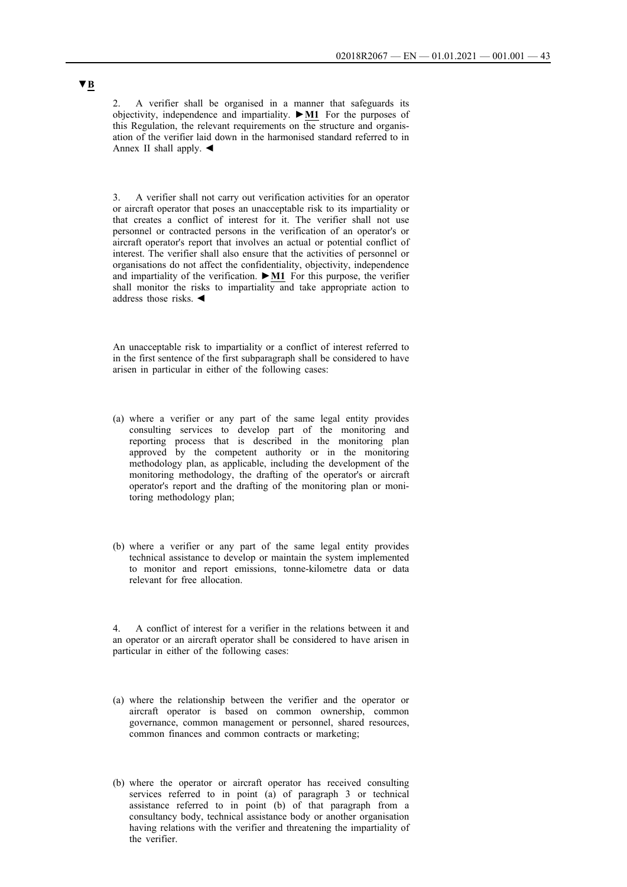▼B

2. A verifier shall be organised in a manner that safeguards its objectivity, independence and impartiality. ►M1 For the purposes of this Regulation, the relevant requirements on the structure and organisation of the verifier laid down in the harmonised standard referred to in Annex II shall apply. ◄

3. A verifier shall not carry out verification activities for an operator or aircraft operator that poses an unacceptable risk to its impartiality or that creates a conflict of interest for it. The verifier shall not use personnel or contracted persons in the verification of an operator's or aircraft operator's report that involves an actual or potential conflict of interest. The verifier shall also ensure that the activities of personnel or organisations do not affect the confidentiality, objectivity, independence and impartiality of the verification. ►M1 For this purpose, the verifier shall monitor the risks to impartiality and take appropriate action to address those risks. ◄

An unacceptable risk to impartiality or a conflict of interest referred to in the first sentence of the first subparagraph shall be considered to have arisen in particular in either of the following cases:

(a) where a verifier or any part of the same legal entity provides consulting services to develop part of the monitoring and reporting process that is described in the monitoring plan approved by the competent authority or in the monitoring methodology plan, as applicable, including the development of the monitoring methodology, the drafting of the operator's or aircraft operator's report and the drafting of the monitoring plan or monitoring methodology plan;

(b) where a verifier or any part of the same legal entity provides technical assistance to develop or maintain the system implemented to monitor and report emissions, tonne-kilometre data or data relevant for free allocation.

4. A conflict of interest for a verifier in the relations between it and an operator or an aircraft operator shall be considered to have arisen in particular in either of the following cases:

(a) where the relationship between the verifier and the operator or aircraft operator is based on common ownership, common governance, common management or personnel, shared resources, common finances and common contracts or marketing;

(b) where the operator or aircraft operator has received consulting services referred to in point (a) of paragraph 3 or technical assistance referred to in point (b) of that paragraph from a consultancy body, technical assistance body or another organisation having relations with the verifier and threatening the impartiality of the verifier.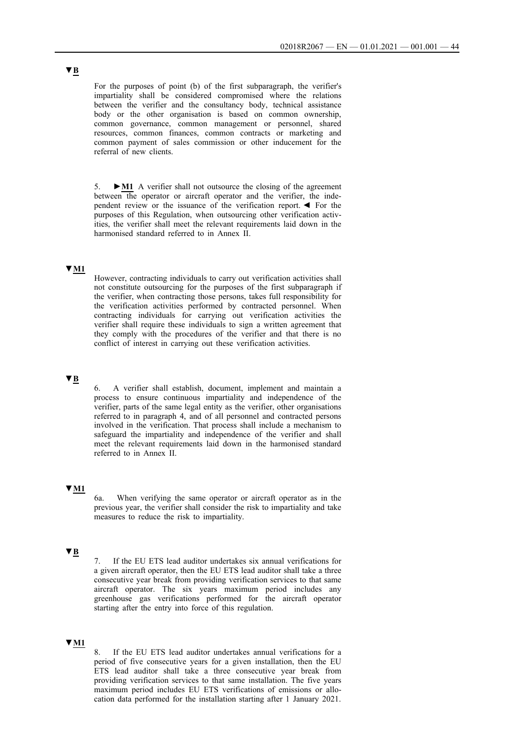▼B

For the purposes of point (b) of the first subparagraph, the verifier's impartiality shall be considered compromised where the relations between the verifier and the consultancy body, technical assistance body or the other organisation is based on common ownership, common governance, common management or personnel, shared resources, common finances, common contracts or marketing and common payment of sales commission or other inducement for the referral of new clients.

5. ►M1 A verifier shall not outsource the closing of the agreement between the operator or aircraft operator and the verifier, the independent review or the issuance of the verification report. ◄ For the purposes of this Regulation, when outsourcing other verification activities, the verifier shall meet the relevant requirements laid down in the harmonised standard referred to in Annex II.

▼M1

However, contracting individuals to carry out verification activities shall not constitute outsourcing for the purposes of the first subparagraph if the verifier, when contracting those persons, takes full responsibility for the verification activities performed by contracted personnel. When contracting individuals for carrying out verification activities the verifier shall require these individuals to sign a written agreement that they comply with the procedures of the verifier and that there is no conflict of interest in carrying out these verification activities.

▼B

6. A verifier shall establish, document, implement and maintain a process to ensure continuous impartiality and independence of the verifier, parts of the same legal entity as the verifier, other organisations referred to in paragraph 4, and of all personnel and contracted persons involved in the verification. That process shall include a mechanism to safeguard the impartiality and independence of the verifier and shall meet the relevant requirements laid down in the harmonised standard referred to in Annex II.

▼M1

6a. When verifying the same operator or aircraft operator as in the previous year, the verifier shall consider the risk to impartiality and take measures to reduce the risk to impartiality.

▼B

7. If the EU ETS lead auditor undertakes six annual verifications for a given aircraft operator, then the EU ETS lead auditor shall take a three consecutive year break from providing verification services to that same aircraft operator. The six years maximum period includes any greenhouse gas verifications performed for the aircraft operator starting after the entry into force of this regulation.

▼M1

8. If the EU ETS lead auditor undertakes annual verifications for a period of five consecutive years for a given installation, then the EU ETS lead auditor shall take a three consecutive year break from providing verification services to that same installation. The five years maximum period includes EU ETS verifications of emissions or allocation data performed for the installation starting after 1 January 2021.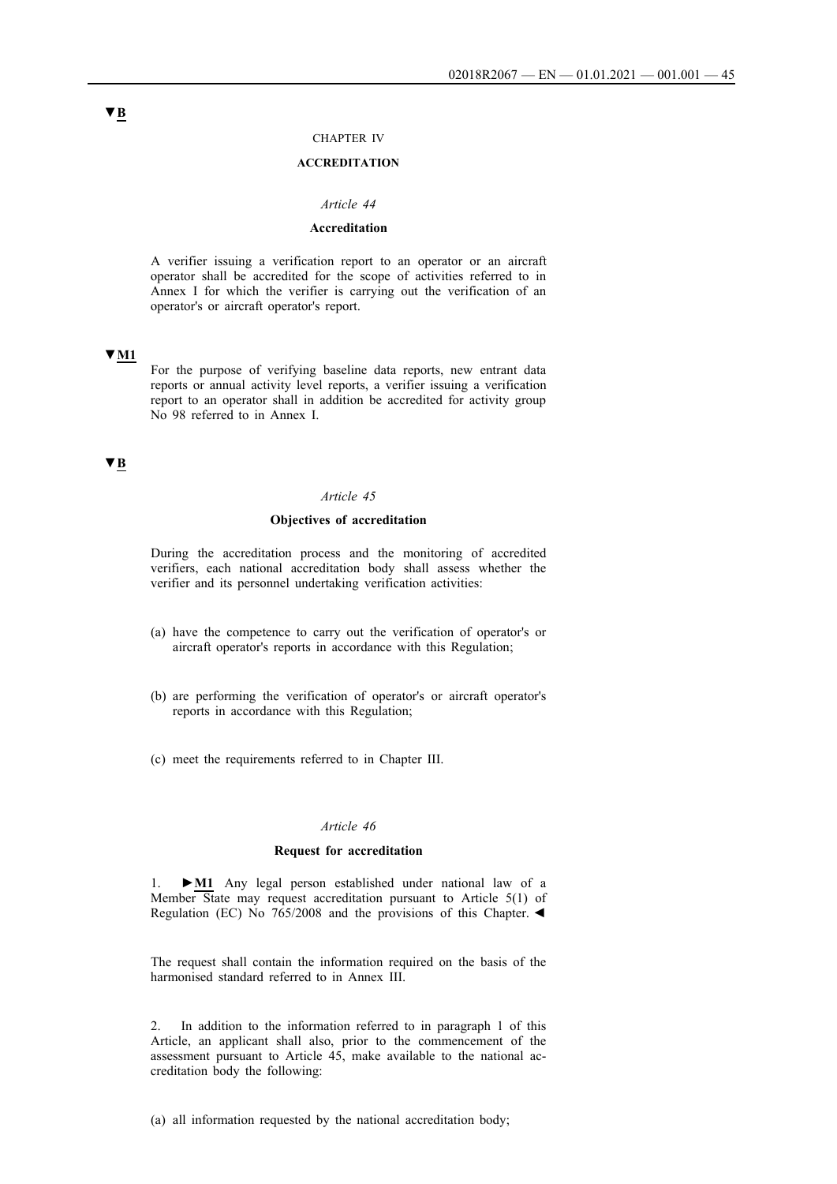▼B

CHAPTER IV

## ACCREDITATION

*Article 44*

### Accreditation

A verifier issuing a verification report to an operator or an aircraft operator shall be accredited for the scope of activities referred to in Annex I for which the verifier is carrying out the verification of an operator's or aircraft operator's report.

▼M1

For the purpose of verifying baseline data reports, new entrant data reports or annual activity level reports, a verifier issuing a verification report to an operator shall in addition be accredited for activity group No 98 referred to in Annex I.

▼B

*Article 45*

### Objectives of accreditation

During the accreditation process and the monitoring of accredited verifiers, each national accreditation body shall assess whether the verifier and its personnel undertaking verification activities:

(a) have the competence to carry out the verification of operator's or aircraft operator's reports in accordance with this Regulation;

(b) are performing the verification of operator's or aircraft operator's reports in accordance with this Regulation;

(c) meet the requirements referred to in Chapter III.

*Article 46*

### Request for accreditation

1. ►M1 Any legal person established under national law of a Member State may request accreditation pursuant to Article 5(1) of Regulation (EC) No 765/2008 and the provisions of this Chapter. ◄

The request shall contain the information required on the basis of the harmonised standard referred to in Annex III.

2. In addition to the information referred to in paragraph 1 of this Article, an applicant shall also, prior to the commencement of the assessment pursuant to Article 45, make available to the national accreditation body the following:

(a) all information requested by the national accreditation body;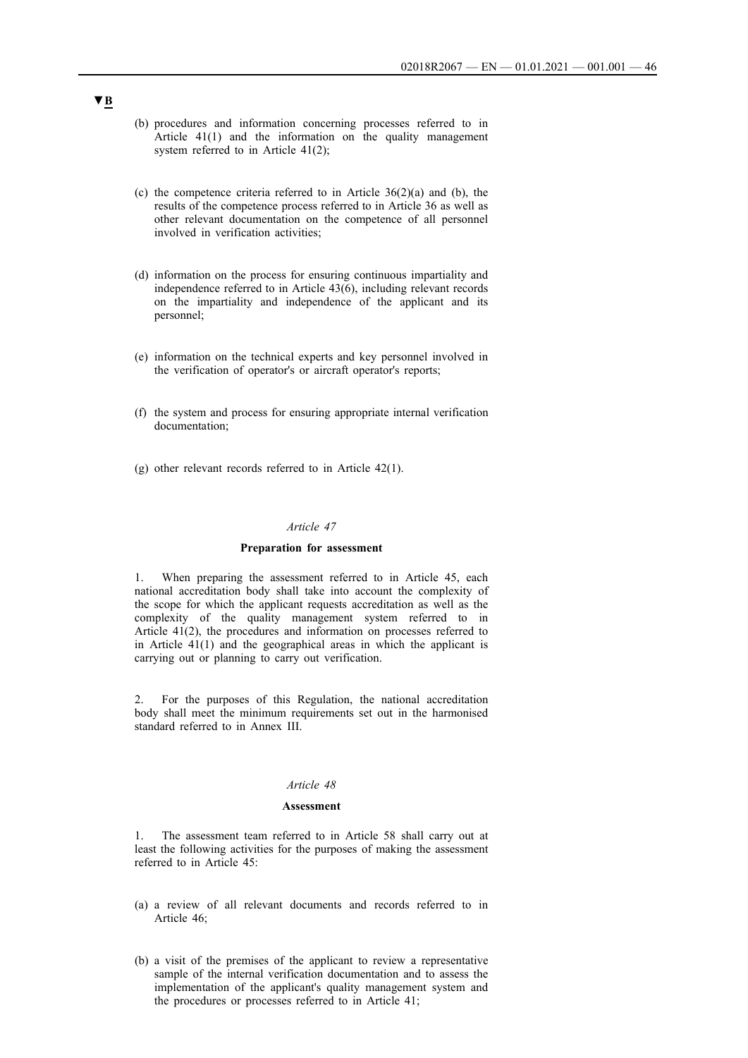▼B

(b) procedures and information concerning processes referred to in Article 41(1) and the information on the quality management system referred to in Article 41(2);

(c) the competence criteria referred to in Article 36(2)(a) and (b), the results of the competence process referred to in Article 36 as well as other relevant documentation on the competence of all personnel involved in verification activities;

(d) information on the process for ensuring continuous impartiality and independence referred to in Article 43(6), including relevant records on the impartiality and independence of the applicant and its personnel;

(e) information on the technical experts and key personnel involved in the verification of operator's or aircraft operator's reports;

(f) the system and process for ensuring appropriate internal verification documentation;

(g) other relevant records referred to in Article 42(1).

*Article 47*

**Preparation for assessment**

1. When preparing the assessment referred to in Article 45, each national accreditation body shall take into account the complexity of the scope for which the applicant requests accreditation as well as the complexity of the quality management system referred to in Article 41(2), the procedures and information on processes referred to in Article 41(1) and the geographical areas in which the applicant is carrying out or planning to carry out verification.

2. For the purposes of this Regulation, the national accreditation body shall meet the minimum requirements set out in the harmonised standard referred to in Annex III.

*Article 48*

**Assessment**

1. The assessment team referred to in Article 58 shall carry out at least the following activities for the purposes of making the assessment referred to in Article 45:

(a) a review of all relevant documents and records referred to in Article 46;

(b) a visit of the premises of the applicant to review a representative sample of the internal verification documentation and to assess the implementation of the applicant's quality management system and the procedures or processes referred to in Article 41;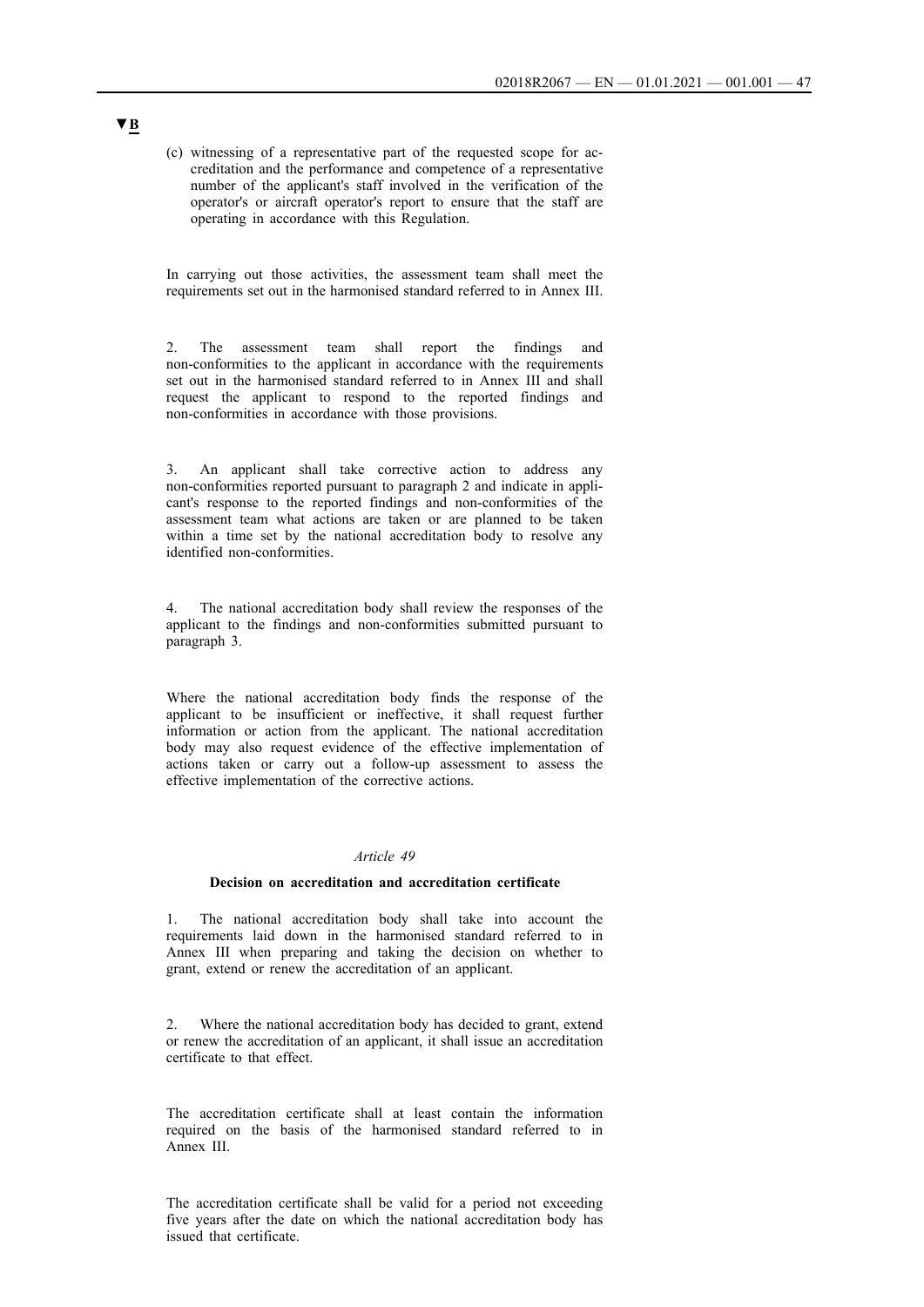▼B

(c) witnessing of a representative part of the requested scope for accreditation and the performance and competence of a representative number of the applicant's staff involved in the verification of the operator's or aircraft operator's report to ensure that the staff are operating in accordance with this Regulation.

In carrying out those activities, the assessment team shall meet the requirements set out in the harmonised standard referred to in Annex III.

2. The assessment team shall report the findings and non-conformities to the applicant in accordance with the requirements set out in the harmonised standard referred to in Annex III and shall request the applicant to respond to the reported findings and non-conformities in accordance with those provisions.

3. An applicant shall take corrective action to address any non-conformities reported pursuant to paragraph 2 and indicate in applicant's response to the reported findings and non-conformities of the assessment team what actions are taken or are planned to be taken within a time set by the national accreditation body to resolve any identified non-conformities.

4. The national accreditation body shall review the responses of the applicant to the findings and non-conformities submitted pursuant to paragraph 3.

Where the national accreditation body finds the response of the applicant to be insufficient or ineffective, it shall request further information or action from the applicant. The national accreditation body may also request evidence of the effective implementation of actions taken or carry out a follow-up assessment to assess the effective implementation of the corrective actions.

*Article 49*

**Decision on accreditation and accreditation certificate**

1. The national accreditation body shall take into account the requirements laid down in the harmonised standard referred to in Annex III when preparing and taking the decision on whether to grant, extend or renew the accreditation of an applicant.

2. Where the national accreditation body has decided to grant, extend or renew the accreditation of an applicant, it shall issue an accreditation certificate to that effect.

The accreditation certificate shall at least contain the information required on the basis of the harmonised standard referred to in Annex III.

The accreditation certificate shall be valid for a period not exceeding five years after the date on which the national accreditation body has issued that certificate.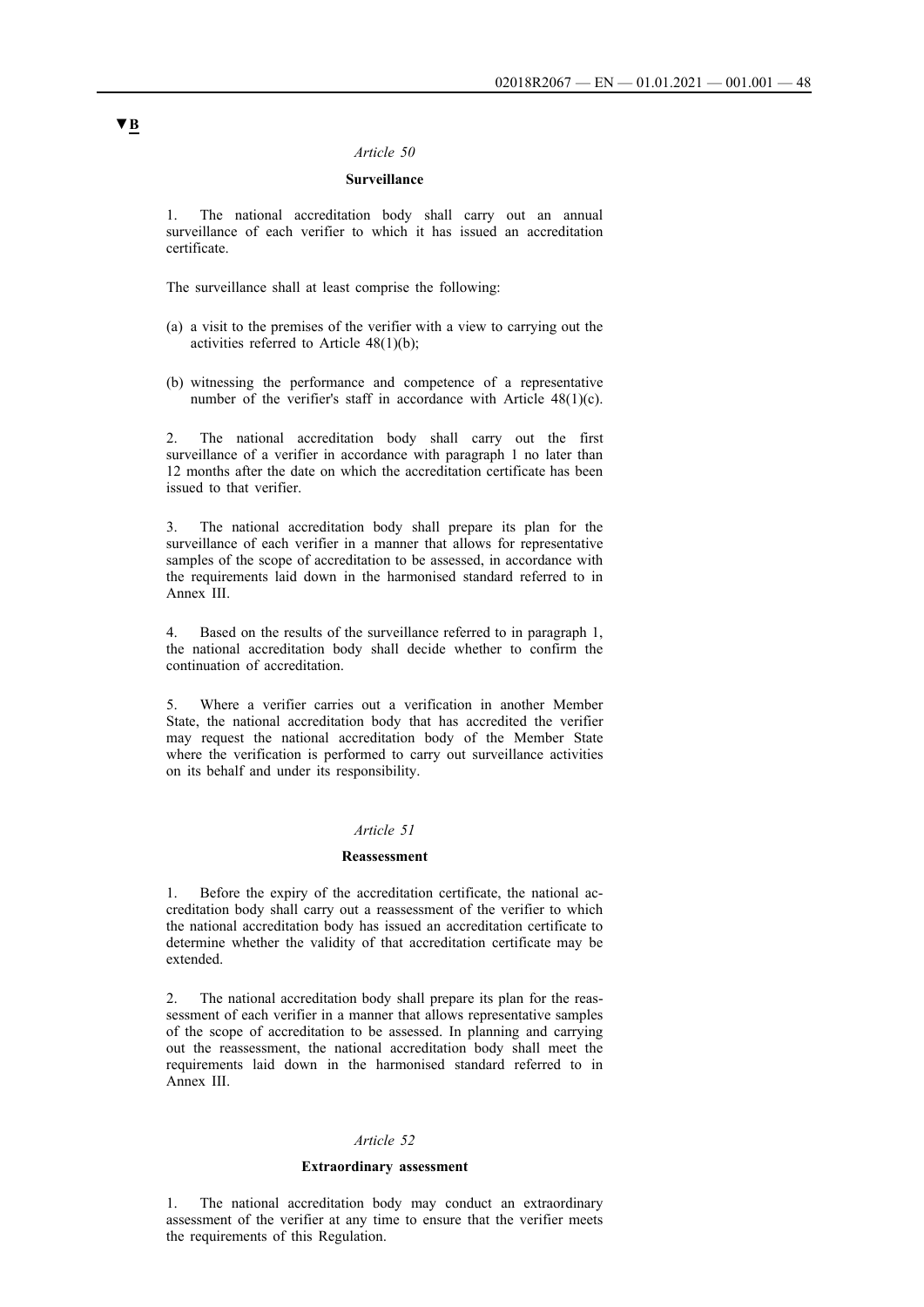▼B

*Article 50*

**Surveillance**

1. The national accreditation body shall carry out an annual surveillance of each verifier to which it has issued an accreditation certificate.

The surveillance shall at least comprise the following:

(a) a visit to the premises of the verifier with a view to carrying out the activities referred to Article 48(1)(b);

(b) witnessing the performance and competence of a representative number of the verifier's staff in accordance with Article 48(1)(c).

2. The national accreditation body shall carry out the first surveillance of a verifier in accordance with paragraph 1 no later than 12 months after the date on which the accreditation certificate has been issued to that verifier.

3. The national accreditation body shall prepare its plan for the surveillance of each verifier in a manner that allows for representative samples of the scope of accreditation to be assessed, in accordance with the requirements laid down in the harmonised standard referred to in Annex III.

4. Based on the results of the surveillance referred to in paragraph 1, the national accreditation body shall decide whether to confirm the continuation of accreditation.

5. Where a verifier carries out a verification in another Member State, the national accreditation body that has accredited the verifier may request the national accreditation body of the Member State where the verification is performed to carry out surveillance activities on its behalf and under its responsibility.

*Article 51*

**Reassessment**

1. Before the expiry of the accreditation certificate, the national accreditation body shall carry out a reassessment of the verifier to which the national accreditation body has issued an accreditation certificate to determine whether the validity of that accreditation certificate may be extended.

2. The national accreditation body shall prepare its plan for the reassessment of each verifier in a manner that allows representative samples of the scope of accreditation to be assessed. In planning and carrying out the reassessment, the national accreditation body shall meet the requirements laid down in the harmonised standard referred to in Annex III.

*Article 52*

**Extraordinary assessment**

1. The national accreditation body may conduct an extraordinary assessment of the verifier at any time to ensure that the verifier meets the requirements of this Regulation.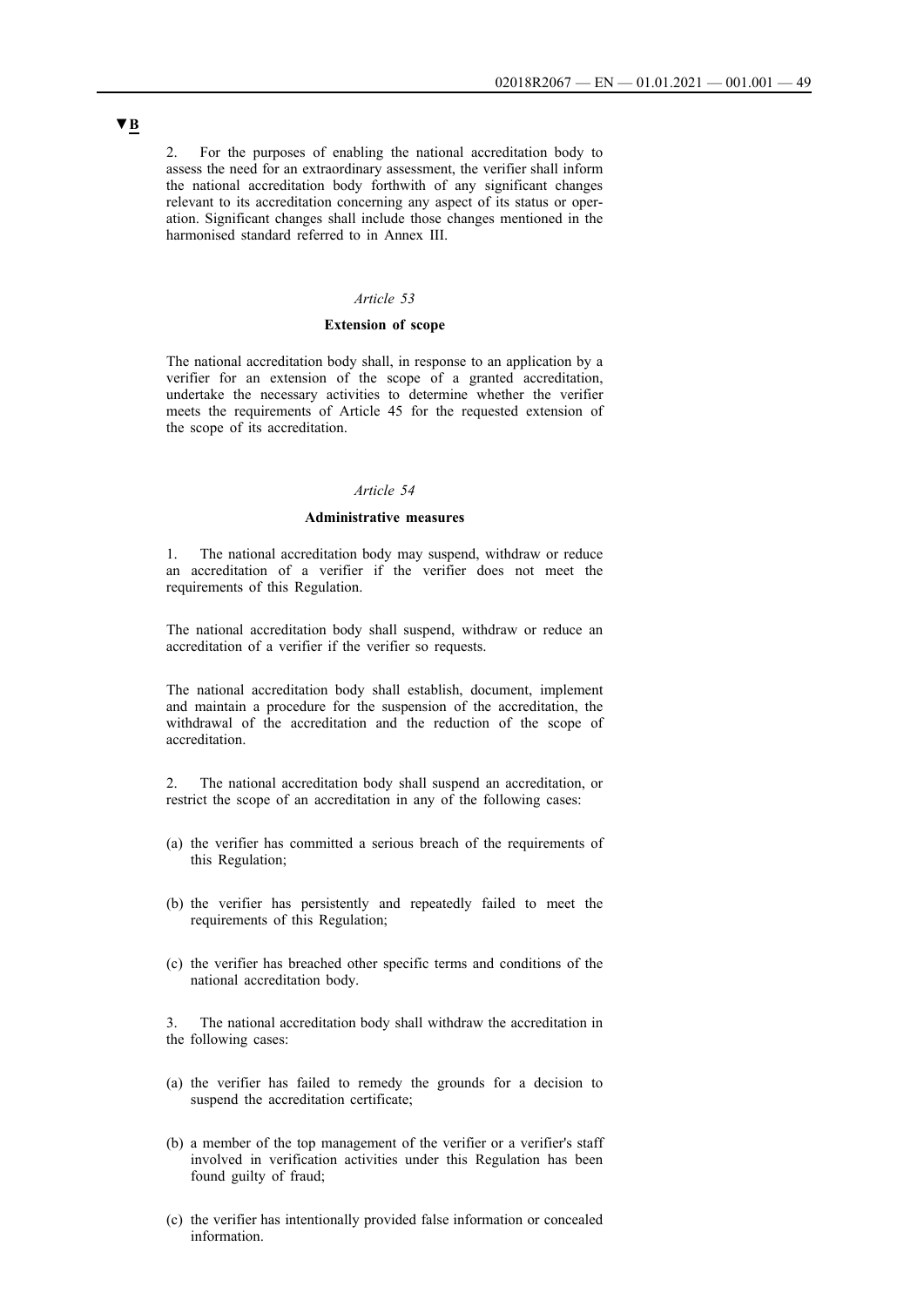**▼B**

2. For the purposes of enabling the national accreditation body to assess the need for an extraordinary assessment, the verifier shall inform the national accreditation body forthwith of any significant changes relevant to its accreditation concerning any aspect of its status or operation. Significant changes shall include those changes mentioned in the harmonised standard referred to in Annex III.

*Article 53*

**Extension of scope**

The national accreditation body shall, in response to an application by a verifier for an extension of the scope of a granted accreditation, undertake the necessary activities to determine whether the verifier meets the requirements of Article 45 for the requested extension of the scope of its accreditation.

*Article 54*

**Administrative measures**

1. The national accreditation body may suspend, withdraw or reduce an accreditation of a verifier if the verifier does not meet the requirements of this Regulation.

The national accreditation body shall suspend, withdraw or reduce an accreditation of a verifier if the verifier so requests.

The national accreditation body shall establish, document, implement and maintain a procedure for the suspension of the accreditation, the withdrawal of the accreditation and the reduction of the scope of accreditation.

2. The national accreditation body shall suspend an accreditation, or restrict the scope of an accreditation in any of the following cases:

(a) the verifier has committed a serious breach of the requirements of this Regulation;

(b) the verifier has persistently and repeatedly failed to meet the requirements of this Regulation;

(c) the verifier has breached other specific terms and conditions of the national accreditation body.

3. The national accreditation body shall withdraw the accreditation in the following cases:

(a) the verifier has failed to remedy the grounds for a decision to suspend the accreditation certificate;

(b) a member of the top management of the verifier or a verifier's staff involved in verification activities under this Regulation has been found guilty of fraud;

(c) the verifier has intentionally provided false information or concealed information.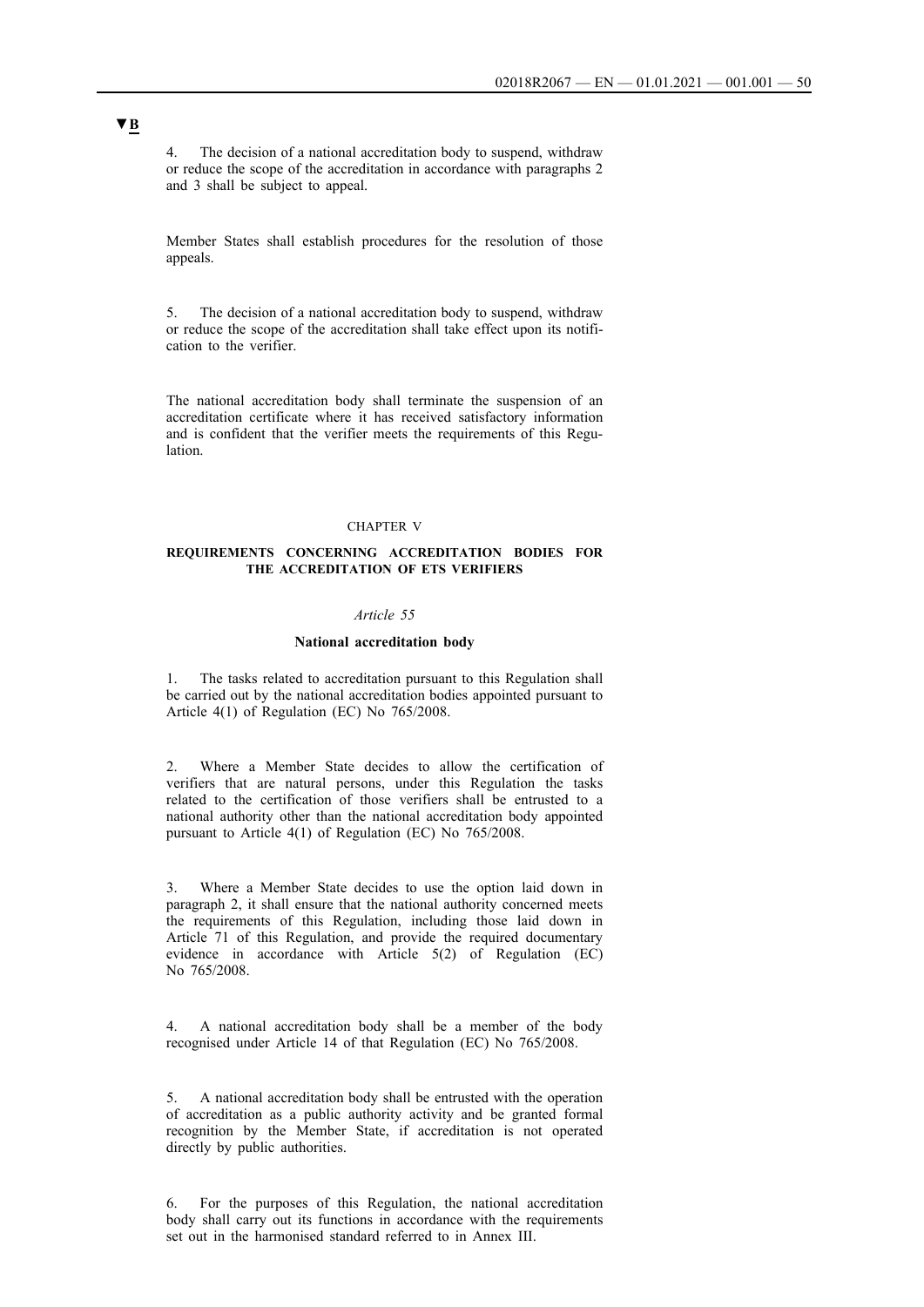**▼B**

4. The decision of a national accreditation body to suspend, withdraw or reduce the scope of the accreditation in accordance with paragraphs 2 and 3 shall be subject to appeal.

Member States shall establish procedures for the resolution of those appeals.

5. The decision of a national accreditation body to suspend, withdraw or reduce the scope of the accreditation shall take effect upon its notification to the verifier.

The national accreditation body shall terminate the suspension of an accreditation certificate where it has received satisfactory information and is confident that the verifier meets the requirements of this Regulation.

## CHAPTER V

## REQUIREMENTS CONCERNING ACCREDITATION BODIES FOR THE ACCREDITATION OF ETS VERIFIERS

### *Article 55*

### National accreditation body

1. The tasks related to accreditation pursuant to this Regulation shall be carried out by the national accreditation bodies appointed pursuant to Article 4(1) of Regulation (EC) No 765/2008.

2. Where a Member State decides to allow the certification of verifiers that are natural persons, under this Regulation the tasks related to the certification of those verifiers shall be entrusted to a national authority other than the national accreditation body appointed pursuant to Article 4(1) of Regulation (EC) No 765/2008.

3. Where a Member State decides to use the option laid down in paragraph 2, it shall ensure that the national authority concerned meets the requirements of this Regulation, including those laid down in Article 71 of this Regulation, and provide the required documentary evidence in accordance with Article 5(2) of Regulation (EC) No 765/2008.

4. A national accreditation body shall be a member of the body recognised under Article 14 of that Regulation (EC) No 765/2008.

5. A national accreditation body shall be entrusted with the operation of accreditation as a public authority activity and be granted formal recognition by the Member State, if accreditation is not operated directly by public authorities.

6. For the purposes of this Regulation, the national accreditation body shall carry out its functions in accordance with the requirements set out in the harmonised standard referred to in Annex III.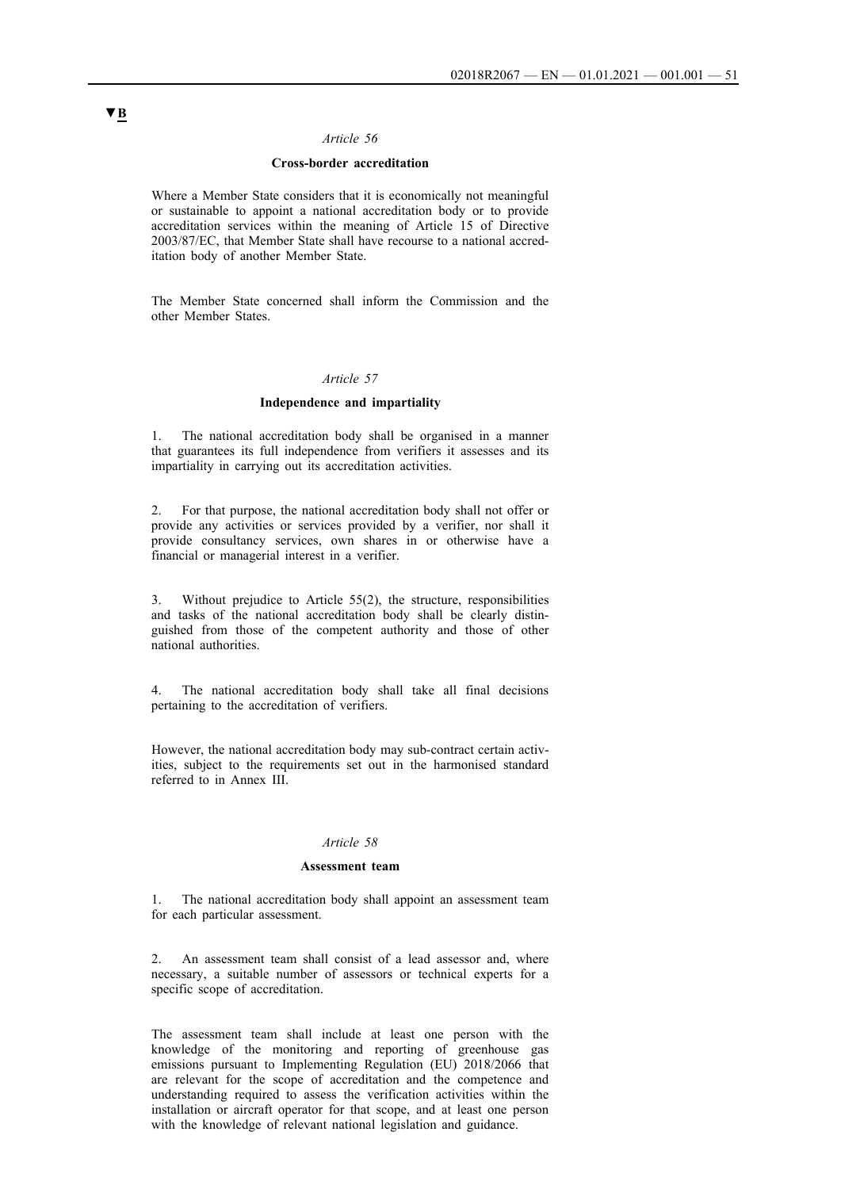▼B

*Article 56*

**Cross-border accreditation**

Where a Member State considers that it is economically not meaningful or sustainable to appoint a national accreditation body or to provide accreditation services within the meaning of Article 15 of Directive 2003/87/EC, that Member State shall have recourse to a national accreditation body of another Member State.

The Member State concerned shall inform the Commission and the other Member States.

*Article 57*

**Independence and impartiality**

1. The national accreditation body shall be organised in a manner that guarantees its full independence from verifiers it assesses and its impartiality in carrying out its accreditation activities.

2. For that purpose, the national accreditation body shall not offer or provide any activities or services provided by a verifier, nor shall it provide consultancy services, own shares in or otherwise have a financial or managerial interest in a verifier.

3. Without prejudice to Article 55(2), the structure, responsibilities and tasks of the national accreditation body shall be clearly distinguished from those of the competent authority and those of other national authorities.

4. The national accreditation body shall take all final decisions pertaining to the accreditation of verifiers.

However, the national accreditation body may sub-contract certain activities, subject to the requirements set out in the harmonised standard referred to in Annex III.

*Article 58*

**Assessment team**

1. The national accreditation body shall appoint an assessment team for each particular assessment.

2. An assessment team shall consist of a lead assessor and, where necessary, a suitable number of assessors or technical experts for a specific scope of accreditation.

The assessment team shall include at least one person with the knowledge of the monitoring and reporting of greenhouse gas emissions pursuant to Implementing Regulation (EU) 2018/2066 that are relevant for the scope of accreditation and the competence and understanding required to assess the verification activities within the installation or aircraft operator for that scope, and at least one person with the knowledge of relevant national legislation and guidance.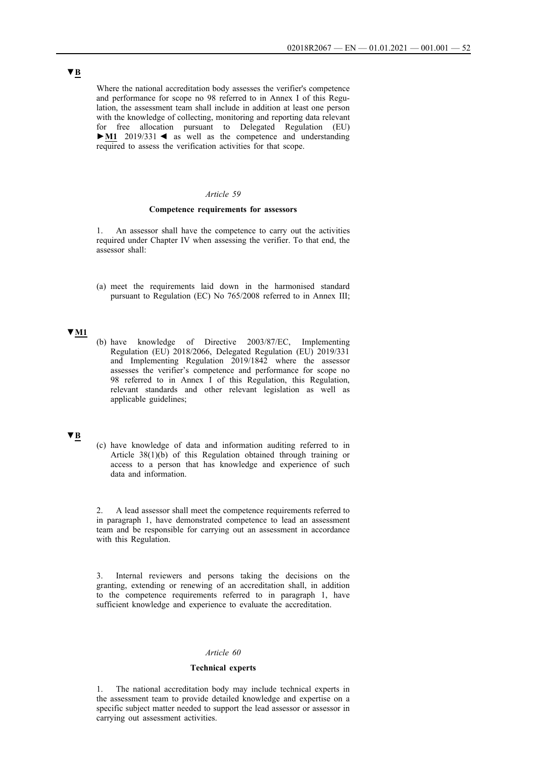▼B

Where the national accreditation body assesses the verifier's competence and performance for scope no 98 referred to in Annex I of this Regulation, the assessment team shall include in addition at least one person with the knowledge of collecting, monitoring and reporting data relevant for free allocation pursuant to Delegated Regulation (EU) ►M1 2019/331 ◄ as well as the competence and understanding required to assess the verification activities for that scope.

*Article 59*

**Competence requirements for assessors**

1. An assessor shall have the competence to carry out the activities required under Chapter IV when assessing the verifier. To that end, the assessor shall:

(a) meet the requirements laid down in the harmonised standard pursuant to Regulation (EC) No 765/2008 referred to in Annex III;

▼M1

(b) have knowledge of Directive 2003/87/EC, Implementing Regulation (EU) 2018/2066, Delegated Regulation (EU) 2019/331 and Implementing Regulation 2019/1842 where the assessor assesses the verifier's competence and performance for scope no 98 referred to in Annex I of this Regulation, this Regulation, relevant standards and other relevant legislation as well as applicable guidelines;

▼B

(c) have knowledge of data and information auditing referred to in Article 38(1)(b) of this Regulation obtained through training or access to a person that has knowledge and experience of such data and information.

2. A lead assessor shall meet the competence requirements referred to in paragraph 1, have demonstrated competence to lead an assessment team and be responsible for carrying out an assessment in accordance with this Regulation.

3. Internal reviewers and persons taking the decisions on the granting, extending or renewing of an accreditation shall, in addition to the competence requirements referred to in paragraph 1, have sufficient knowledge and experience to evaluate the accreditation.

*Article 60*

**Technical experts**

1. The national accreditation body may include technical experts in the assessment team to provide detailed knowledge and expertise on a specific subject matter needed to support the lead assessor or assessor in carrying out assessment activities.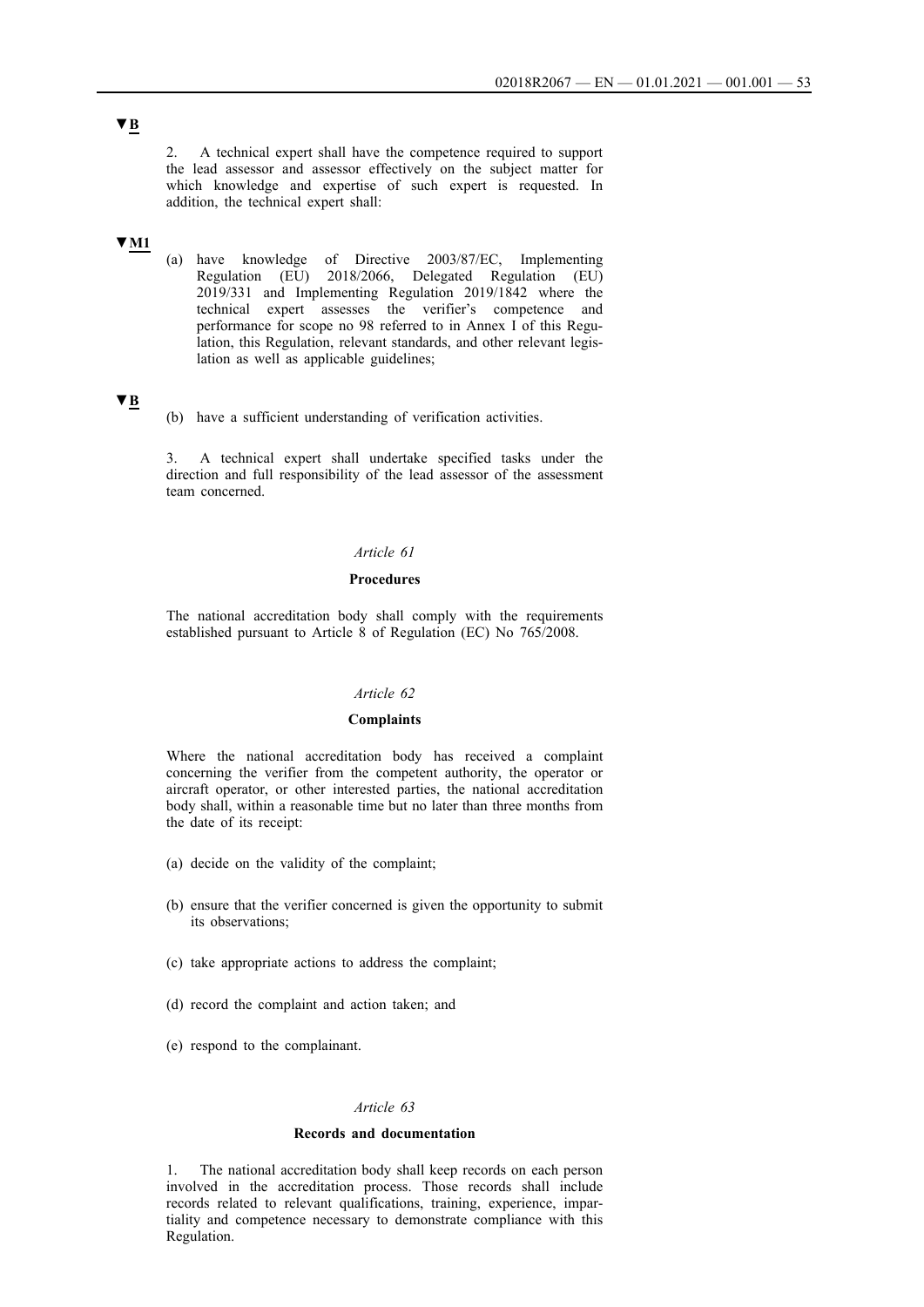▼B

2. A technical expert shall have the competence required to support the lead assessor and assessor effectively on the subject matter for which knowledge and expertise of such expert is requested. In addition, the technical expert shall:

▼M1

(a) have knowledge of Directive 2003/87/EC, Implementing Regulation (EU) 2018/2066, Delegated Regulation (EU) 2019/331 and Implementing Regulation 2019/1842 where the technical expert assesses the verifier's competence and performance for scope no 98 referred to in Annex I of this Regulation, this Regulation, relevant standards, and other relevant legislation as well as applicable guidelines;

▼B

(b) have a sufficient understanding of verification activities.

3. A technical expert shall undertake specified tasks under the direction and full responsibility of the lead assessor of the assessment team concerned.

*Article 61*

**Procedures**

The national accreditation body shall comply with the requirements established pursuant to Article 8 of Regulation (EC) No 765/2008.

*Article 62*

**Complaints**

Where the national accreditation body has received a complaint concerning the verifier from the competent authority, the operator or aircraft operator, or other interested parties, the national accreditation body shall, within a reasonable time but no later than three months from the date of its receipt:

(a) decide on the validity of the complaint;

(b) ensure that the verifier concerned is given the opportunity to submit its observations;

(c) take appropriate actions to address the complaint;

(d) record the complaint and action taken; and

(e) respond to the complainant.

*Article 63*

**Records and documentation**

1. The national accreditation body shall keep records on each person involved in the accreditation process. Those records shall include records related to relevant qualifications, training, experience, impartiality and competence necessary to demonstrate compliance with this Regulation.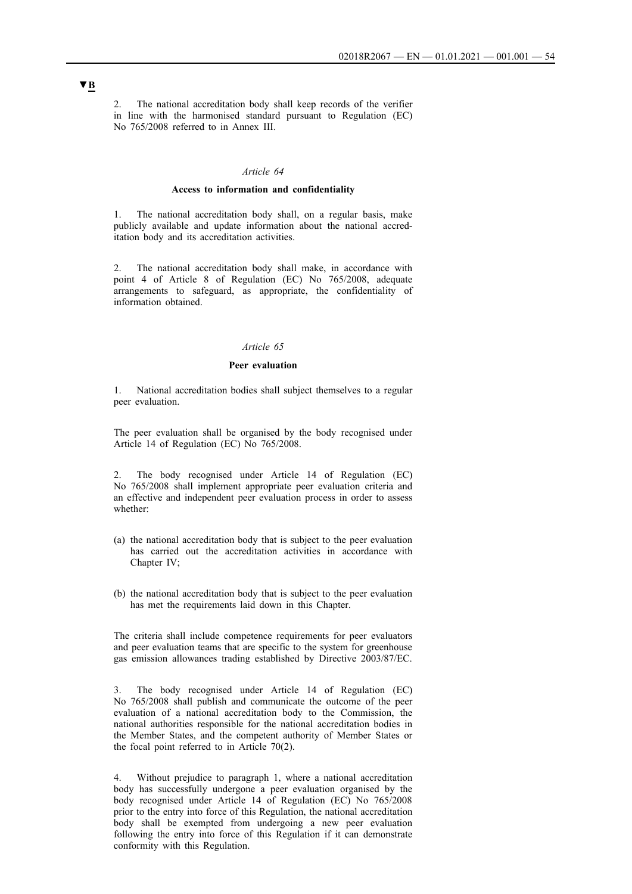▼B

2. The national accreditation body shall keep records of the verifier in line with the harmonised standard pursuant to Regulation (EC) No 765/2008 referred to in Annex III.

*Article 64*

**Access to information and confidentiality**

1. The national accreditation body shall, on a regular basis, make publicly available and update information about the national accreditation body and its accreditation activities.

2. The national accreditation body shall make, in accordance with point 4 of Article 8 of Regulation (EC) No 765/2008, adequate arrangements to safeguard, as appropriate, the confidentiality of information obtained.

*Article 65*

**Peer evaluation**

1. National accreditation bodies shall subject themselves to a regular peer evaluation.

The peer evaluation shall be organised by the body recognised under Article 14 of Regulation (EC) No 765/2008.

2. The body recognised under Article 14 of Regulation (EC) No 765/2008 shall implement appropriate peer evaluation criteria and an effective and independent peer evaluation process in order to assess whether:

(a) the national accreditation body that is subject to the peer evaluation has carried out the accreditation activities in accordance with Chapter IV;

(b) the national accreditation body that is subject to the peer evaluation has met the requirements laid down in this Chapter.

The criteria shall include competence requirements for peer evaluators and peer evaluation teams that are specific to the system for greenhouse gas emission allowances trading established by Directive 2003/87/EC.

3. The body recognised under Article 14 of Regulation (EC) No 765/2008 shall publish and communicate the outcome of the peer evaluation of a national accreditation body to the Commission, the national authorities responsible for the national accreditation bodies in the Member States, and the competent authority of Member States or the focal point referred to in Article 70(2).

4. Without prejudice to paragraph 1, where a national accreditation body has successfully undergone a peer evaluation organised by the body recognised under Article 14 of Regulation (EC) No 765/2008 prior to the entry into force of this Regulation, the national accreditation body shall be exempted from undergoing a new peer evaluation following the entry into force of this Regulation if it can demonstrate conformity with this Regulation.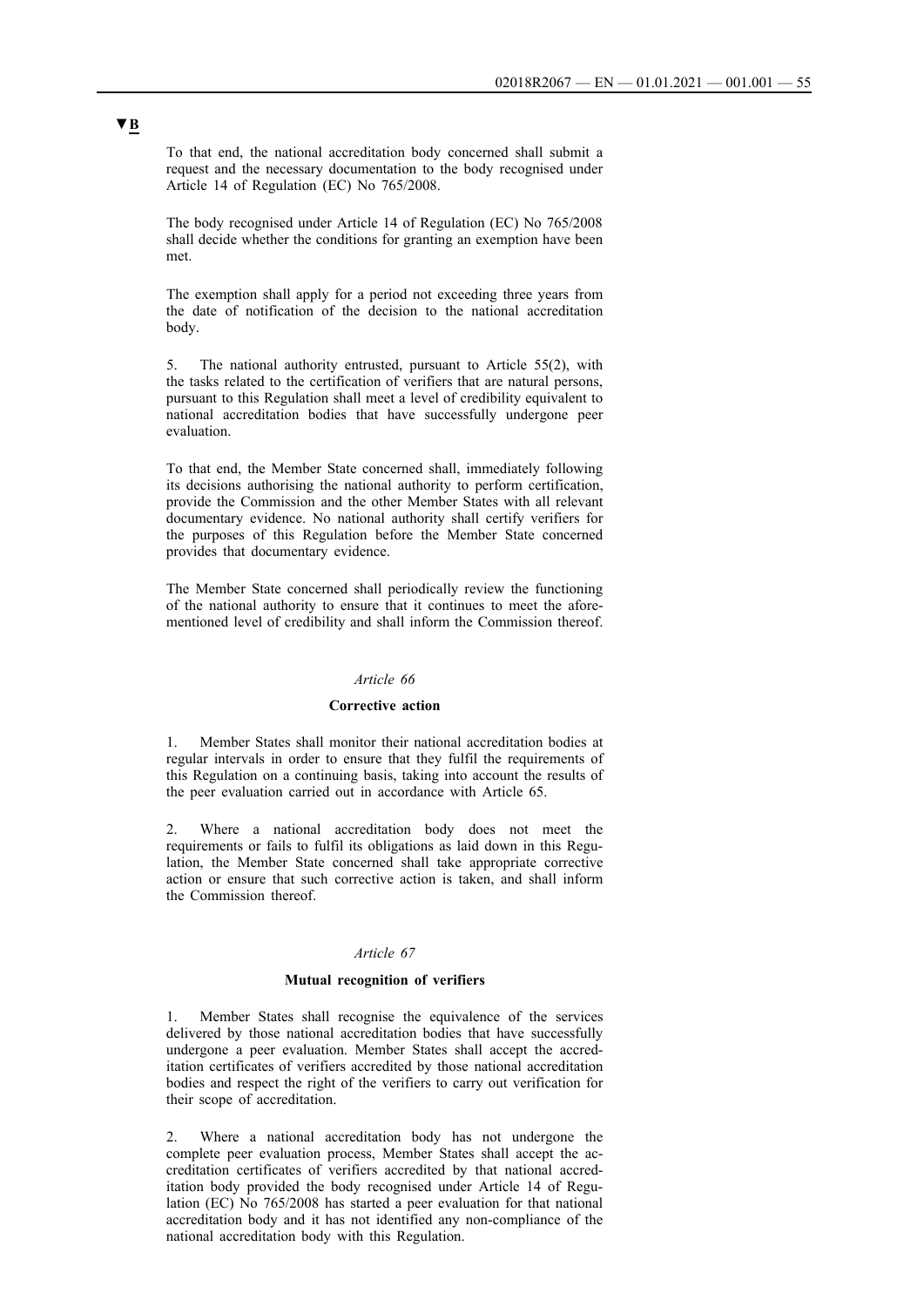**▼B**

To that end, the national accreditation body concerned shall submit a request and the necessary documentation to the body recognised under Article 14 of Regulation (EC) No 765/2008.

The body recognised under Article 14 of Regulation (EC) No 765/2008 shall decide whether the conditions for granting an exemption have been met.

The exemption shall apply for a period not exceeding three years from the date of notification of the decision to the national accreditation body.

5. The national authority entrusted, pursuant to Article 55(2), with the tasks related to the certification of verifiers that are natural persons, pursuant to this Regulation shall meet a level of credibility equivalent to national accreditation bodies that have successfully undergone peer evaluation.

To that end, the Member State concerned shall, immediately following its decisions authorising the national authority to perform certification, provide the Commission and the other Member States with all relevant documentary evidence. No national authority shall certify verifiers for the purposes of this Regulation before the Member State concerned provides that documentary evidence.

The Member State concerned shall periodically review the functioning of the national authority to ensure that it continues to meet the aforementioned level of credibility and shall inform the Commission thereof.

*Article 66*

**Corrective action**

1. Member States shall monitor their national accreditation bodies at regular intervals in order to ensure that they fulfil the requirements of this Regulation on a continuing basis, taking into account the results of the peer evaluation carried out in accordance with Article 65.

2. Where a national accreditation body does not meet the requirements or fails to fulfil its obligations as laid down in this Regulation, the Member State concerned shall take appropriate corrective action or ensure that such corrective action is taken, and shall inform the Commission thereof.

*Article 67*

**Mutual recognition of verifiers**

1. Member States shall recognise the equivalence of the services delivered by those national accreditation bodies that have successfully undergone a peer evaluation. Member States shall accept the accreditation certificates of verifiers accredited by those national accreditation bodies and respect the right of the verifiers to carry out verification for their scope of accreditation.

2. Where a national accreditation body has not undergone the complete peer evaluation process, Member States shall accept the accreditation certificates of verifiers accredited by that national accreditation body provided the body recognised under Article 14 of Regulation (EC) No 765/2008 has started a peer evaluation for that national accreditation body and it has not identified any non-compliance of the national accreditation body with this Regulation.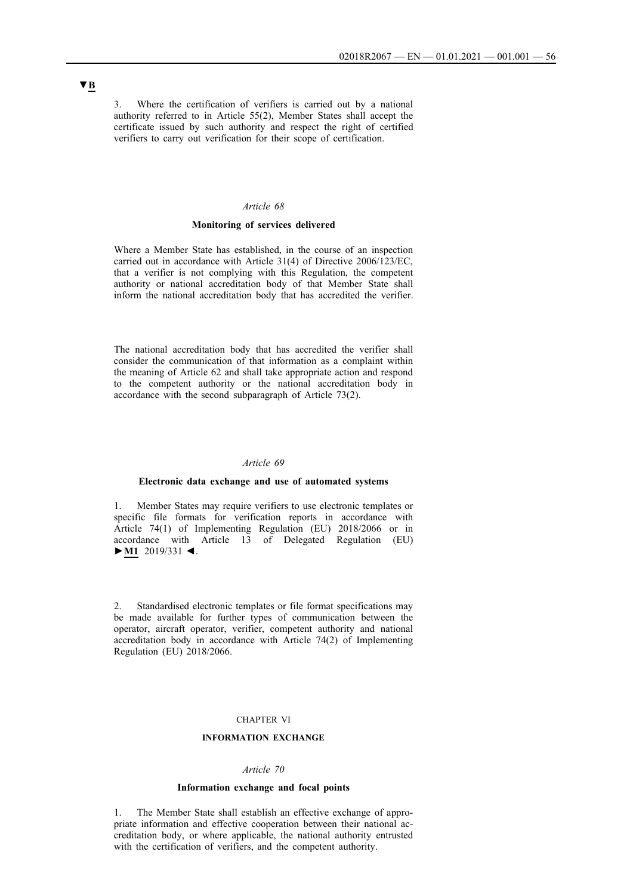▼B

3. Where the certification of verifiers is carried out by a national authority referred to in Article 55(2), Member States shall accept the certificate issued by such authority and respect the right of certified verifiers to carry out verification for their scope of certification.

*Article 68*

**Monitoring of services delivered**

Where a Member State has established, in the course of an inspection carried out in accordance with Article 31(4) of Directive 2006/123/EC, that a verifier is not complying with this Regulation, the competent authority or national accreditation body of that Member State shall inform the national accreditation body that has accredited the verifier.

The national accreditation body that has accredited the verifier shall consider the communication of that information as a complaint within the meaning of Article 62 and shall take appropriate action and respond to the competent authority or the national accreditation body in accordance with the second subparagraph of Article 73(2).

*Article 69*

**Electronic data exchange and use of automated systems**

1. Member States may require verifiers to use electronic templates or specific file formats for verification reports in accordance with Article 74(1) of Implementing Regulation (EU) 2018/2066 or in accordance with Article 13 of Delegated Regulation (EU) ►M1 2019/331 ◄.

2. Standardised electronic templates or file format specifications may be made available for further types of communication between the operator, aircraft operator, verifier, competent authority and national accreditation body in accordance with Article 74(2) of Implementing Regulation (EU) 2018/2066.

CHAPTER VI

**INFORMATION EXCHANGE**

*Article 70*

**Information exchange and focal points**

1. The Member State shall establish an effective exchange of appropriate information and effective cooperation between their national accreditation body, or where applicable, the national authority entrusted with the certification of verifiers, and the competent authority.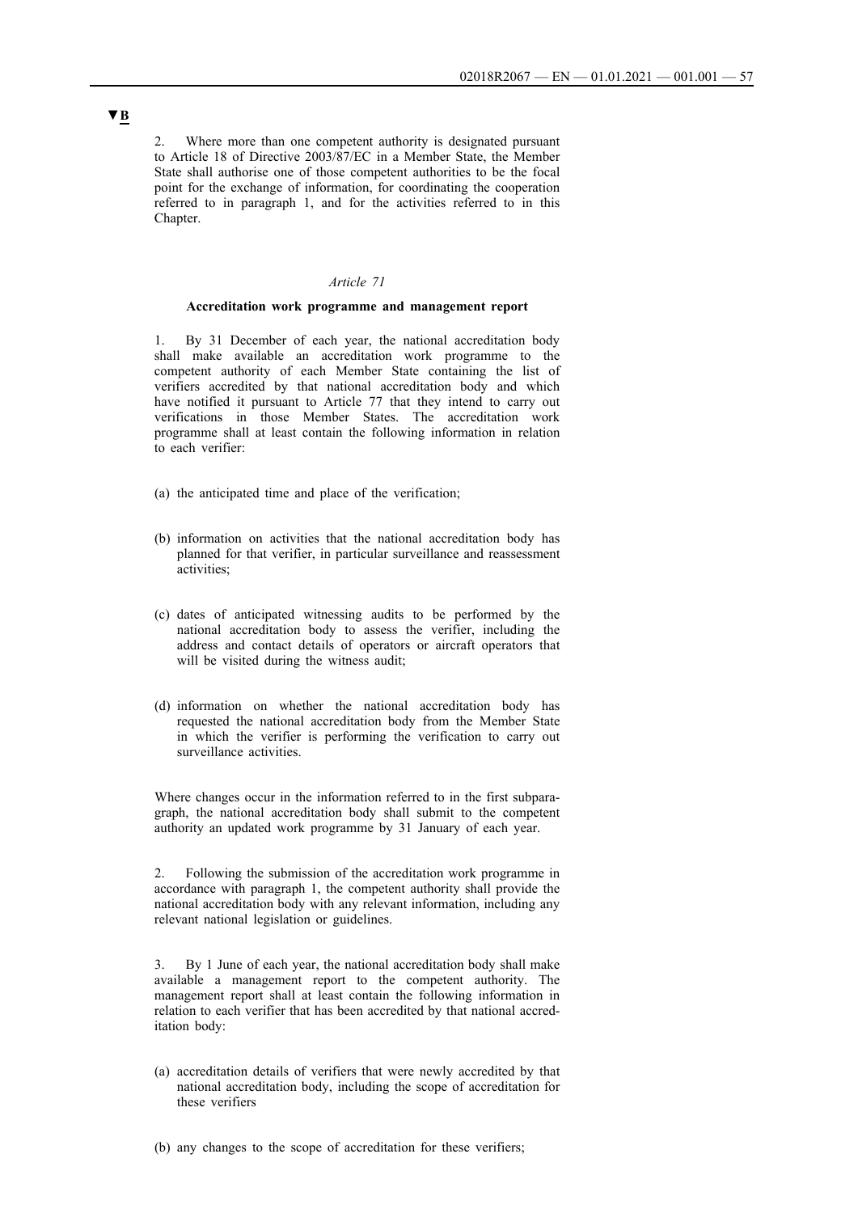**▼B**

2. Where more than one competent authority is designated pursuant to Article 18 of Directive 2003/87/EC in a Member State, the Member State shall authorise one of those competent authorities to be the focal point for the exchange of information, for coordinating the cooperation referred to in paragraph 1, and for the activities referred to in this Chapter.

*Article 71*

**Accreditation work programme and management report**

1. By 31 December of each year, the national accreditation body shall make available an accreditation work programme to the competent authority of each Member State containing the list of verifiers accredited by that national accreditation body and which have notified it pursuant to Article 77 that they intend to carry out verifications in those Member States. The accreditation work programme shall at least contain the following information in relation to each verifier:

(a) the anticipated time and place of the verification;

(b) information on activities that the national accreditation body has planned for that verifier, in particular surveillance and reassessment activities;

(c) dates of anticipated witnessing audits to be performed by the national accreditation body to assess the verifier, including the address and contact details of operators or aircraft operators that will be visited during the witness audit;

(d) information on whether the national accreditation body has requested the national accreditation body from the Member State in which the verifier is performing the verification to carry out surveillance activities.

Where changes occur in the information referred to in the first subparagraph, the national accreditation body shall submit to the competent authority an updated work programme by 31 January of each year.

2. Following the submission of the accreditation work programme in accordance with paragraph 1, the competent authority shall provide the national accreditation body with any relevant information, including any relevant national legislation or guidelines.

3. By 1 June of each year, the national accreditation body shall make available a management report to the competent authority. The management report shall at least contain the following information in relation to each verifier that has been accredited by that national accreditation body:

(a) accreditation details of verifiers that were newly accredited by that national accreditation body, including the scope of accreditation for these verifiers

(b) any changes to the scope of accreditation for these verifiers;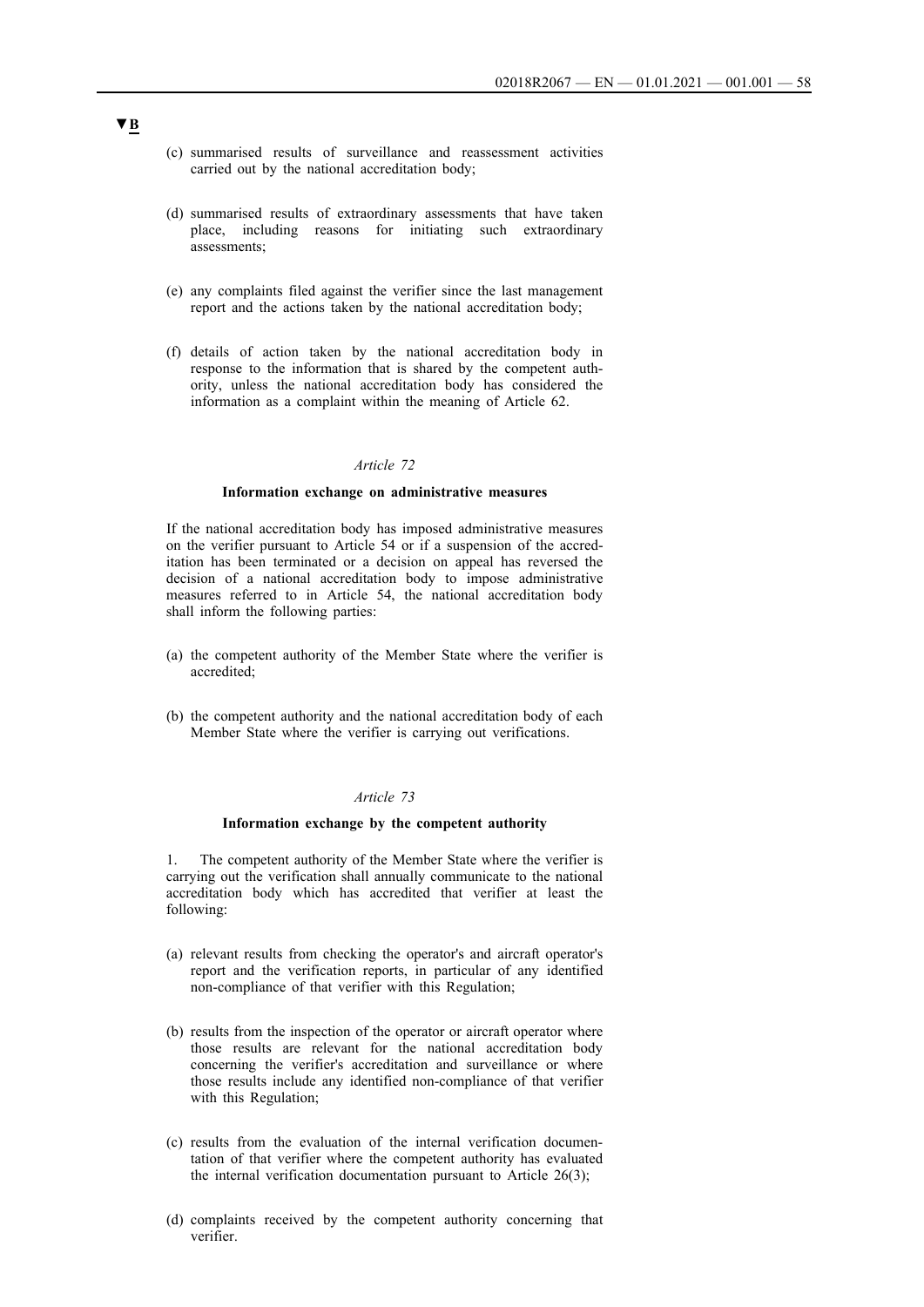▼B

(c) summarised results of surveillance and reassessment activities carried out by the national accreditation body;

(d) summarised results of extraordinary assessments that have taken place, including reasons for initiating such extraordinary assessments;

(e) any complaints filed against the verifier since the last management report and the actions taken by the national accreditation body;

(f) details of action taken by the national accreditation body in response to the information that is shared by the competent authority, unless the national accreditation body has considered the information as a complaint within the meaning of Article 62.

*Article 72*

**Information exchange on administrative measures**

If the national accreditation body has imposed administrative measures on the verifier pursuant to Article 54 or if a suspension of the accreditation has been terminated or a decision on appeal has reversed the decision of a national accreditation body to impose administrative measures referred to in Article 54, the national accreditation body shall inform the following parties:

(a) the competent authority of the Member State where the verifier is accredited;

(b) the competent authority and the national accreditation body of each Member State where the verifier is carrying out verifications.

*Article 73*

**Information exchange by the competent authority**

1. The competent authority of the Member State where the verifier is carrying out the verification shall annually communicate to the national accreditation body which has accredited that verifier at least the following:

(a) relevant results from checking the operator's and aircraft operator's report and the verification reports, in particular of any identified non-compliance of that verifier with this Regulation;

(b) results from the inspection of the operator or aircraft operator where those results are relevant for the national accreditation body concerning the verifier's accreditation and surveillance or where those results include any identified non-compliance of that verifier with this Regulation;

(c) results from the evaluation of the internal verification documentation of that verifier where the competent authority has evaluated the internal verification documentation pursuant to Article 26(3);

(d) complaints received by the competent authority concerning that verifier.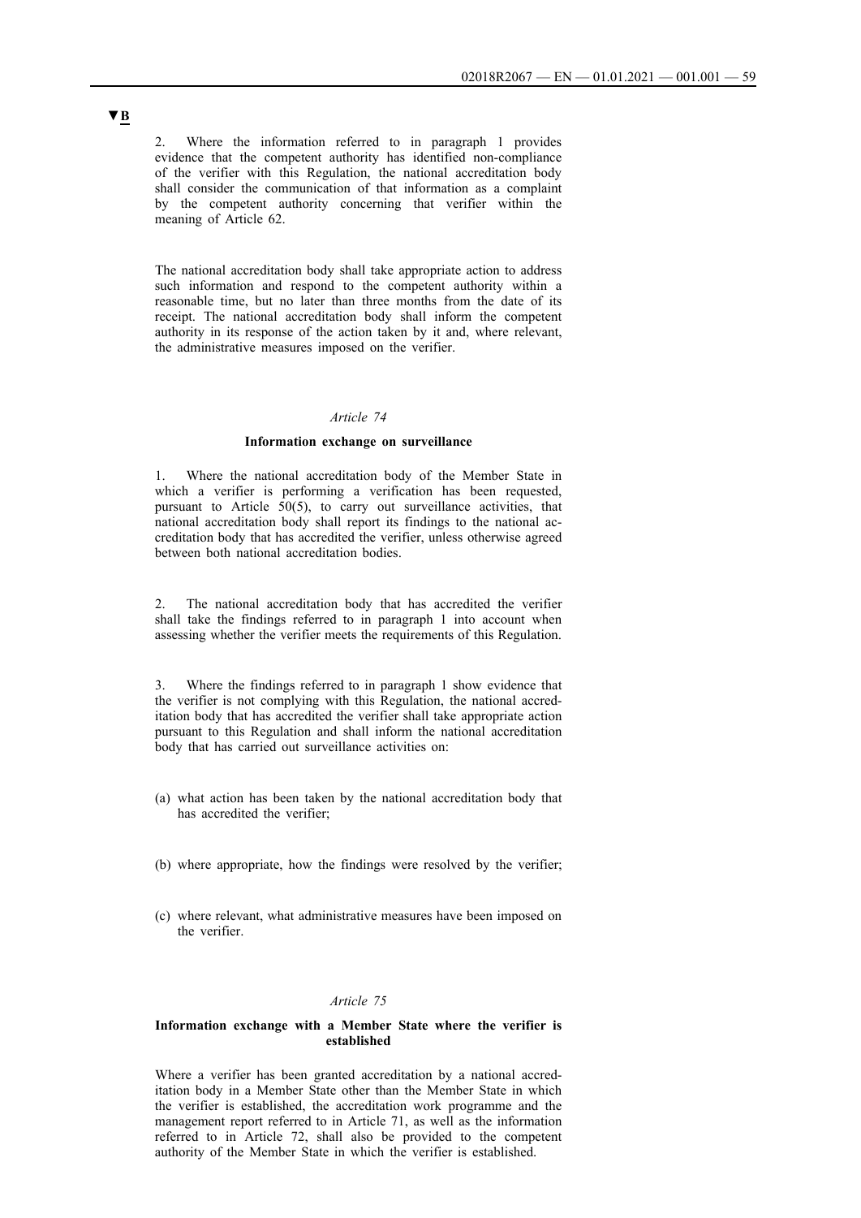▼**B**

2. Where the information referred to in paragraph 1 provides evidence that the competent authority has identified non-compliance of the verifier with this Regulation, the national accreditation body shall consider the communication of that information as a complaint by the competent authority concerning that verifier within the meaning of Article 62.

The national accreditation body shall take appropriate action to address such information and respond to the competent authority within a reasonable time, but no later than three months from the date of its receipt. The national accreditation body shall inform the competent authority in its response of the action taken by it and, where relevant, the administrative measures imposed on the verifier.

*Article 74*

**Information exchange on surveillance**

1. Where the national accreditation body of the Member State in which a verifier is performing a verification has been requested, pursuant to Article 50(5), to carry out surveillance activities, that national accreditation body shall report its findings to the national accreditation body that has accredited the verifier, unless otherwise agreed between both national accreditation bodies.

2. The national accreditation body that has accredited the verifier shall take the findings referred to in paragraph 1 into account when assessing whether the verifier meets the requirements of this Regulation.

3. Where the findings referred to in paragraph 1 show evidence that the verifier is not complying with this Regulation, the national accreditation body that has accredited the verifier shall take appropriate action pursuant to this Regulation and shall inform the national accreditation body that has carried out surveillance activities on:

(a) what action has been taken by the national accreditation body that has accredited the verifier;

(b) where appropriate, how the findings were resolved by the verifier;

(c) where relevant, what administrative measures have been imposed on the verifier.

*Article 75*

**Information exchange with a Member State where the verifier is established**

Where a verifier has been granted accreditation by a national accreditation body in a Member State other than the Member State in which the verifier is established, the accreditation work programme and the management report referred to in Article 71, as well as the information referred to in Article 72, shall also be provided to the competent authority of the Member State in which the verifier is established.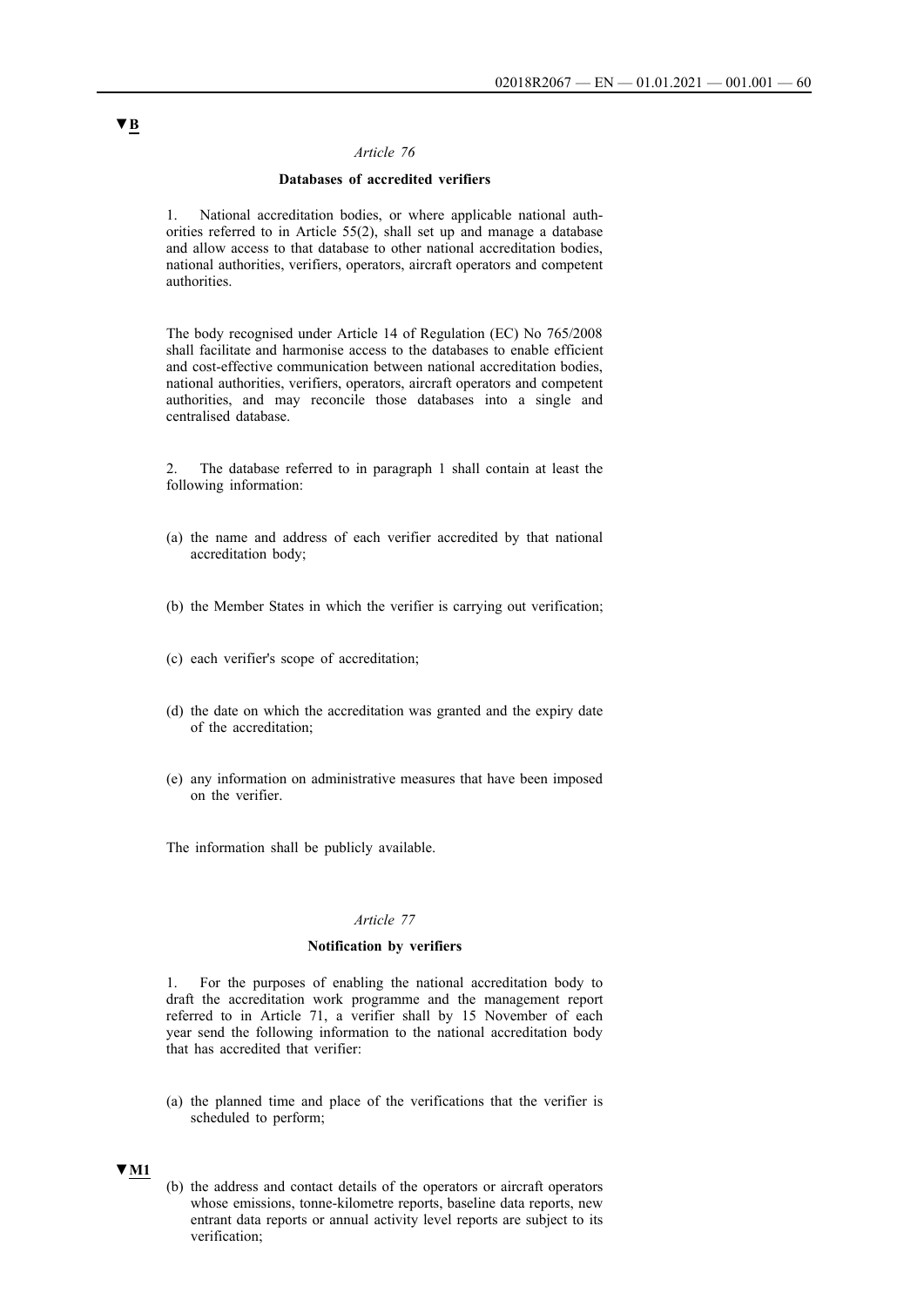▼B

*Article 76*

**Databases of accredited verifiers**

1. National accreditation bodies, or where applicable national authorities referred to in Article 55(2), shall set up and manage a database and allow access to that database to other national accreditation bodies, national authorities, verifiers, operators, aircraft operators and competent authorities.

The body recognised under Article 14 of Regulation (EC) No 765/2008 shall facilitate and harmonise access to the databases to enable efficient and cost-effective communication between national accreditation bodies, national authorities, verifiers, operators, aircraft operators and competent authorities, and may reconcile those databases into a single and centralised database.

2. The database referred to in paragraph 1 shall contain at least the following information:

(a) the name and address of each verifier accredited by that national accreditation body;

(b) the Member States in which the verifier is carrying out verification;

(c) each verifier's scope of accreditation;

(d) the date on which the accreditation was granted and the expiry date of the accreditation;

(e) any information on administrative measures that have been imposed on the verifier.

The information shall be publicly available.

*Article 77*

**Notification by verifiers**

1. For the purposes of enabling the national accreditation body to draft the accreditation work programme and the management report referred to in Article 71, a verifier shall by 15 November of each year send the following information to the national accreditation body that has accredited that verifier:

(a) the planned time and place of the verifications that the verifier is scheduled to perform;

▼M1

(b) the address and contact details of the operators or aircraft operators whose emissions, tonne-kilometre reports, baseline data reports, new entrant data reports or annual activity level reports are subject to its verification;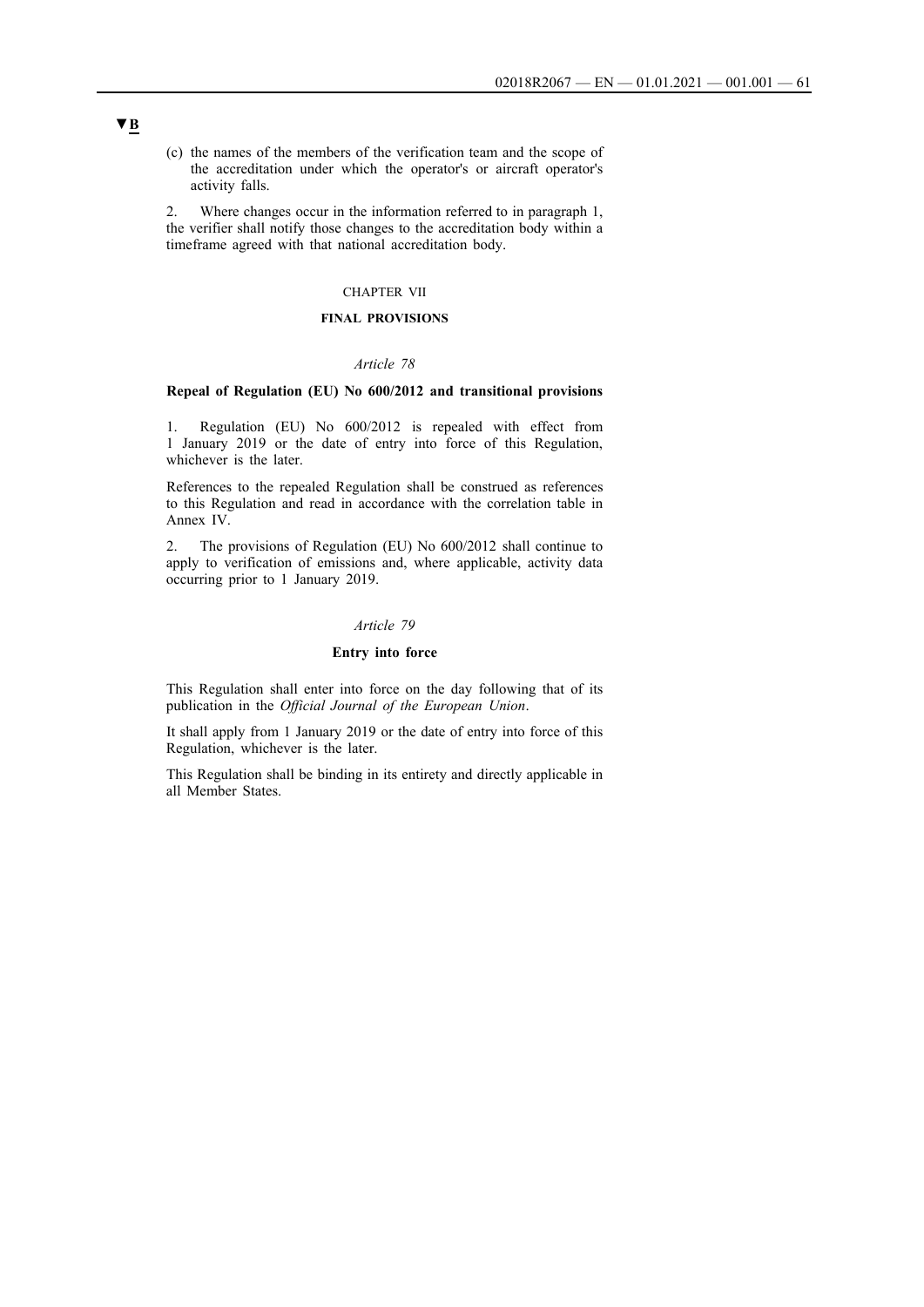▼B

(c) the names of the members of the verification team and the scope of the accreditation under which the operator's or aircraft operator's activity falls.

2. Where changes occur in the information referred to in paragraph 1, the verifier shall notify those changes to the accreditation body within a timeframe agreed with that national accreditation body.

CHAPTER VII

## FINAL PROVISIONS

*Article 78*

### Repeal of Regulation (EU) No 600/2012 and transitional provisions

1. Regulation (EU) No 600/2012 is repealed with effect from 1 January 2019 or the date of entry into force of this Regulation, whichever is the later.

References to the repealed Regulation shall be construed as references to this Regulation and read in accordance with the correlation table in Annex IV.

2. The provisions of Regulation (EU) No 600/2012 shall continue to apply to verification of emissions and, where applicable, activity data occurring prior to 1 January 2019.

*Article 79*

### Entry into force

This Regulation shall enter into force on the day following that of its publication in the *Official Journal of the European Union*.

It shall apply from 1 January 2019 or the date of entry into force of this Regulation, whichever is the later.

This Regulation shall be binding in its entirety and directly applicable in all Member States.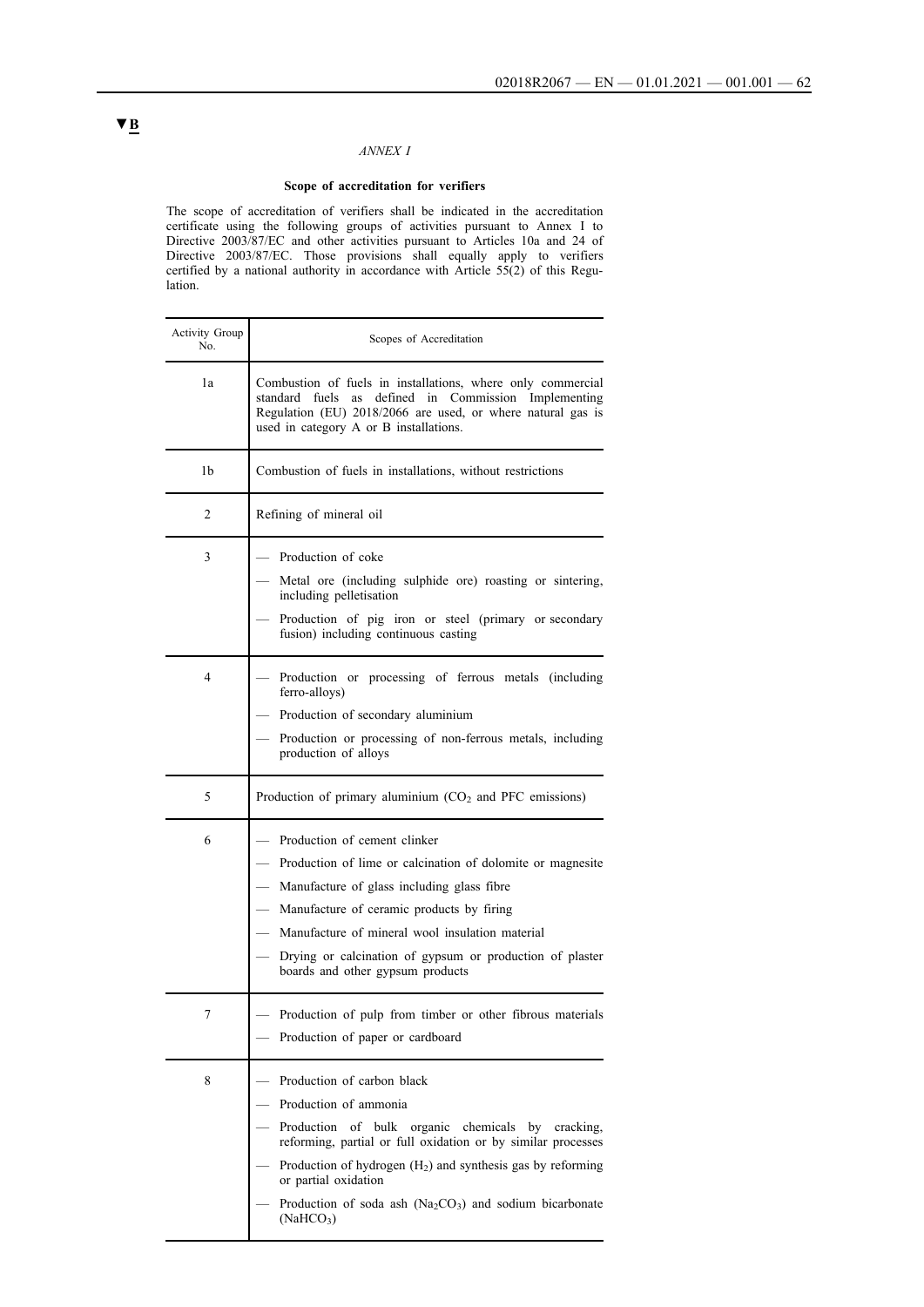▼B

*ANNEX I*

**Scope of accreditation for verifiers**

The scope of accreditation of verifiers shall be indicated in the accreditation certificate using the following groups of activities pursuant to Annex I to Directive 2003/87/EC and other activities pursuant to Articles 10a and 24 of Directive 2003/87/EC. Those provisions shall equally apply to verifiers certified by a national authority in accordance with Article 55(2) of this Regulation.

| Activity Group No. | Scopes of Accreditation |
|---|---|
| 1a | Combustion of fuels in installations, where only commercial standard fuels as defined in Commission Implementing Regulation (EU) 2018/2066 are used, or where natural gas is used in category A or B installations. |
| 1b | Combustion of fuels in installations, without restrictions |
| 2 | Refining of mineral oil |
| 3 | — Production of coke<br>— Metal ore (including sulphide ore) roasting or sintering, including pelletisation<br>— Production of pig iron or steel (primary or secondary fusion) including continuous casting |
| 4 | — Production or processing of ferrous metals (including ferro-alloys)<br>— Production of secondary aluminium<br>— Production or processing of non-ferrous metals, including production of alloys |
| 5 | Production of primary aluminium ($CO_2$ and PFC emissions) |
| 6 | — Production of cement clinker<br>— Production of lime or calcination of dolomite or magnesite<br>— Manufacture of glass including glass fibre<br>— Manufacture of ceramic products by firing<br>— Manufacture of mineral wool insulation material<br>— Drying or calcination of gypsum or production of plaster boards and other gypsum products |
| 7 | — Production of pulp from timber or other fibrous materials<br>— Production of paper or cardboard |
| 8 | — Production of carbon black<br>— Production of ammonia<br>— Production of bulk organic chemicals by cracking, reforming, partial or full oxidation or by similar processes<br>— Production of hydrogen ($H_2$) and synthesis gas by reforming or partial oxidation<br>— Production of soda ash ($Na_2CO_3$) and sodium bicarbonate ($NaHCO_3$) |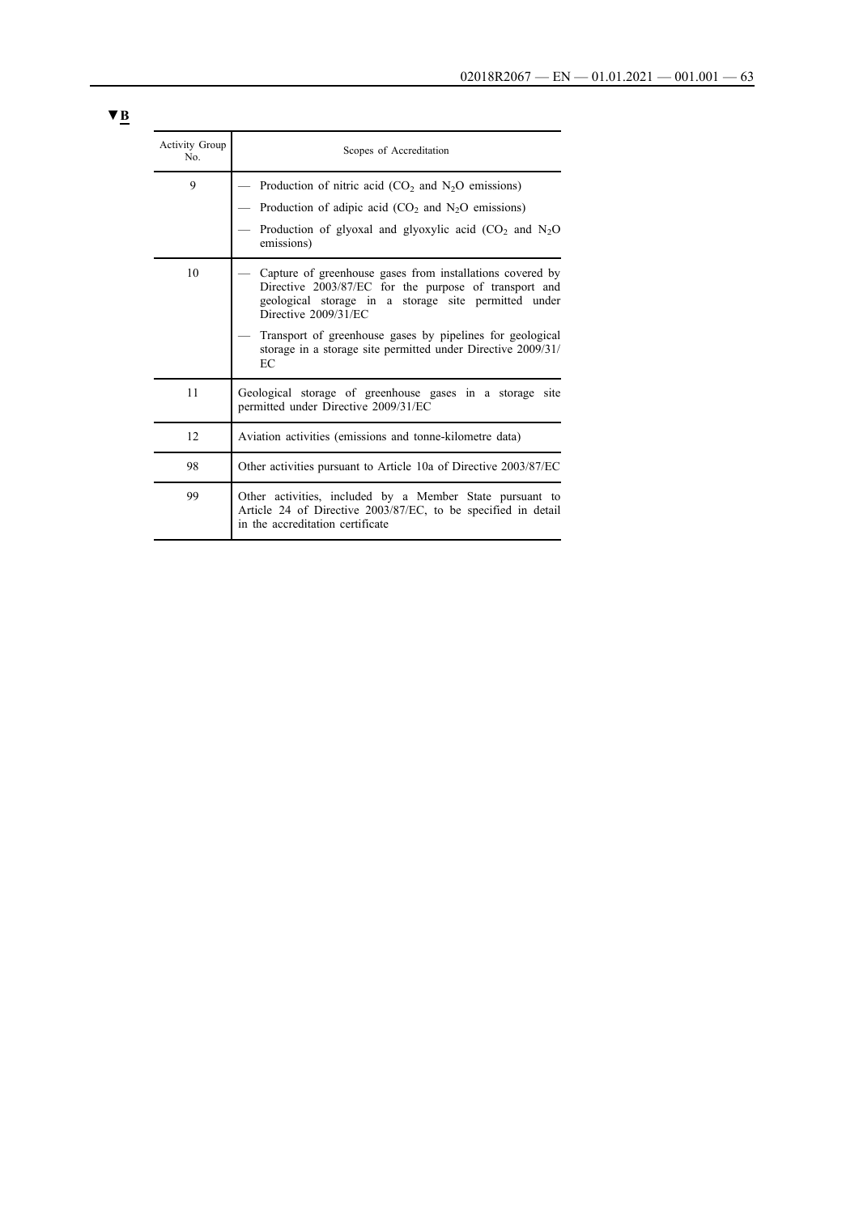▼B

| Activity Group No. | Scopes of Accreditation |
|---|---|
| 9 | — Production of nitric acid ($CO_2$ and $N_2O$ emissions)<br>— Production of adipic acid ($CO_2$ and $N_2O$ emissions)<br>— Production of glyoxal and glyoxylic acid ($CO_2$ and $N_2O$ emissions) |
| 10 | — Capture of greenhouse gases from installations covered by Directive 2003/87/EC for the purpose of transport and geological storage in a storage site permitted under Directive 2009/31/EC<br>— Transport of greenhouse gases by pipelines for geological storage in a storage site permitted under Directive 2009/31/EC |
| 11 | Geological storage of greenhouse gases in a storage site permitted under Directive 2009/31/EC |
| 12 | Aviation activities (emissions and tonne-kilometre data) |
| 98 | Other activities pursuant to Article 10a of Directive 2003/87/EC |
| 99 | Other activities, included by a Member State pursuant to Article 24 of Directive 2003/87/EC, to be specified in detail in the accreditation certificate |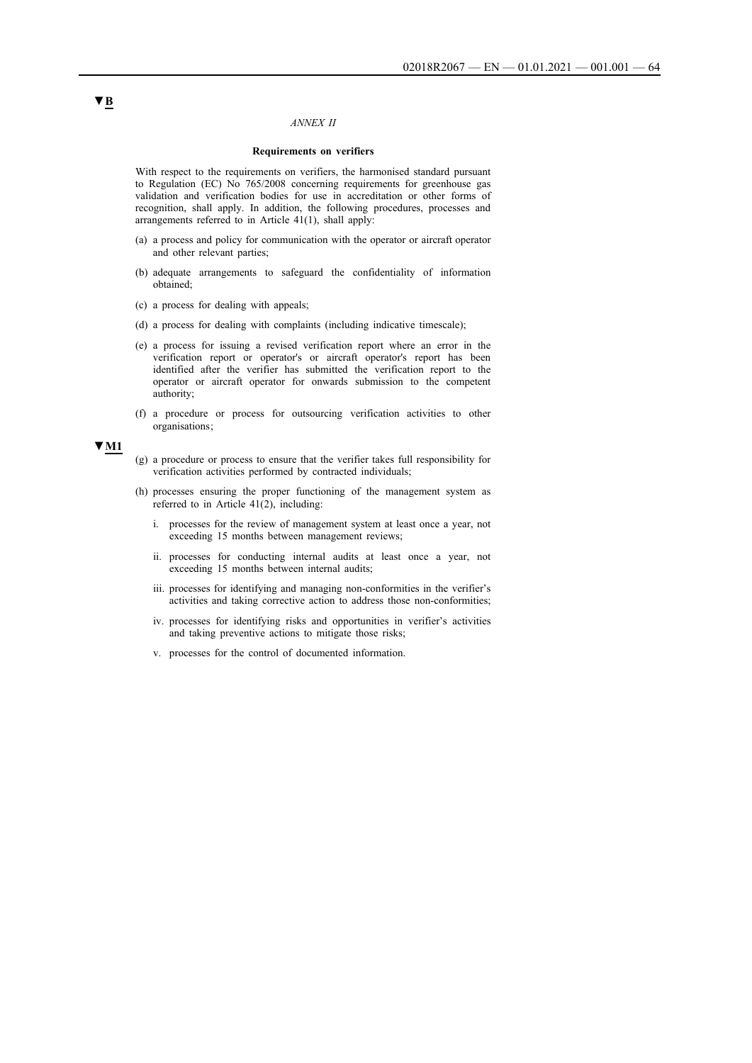▼B

*ANNEX II*

**Requirements on verifiers**

With respect to the requirements on verifiers, the harmonised standard pursuant to Regulation (EC) No 765/2008 concerning requirements for greenhouse gas validation and verification bodies for use in accreditation or other forms of recognition, shall apply. In addition, the following procedures, processes and arrangements referred to in Article 41(1), shall apply:

(a) a process and policy for communication with the operator or aircraft operator and other relevant parties;

(b) adequate arrangements to safeguard the confidentiality of information obtained;

(c) a process for dealing with appeals;

(d) a process for dealing with complaints (including indicative timescale);

(e) a process for issuing a revised verification report where an error in the verification report or operator's or aircraft operator's report has been identified after the verifier has submitted the verification report to the operator or aircraft operator for onwards submission to the competent authority;

(f) a procedure or process for outsourcing verification activities to other organisations;

▼M1

(g) a procedure or process to ensure that the verifier takes full responsibility for verification activities performed by contracted individuals;

(h) processes ensuring the proper functioning of the management system as referred to in Article 41(2), including:

i. processes for the review of management system at least once a year, not exceeding 15 months between management reviews;

ii. processes for conducting internal audits at least once a year, not exceeding 15 months between internal audits;

iii. processes for identifying and managing non-conformities in the verifier's activities and taking corrective action to address those non-conformities;

iv. processes for identifying risks and opportunities in verifier's activities and taking preventive actions to mitigate those risks;

v. processes for the control of documented information.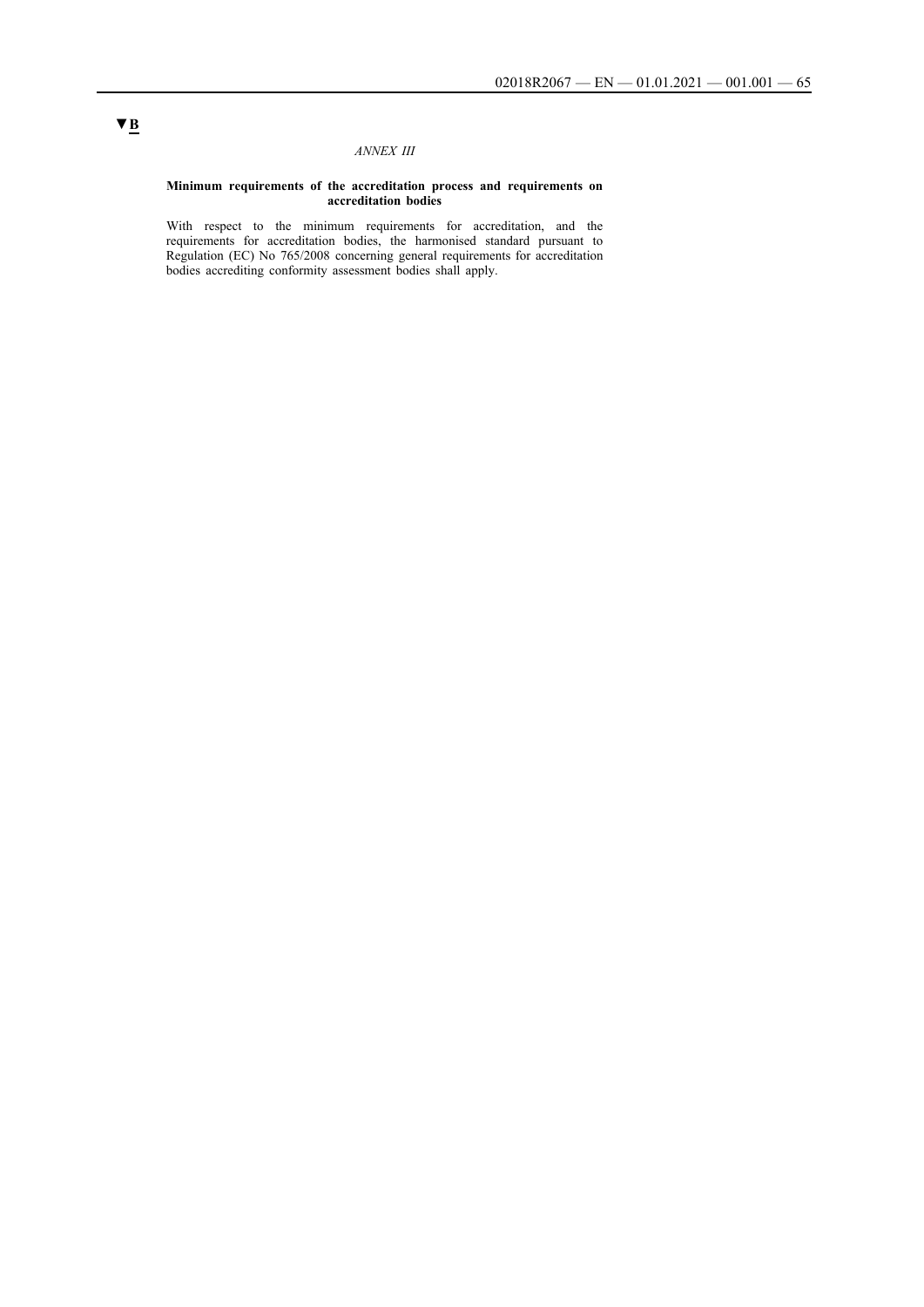▼B

*ANNEX III*

**Minimum requirements of the accreditation process and requirements on accreditation bodies**

With respect to the minimum requirements for accreditation, and the requirements for accreditation bodies, the harmonised standard pursuant to Regulation (EC) No 765/2008 concerning general requirements for accreditation bodies accrediting conformity assessment bodies shall apply.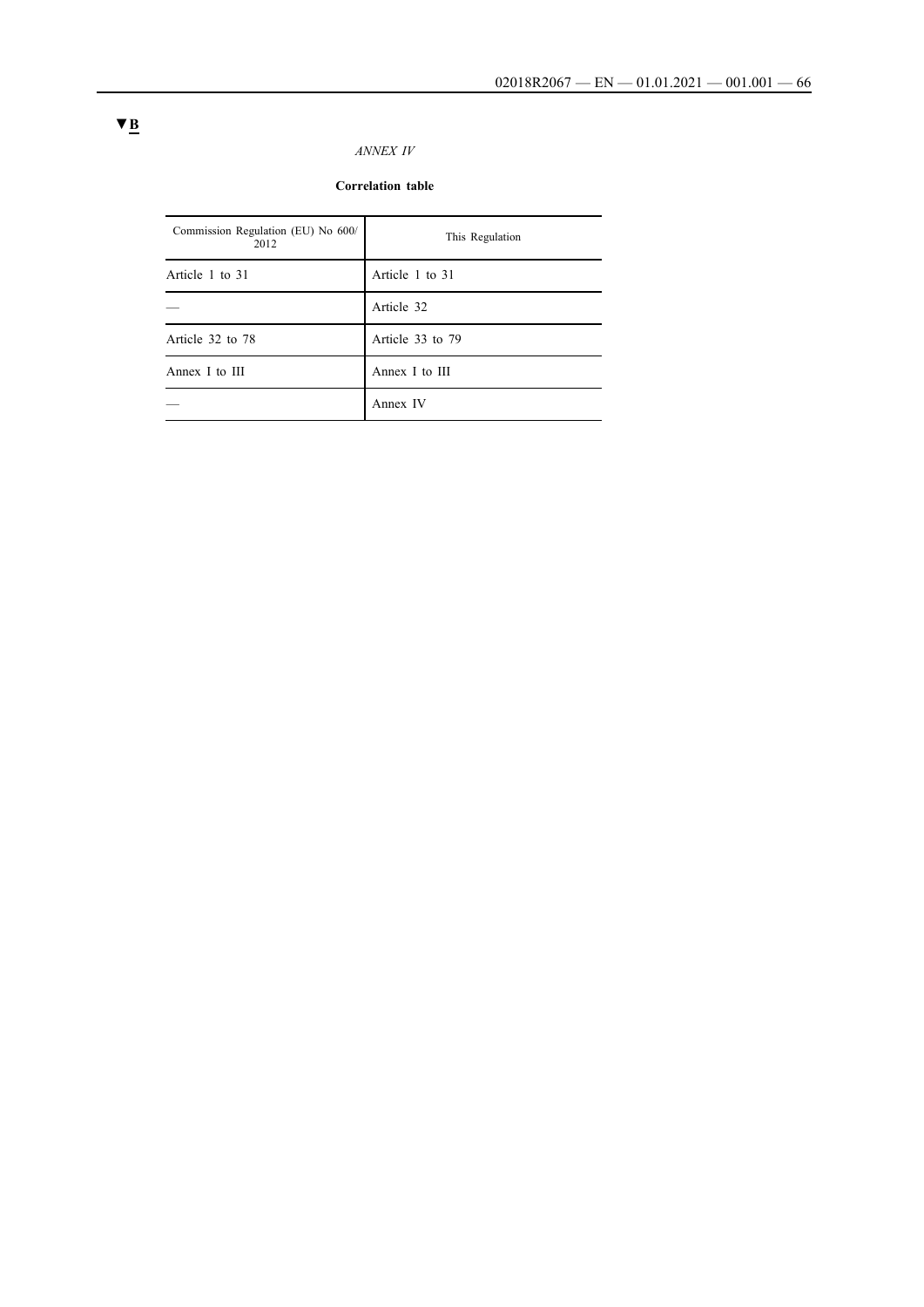▼B

*ANNEX IV*

**Correlation table**

| Commission Regulation (EU) No 600/2012 | This Regulation |
|---|---|
| Article 1 to 31 | Article 1 to 31 |
| — | Article 32 |
| Article 32 to 78 | Article 33 to 79 |
| Annex I to III | Annex I to III |
| — | Annex IV |